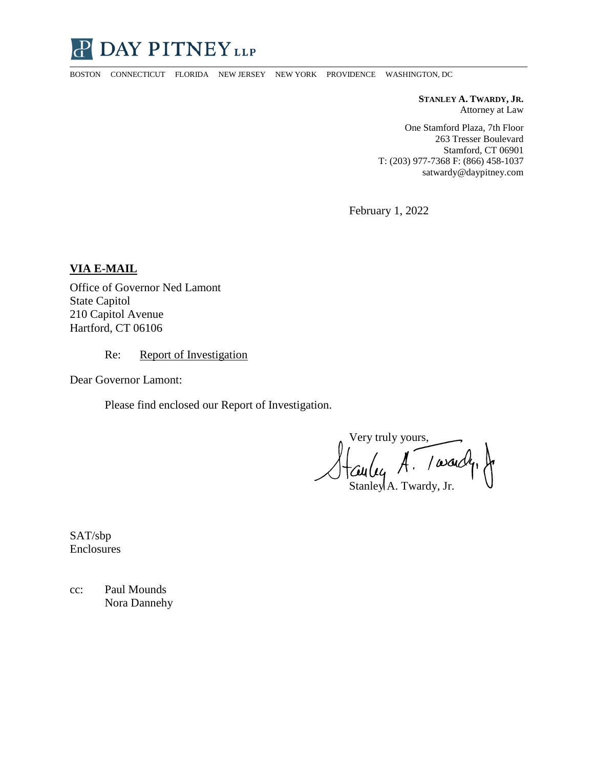# DAY PITNEY LLP

BOSTON CONNECTICUT FLORIDA NEW JERSEY NEW YORK PROVIDENCE WASHINGTON, DC

**STANLEY A. TWARDY, JR.**
Attorney at Law

One Stamford Plaza, 7th Floor
263 Tresser Boulevard
Stamford, CT 06901
T: (203) 977-7368 F: (866) 458-1037
satwardy@daypitney.com

February 1, 2022

**VIA E-MAIL**

Office of Governor Ned Lamont
State Capitol
210 Capitol Avenue
Hartford, CT 06106

Re: Report of Investigation

Dear Governor Lamont:

Please find enclosed our Report of Investigation.

Very truly yours,

Stanley A. Twardy, Jr.

SAT/sbp
Enclosures

cc: Paul Mounds
Nora Dannehy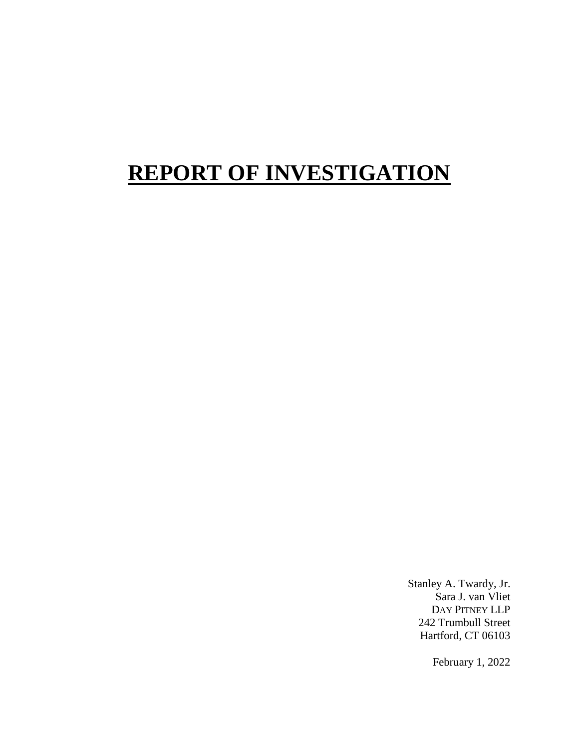# REPORT OF INVESTIGATION

Stanley A. Twardy, Jr.
Sara J. van Vliet
DAY PITNEY LLP
242 Trumbull Street
Hartford, CT 06103

February 1, 2022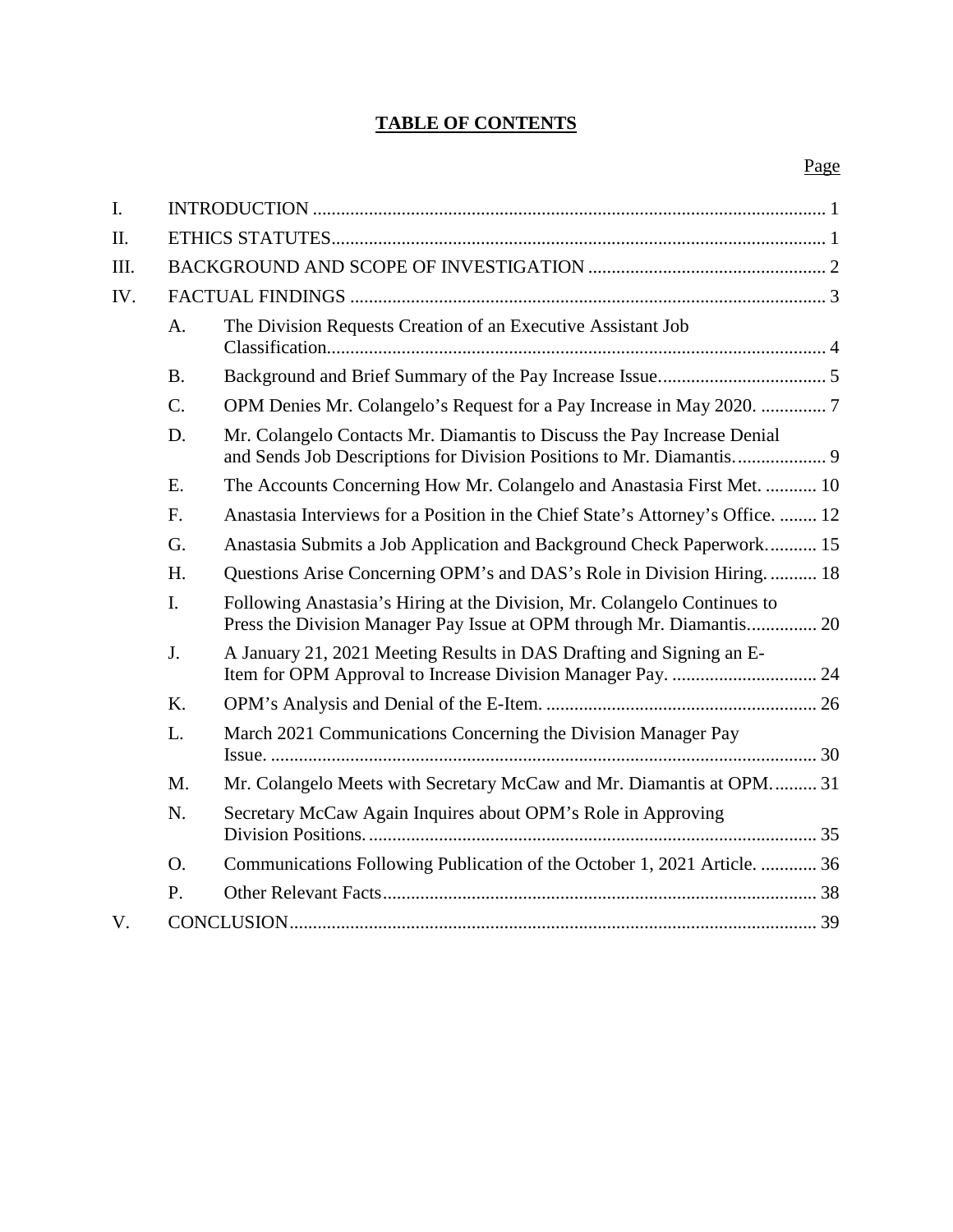# TABLE OF CONTENTS

| | | | Page |
|---|---|---|---|
| I. | INTRODUCTION | | 1 |
| II. | ETHICS STATUTES | | 1 |
| III. | BACKGROUND AND SCOPE OF INVESTIGATION | | 2 |
| IV. | FACTUAL FINDINGS | | 3 |
| | A. | The Division Requests Creation of an Executive Assistant Job Classification. | 4 |
| | B. | Background and Brief Summary of the Pay Increase Issue. | 5 |
| | C. | OPM Denies Mr. Colangelo's Request for a Pay Increase in May 2020. | 7 |
| | D. | Mr. Colangelo Contacts Mr. Diamantis to Discuss the Pay Increase Denial and Sends Job Descriptions for Division Positions to Mr. Diamantis. | 9 |
| | E. | The Accounts Concerning How Mr. Colangelo and Anastasia First Met. | 10 |
| | F. | Anastasia Interviews for a Position in the Chief State's Attorney's Office. | 12 |
| | G. | Anastasia Submits a Job Application and Background Check Paperwork. | 15 |
| | H. | Questions Arise Concerning OPM's and DAS's Role in Division Hiring. | 18 |
| | I. | Following Anastasia's Hiring at the Division, Mr. Colangelo Continues to Press the Division Manager Pay Issue at OPM through Mr. Diamantis. | 20 |
| | J. | A January 21, 2021 Meeting Results in DAS Drafting and Signing an E-Item for OPM Approval to Increase Division Manager Pay. | 24 |
| | K. | OPM's Analysis and Denial of the E-Item. | 26 |
| | L. | March 2021 Communications Concerning the Division Manager Pay Issue. | 30 |
| | M. | Mr. Colangelo Meets with Secretary McCaw and Mr. Diamantis at OPM. | 31 |
| | N. | Secretary McCaw Again Inquires about OPM's Role in Approving Division Positions. | 35 |
| | O. | Communications Following Publication of the October 1, 2021 Article. | 36 |
| | P. | Other Relevant Facts | 38 |
| V. | CONCLUSION | | 39 |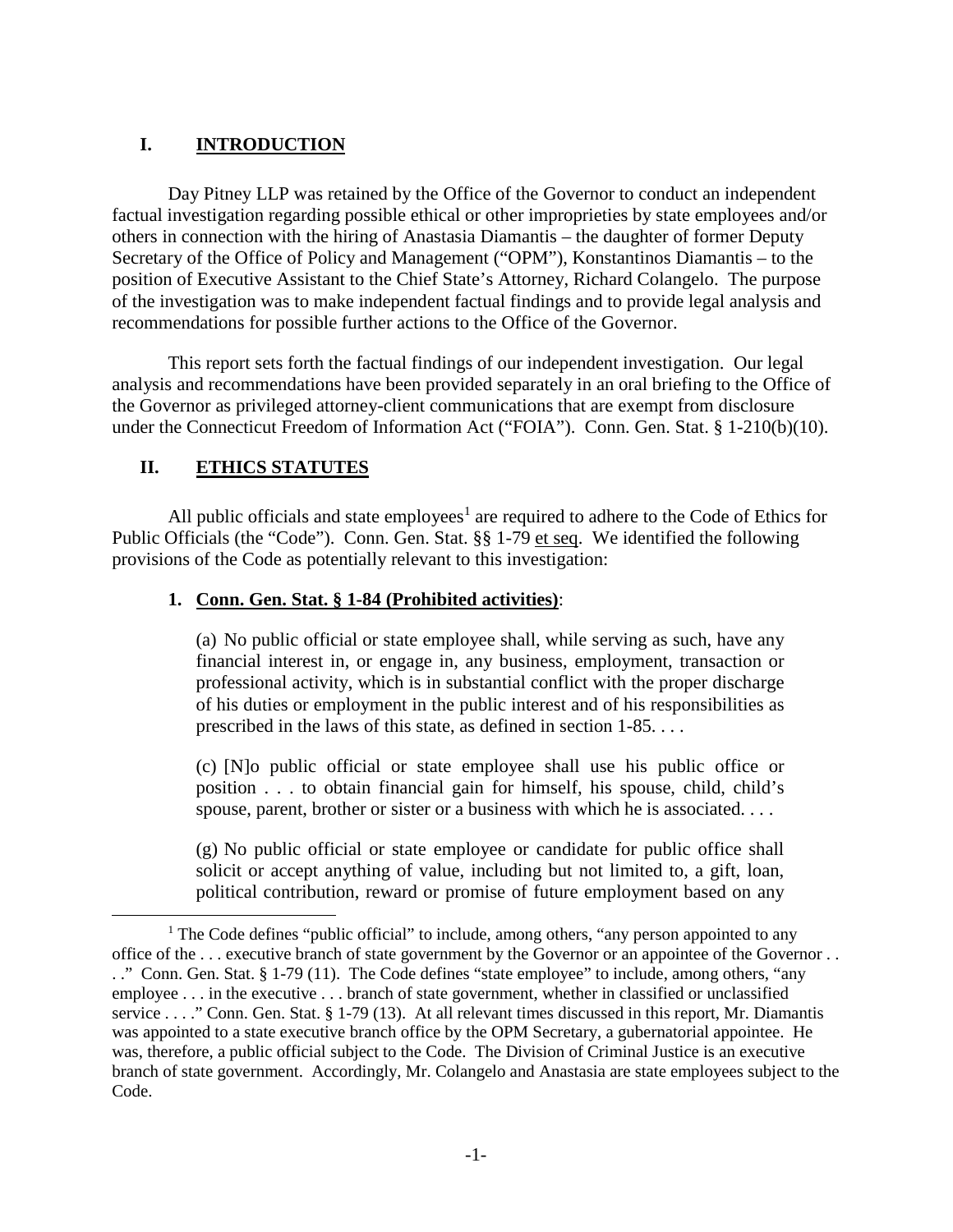## I. INTRODUCTION

Day Pitney LLP was retained by the Office of the Governor to conduct an independent factual investigation regarding possible ethical or other improprieties by state employees and/or others in connection with the hiring of Anastasia Diamantis – the daughter of former Deputy Secretary of the Office of Policy and Management ("OPM"), Konstantinos Diamantis – to the position of Executive Assistant to the Chief State's Attorney, Richard Colangelo. The purpose of the investigation was to make independent factual findings and to provide legal analysis and recommendations for possible further actions to the Office of the Governor.

This report sets forth the factual findings of our independent investigation. Our legal analysis and recommendations have been provided separately in an oral briefing to the Office of the Governor as privileged attorney-client communications that are exempt from disclosure under the Connecticut Freedom of Information Act ("FOIA"). Conn. Gen. Stat. § 1-210(b)(10).

## II. ETHICS STATUTES

All public officials and state employees[1] are required to adhere to the Code of Ethics for Public Officials (the "Code"). Conn. Gen. Stat. §§ 1-79 et seq. We identified the following provisions of the Code as potentially relevant to this investigation:

### 1. Conn. Gen. Stat. § 1-84 (Prohibited activities):

> (a) No public official or state employee shall, while serving as such, have any financial interest in, or engage in, any business, employment, transaction or professional activity, which is in substantial conflict with the proper discharge of his duties or employment in the public interest and of his responsibilities as prescribed in the laws of this state, as defined in section 1-85. . . .
>
> (c) [N]o public official or state employee shall use his public office or position . . . to obtain financial gain for himself, his spouse, child, child's spouse, parent, brother or sister or a business with which he is associated. . . .
>
> (g) No public official or state employee or candidate for public office shall solicit or accept anything of value, including but not limited to, a gift, loan, political contribution, reward or promise of future employment based on any

---

[1] The Code defines "public official" to include, among others, "any person appointed to any office of the . . . executive branch of state government by the Governor or an appointee of the Governor . . . ." Conn. Gen. Stat. § 1-79 (11). The Code defines "state employee" to include, among others, "any employee . . . in the executive . . . branch of state government, whether in classified or unclassified service . . . ." Conn. Gen. Stat. § 1-79 (13). At all relevant times discussed in this report, Mr. Diamantis was appointed to a state executive branch office by the OPM Secretary, a gubernatorial appointee. He was, therefore, a public official subject to the Code. The Division of Criminal Justice is an executive branch of state government. Accordingly, Mr. Colangelo and Anastasia are state employees subject to the Code.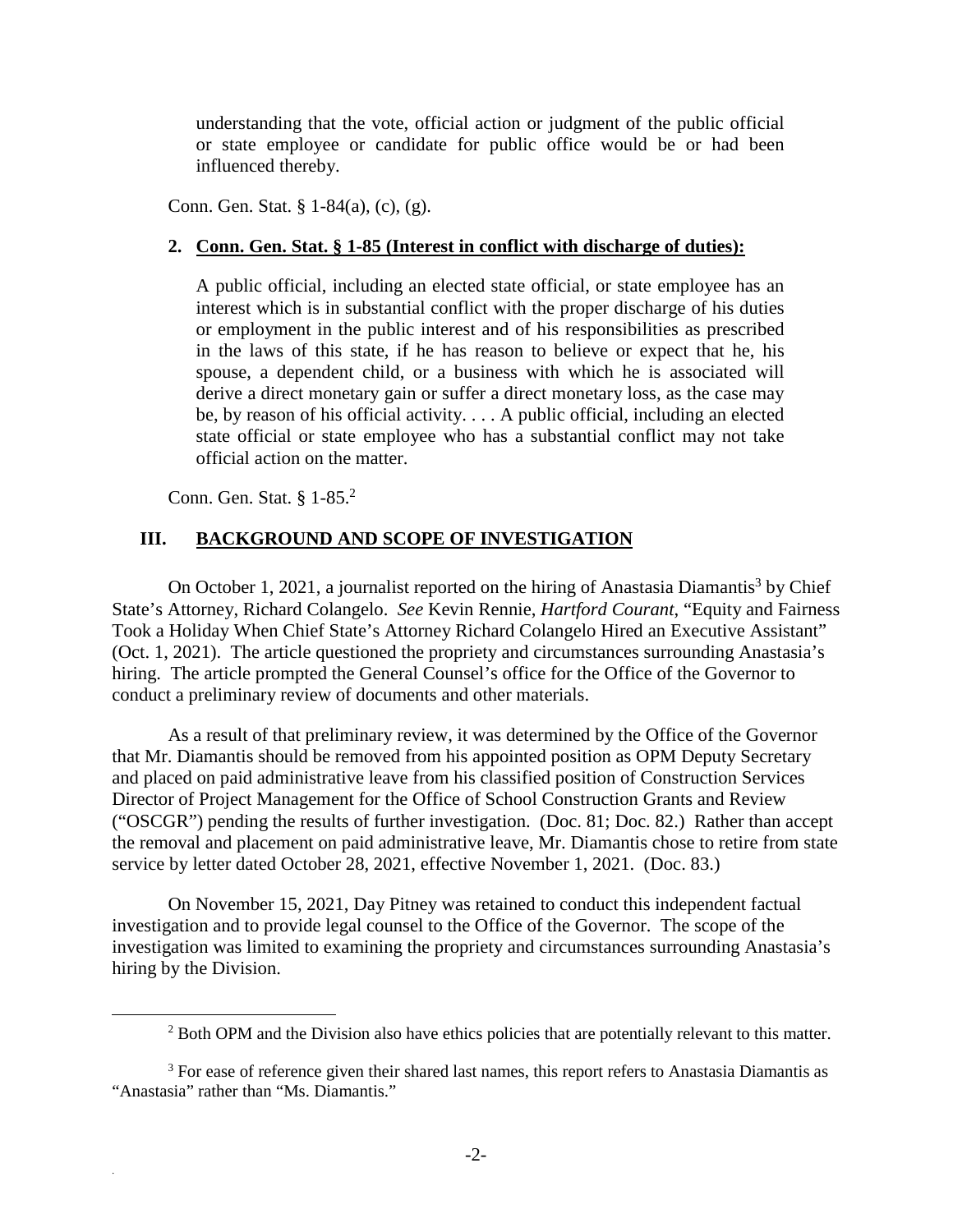> understanding that the vote, official action or judgment of the public official or state employee or candidate for public office would be or had been influenced thereby.

Conn. Gen. Stat. § 1-84(a), (c), (g).

**2. Conn. Gen. Stat. § 1-85 (Interest in conflict with discharge of duties):**

> A public official, including an elected state official, or state employee has an interest which is in substantial conflict with the proper discharge of his duties or employment in the public interest and of his responsibilities as prescribed in the laws of this state, if he has reason to believe or expect that he, his spouse, a dependent child, or a business with which he is associated will derive a direct monetary gain or suffer a direct monetary loss, as the case may be, by reason of his official activity. . . . A public official, including an elected state official or state employee who has a substantial conflict may not take official action on the matter.

Conn. Gen. Stat. § 1-85.[2]

## III. BACKGROUND AND SCOPE OF INVESTIGATION

On October 1, 2021, a journalist reported on the hiring of Anastasia Diamantis[3] by Chief State's Attorney, Richard Colangelo. *See* Kevin Rennie, *Hartford Courant*, "Equity and Fairness Took a Holiday When Chief State's Attorney Richard Colangelo Hired an Executive Assistant" (Oct. 1, 2021). The article questioned the propriety and circumstances surrounding Anastasia's hiring. The article prompted the General Counsel's office for the Office of the Governor to conduct a preliminary review of documents and other materials.

As a result of that preliminary review, it was determined by the Office of the Governor that Mr. Diamantis should be removed from his appointed position as OPM Deputy Secretary and placed on paid administrative leave from his classified position of Construction Services Director of Project Management for the Office of School Construction Grants and Review ("OSCGR") pending the results of further investigation. (Doc. 81; Doc. 82.) Rather than accept the removal and placement on paid administrative leave, Mr. Diamantis chose to retire from state service by letter dated October 28, 2021, effective November 1, 2021. (Doc. 83.)

On November 15, 2021, Day Pitney was retained to conduct this independent factual investigation and to provide legal counsel to the Office of the Governor. The scope of the investigation was limited to examining the propriety and circumstances surrounding Anastasia's hiring by the Division.

[2] Both OPM and the Division also have ethics policies that are potentially relevant to this matter.

[3] For ease of reference given their shared last names, this report refers to Anastasia Diamantis as "Anastasia" rather than "Ms. Diamantis."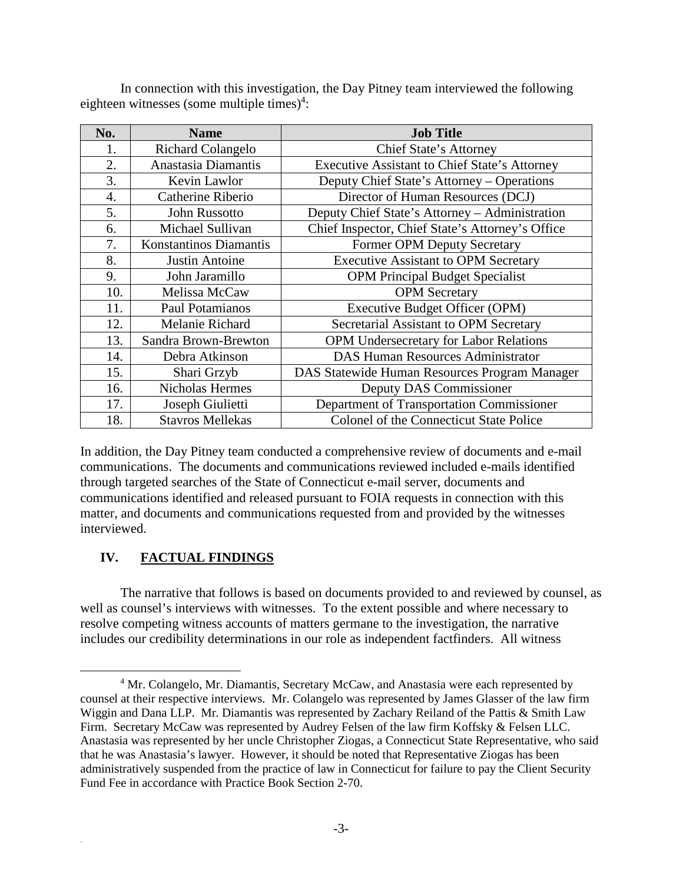In connection with this investigation, the Day Pitney team interviewed the following eighteen witnesses (some multiple times)[4]:

| No. | Name | Job Title |
|---|---|---|
| 1. | Richard Colangelo | Chief State's Attorney |
| 2. | Anastasia Diamantis | Executive Assistant to Chief State's Attorney |
| 3. | Kevin Lawlor | Deputy Chief State's Attorney – Operations |
| 4. | Catherine Riberio | Director of Human Resources (DCJ) |
| 5. | John Russotto | Deputy Chief State's Attorney – Administration |
| 6. | Michael Sullivan | Chief Inspector, Chief State's Attorney's Office |
| 7. | Konstantinos Diamantis | Former OPM Deputy Secretary |
| 8. | Justin Antoine | Executive Assistant to OPM Secretary |
| 9. | John Jaramillo | OPM Principal Budget Specialist |
| 10. | Melissa McCaw | OPM Secretary |
| 11. | Paul Potamianos | Executive Budget Officer (OPM) |
| 12. | Melanie Richard | Secretarial Assistant to OPM Secretary |
| 13. | Sandra Brown-Brewton | OPM Undersecretary for Labor Relations |
| 14. | Debra Atkinson | DAS Human Resources Administrator |
| 15. | Shari Grzyb | DAS Statewide Human Resources Program Manager |
| 16. | Nicholas Hermes | Deputy DAS Commissioner |
| 17. | Joseph Giulietti | Department of Transportation Commissioner |
| 18. | Stavros Mellekas | Colonel of the Connecticut State Police |

In addition, the Day Pitney team conducted a comprehensive review of documents and e-mail communications. The documents and communications reviewed included e-mails identified through targeted searches of the State of Connecticut e-mail server, documents and communications identified and released pursuant to FOIA requests in connection with this matter, and documents and communications requested from and provided by the witnesses interviewed.

## IV. FACTUAL FINDINGS

The narrative that follows is based on documents provided to and reviewed by counsel, as well as counsel's interviews with witnesses. To the extent possible and where necessary to resolve competing witness accounts of matters germane to the investigation, the narrative includes our credibility determinations in our role as independent factfinders. All witness

[4] Mr. Colangelo, Mr. Diamantis, Secretary McCaw, and Anastasia were each represented by counsel at their respective interviews. Mr. Colangelo was represented by James Glasser of the law firm Wiggin and Dana LLP. Mr. Diamantis was represented by Zachary Reiland of the Pattis & Smith Law Firm. Secretary McCaw was represented by Audrey Felsen of the law firm Koffsky & Felsen LLC. Anastasia was represented by her uncle Christopher Ziogas, a Connecticut State Representative, who said that he was Anastasia's lawyer. However, it should be noted that Representative Ziogas has been administratively suspended from the practice of law in Connecticut for failure to pay the Client Security Fund Fee in accordance with Practice Book Section 2-70.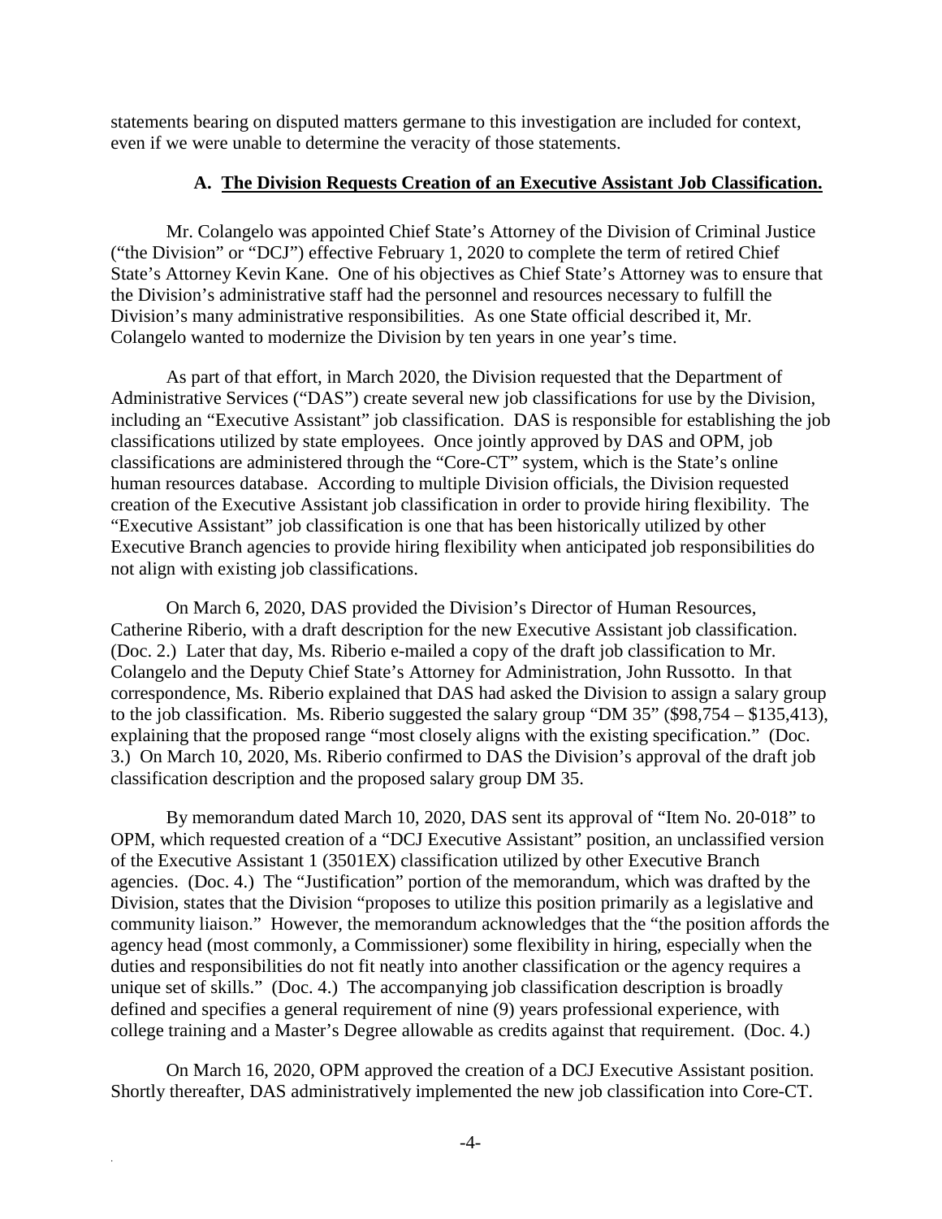statements bearing on disputed matters germane to this investigation are included for context, even if we were unable to determine the veracity of those statements.

### A. The Division Requests Creation of an Executive Assistant Job Classification.

Mr. Colangelo was appointed Chief State's Attorney of the Division of Criminal Justice ("the Division" or "DCJ") effective February 1, 2020 to complete the term of retired Chief State's Attorney Kevin Kane. One of his objectives as Chief State's Attorney was to ensure that the Division's administrative staff had the personnel and resources necessary to fulfill the Division's many administrative responsibilities. As one State official described it, Mr. Colangelo wanted to modernize the Division by ten years in one year's time.

As part of that effort, in March 2020, the Division requested that the Department of Administrative Services ("DAS") create several new job classifications for use by the Division, including an "Executive Assistant" job classification. DAS is responsible for establishing the job classifications utilized by state employees. Once jointly approved by DAS and OPM, job classifications are administered through the "Core-CT" system, which is the State's online human resources database. According to multiple Division officials, the Division requested creation of the Executive Assistant job classification in order to provide hiring flexibility. The "Executive Assistant" job classification is one that has been historically utilized by other Executive Branch agencies to provide hiring flexibility when anticipated job responsibilities do not align with existing job classifications.

On March 6, 2020, DAS provided the Division's Director of Human Resources, Catherine Riberio, with a draft description for the new Executive Assistant job classification. (Doc. 2.) Later that day, Ms. Riberio e-mailed a copy of the draft job classification to Mr. Colangelo and the Deputy Chief State's Attorney for Administration, John Russotto. In that correspondence, Ms. Riberio explained that DAS had asked the Division to assign a salary group to the job classification. Ms. Riberio suggested the salary group "DM 35" ($98,754 – $135,413), explaining that the proposed range "most closely aligns with the existing specification." (Doc. 3.) On March 10, 2020, Ms. Riberio confirmed to DAS the Division's approval of the draft job classification description and the proposed salary group DM 35.

By memorandum dated March 10, 2020, DAS sent its approval of "Item No. 20-018" to OPM, which requested creation of a "DCJ Executive Assistant" position, an unclassified version of the Executive Assistant 1 (3501EX) classification utilized by other Executive Branch agencies. (Doc. 4.) The "Justification" portion of the memorandum, which was drafted by the Division, states that the Division "proposes to utilize this position primarily as a legislative and community liaison." However, the memorandum acknowledges that the "the position affords the agency head (most commonly, a Commissioner) some flexibility in hiring, especially when the duties and responsibilities do not fit neatly into another classification or the agency requires a unique set of skills." (Doc. 4.) The accompanying job classification description is broadly defined and specifies a general requirement of nine (9) years professional experience, with college training and a Master's Degree allowable as credits against that requirement. (Doc. 4.)

On March 16, 2020, OPM approved the creation of a DCJ Executive Assistant position. Shortly thereafter, DAS administratively implemented the new job classification into Core-CT.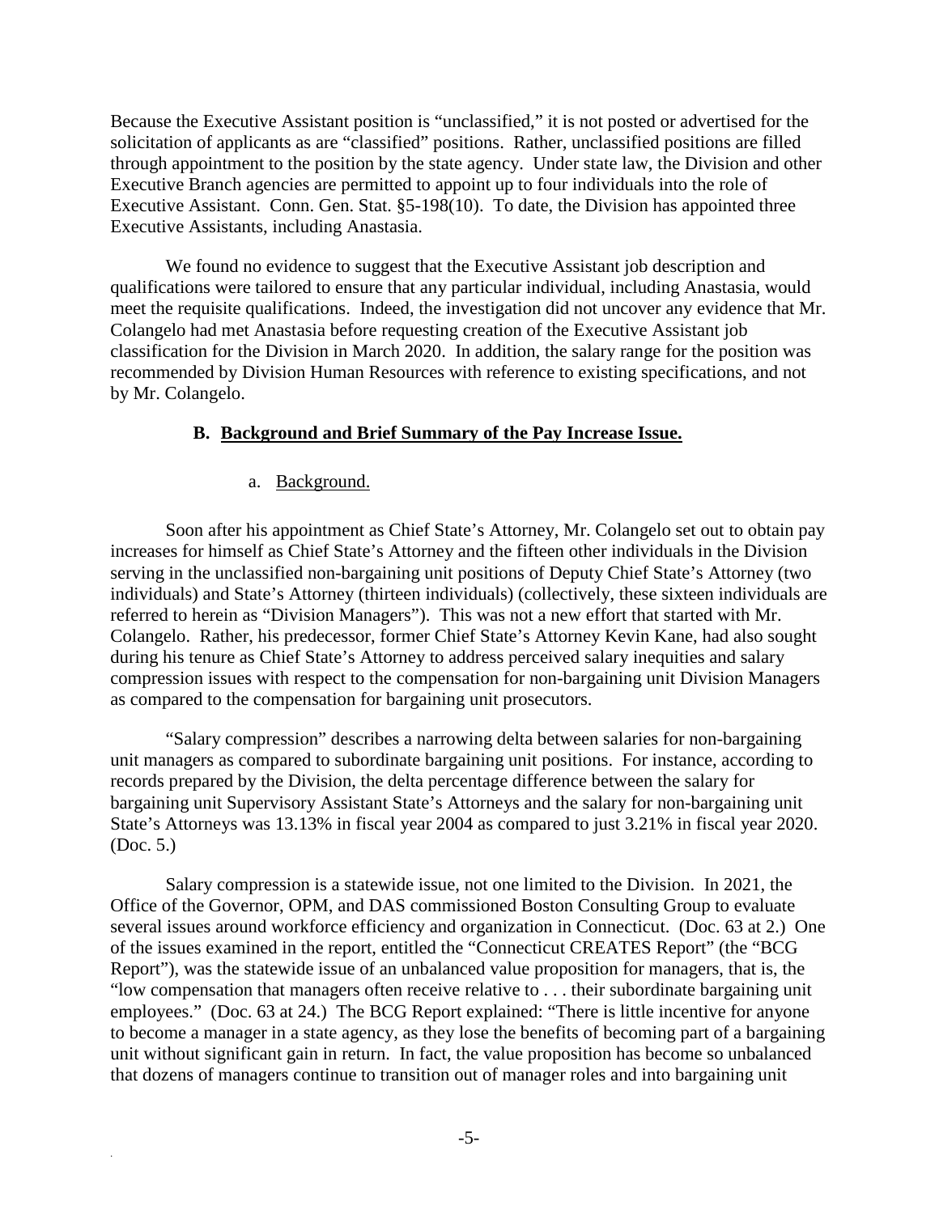Because the Executive Assistant position is "unclassified," it is not posted or advertised for the solicitation of applicants as are "classified" positions. Rather, unclassified positions are filled through appointment to the position by the state agency. Under state law, the Division and other Executive Branch agencies are permitted to appoint up to four individuals into the role of Executive Assistant. Conn. Gen. Stat. §5-198(10). To date, the Division has appointed three Executive Assistants, including Anastasia.

We found no evidence to suggest that the Executive Assistant job description and qualifications were tailored to ensure that any particular individual, including Anastasia, would meet the requisite qualifications. Indeed, the investigation did not uncover any evidence that Mr. Colangelo had met Anastasia before requesting creation of the Executive Assistant job classification for the Division in March 2020. In addition, the salary range for the position was recommended by Division Human Resources with reference to existing specifications, and not by Mr. Colangelo.

### B. Background and Brief Summary of the Pay Increase Issue.

#### a. Background.

Soon after his appointment as Chief State's Attorney, Mr. Colangelo set out to obtain pay increases for himself as Chief State's Attorney and the fifteen other individuals in the Division serving in the unclassified non-bargaining unit positions of Deputy Chief State's Attorney (two individuals) and State's Attorney (thirteen individuals) (collectively, these sixteen individuals are referred to herein as "Division Managers"). This was not a new effort that started with Mr. Colangelo. Rather, his predecessor, former Chief State's Attorney Kevin Kane, had also sought during his tenure as Chief State's Attorney to address perceived salary inequities and salary compression issues with respect to the compensation for non-bargaining unit Division Managers as compared to the compensation for bargaining unit prosecutors.

"Salary compression" describes a narrowing delta between salaries for non-bargaining unit managers as compared to subordinate bargaining unit positions. For instance, according to records prepared by the Division, the delta percentage difference between the salary for bargaining unit Supervisory Assistant State's Attorneys and the salary for non-bargaining unit State's Attorneys was 13.13% in fiscal year 2004 as compared to just 3.21% in fiscal year 2020. (Doc. 5.)

Salary compression is a statewide issue, not one limited to the Division. In 2021, the Office of the Governor, OPM, and DAS commissioned Boston Consulting Group to evaluate several issues around workforce efficiency and organization in Connecticut. (Doc. 63 at 2.) One of the issues examined in the report, entitled the "Connecticut CREATES Report" (the "BCG Report"), was the statewide issue of an unbalanced value proposition for managers, that is, the "low compensation that managers often receive relative to . . . their subordinate bargaining unit employees." (Doc. 63 at 24.) The BCG Report explained: "There is little incentive for anyone to become a manager in a state agency, as they lose the benefits of becoming part of a bargaining unit without significant gain in return. In fact, the value proposition has become so unbalanced that dozens of managers continue to transition out of manager roles and into bargaining unit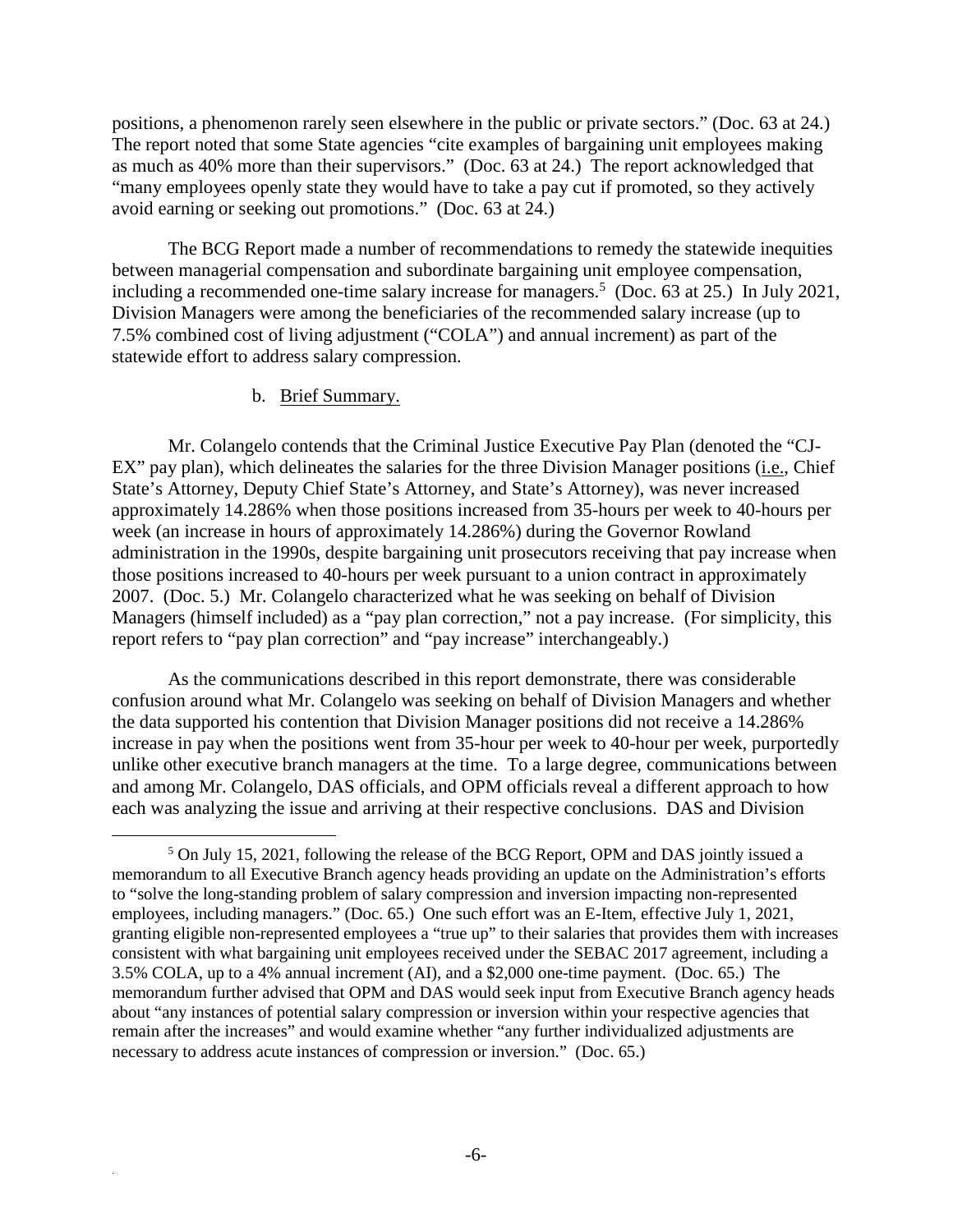positions, a phenomenon rarely seen elsewhere in the public or private sectors." (Doc. 63 at 24.) The report noted that some State agencies "cite examples of bargaining unit employees making as much as 40% more than their supervisors." (Doc. 63 at 24.) The report acknowledged that "many employees openly state they would have to take a pay cut if promoted, so they actively avoid earning or seeking out promotions." (Doc. 63 at 24.)

The BCG Report made a number of recommendations to remedy the statewide inequities between managerial compensation and subordinate bargaining unit employee compensation, including a recommended one-time salary increase for managers.[5] (Doc. 63 at 25.) In July 2021, Division Managers were among the beneficiaries of the recommended salary increase (up to 7.5% combined cost of living adjustment ("COLA") and annual increment) as part of the statewide effort to address salary compression.

b. Brief Summary.

Mr. Colangelo contends that the Criminal Justice Executive Pay Plan (denoted the "CJ-EX" pay plan), which delineates the salaries for the three Division Manager positions (i.e., Chief State's Attorney, Deputy Chief State's Attorney, and State's Attorney), was never increased approximately 14.286% when those positions increased from 35-hours per week to 40-hours per week (an increase in hours of approximately 14.286%) during the Governor Rowland administration in the 1990s, despite bargaining unit prosecutors receiving that pay increase when those positions increased to 40-hours per week pursuant to a union contract in approximately 2007. (Doc. 5.) Mr. Colangelo characterized what he was seeking on behalf of Division Managers (himself included) as a "pay plan correction," not a pay increase. (For simplicity, this report refers to "pay plan correction" and "pay increase" interchangeably.)

As the communications described in this report demonstrate, there was considerable confusion around what Mr. Colangelo was seeking on behalf of Division Managers and whether the data supported his contention that Division Manager positions did not receive a 14.286% increase in pay when the positions went from 35-hour per week to 40-hour per week, purportedly unlike other executive branch managers at the time. To a large degree, communications between and among Mr. Colangelo, DAS officials, and OPM officials reveal a different approach to how each was analyzing the issue and arriving at their respective conclusions. DAS and Division

[5] On July 15, 2021, following the release of the BCG Report, OPM and DAS jointly issued a memorandum to all Executive Branch agency heads providing an update on the Administration's efforts to "solve the long-standing problem of salary compression and inversion impacting non-represented employees, including managers." (Doc. 65.) One such effort was an E-Item, effective July 1, 2021, granting eligible non-represented employees a "true up" to their salaries that provides them with increases consistent with what bargaining unit employees received under the SEBAC 2017 agreement, including a 3.5% COLA, up to a 4% annual increment (AI), and a $2,000 one-time payment. (Doc. 65.) The memorandum further advised that OPM and DAS would seek input from Executive Branch agency heads about "any instances of potential salary compression or inversion within your respective agencies that remain after the increases" and would examine whether "any further individualized adjustments are necessary to address acute instances of compression or inversion." (Doc. 65.)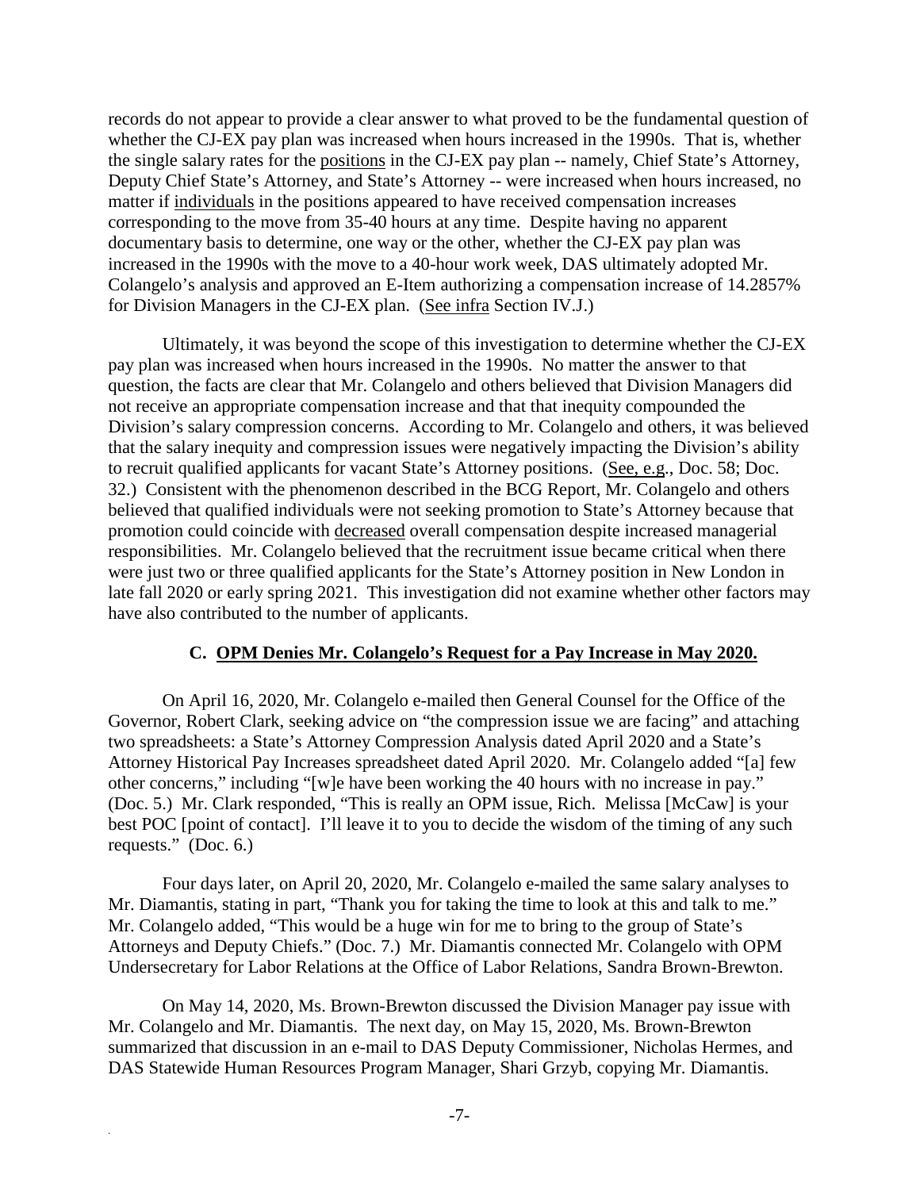records do not appear to provide a clear answer to what proved to be the fundamental question of whether the CJ-EX pay plan was increased when hours increased in the 1990s. That is, whether the single salary rates for the positions in the CJ-EX pay plan -- namely, Chief State's Attorney, Deputy Chief State's Attorney, and State's Attorney -- were increased when hours increased, no matter if individuals in the positions appeared to have received compensation increases corresponding to the move from 35-40 hours at any time. Despite having no apparent documentary basis to determine, one way or the other, whether the CJ-EX pay plan was increased in the 1990s with the move to a 40-hour work week, DAS ultimately adopted Mr. Colangelo's analysis and approved an E-Item authorizing a compensation increase of 14.2857% for Division Managers in the CJ-EX plan. (See infra Section IV.J.)

Ultimately, it was beyond the scope of this investigation to determine whether the CJ-EX pay plan was increased when hours increased in the 1990s. No matter the answer to that question, the facts are clear that Mr. Colangelo and others believed that Division Managers did not receive an appropriate compensation increase and that that inequity compounded the Division's salary compression concerns. According to Mr. Colangelo and others, it was believed that the salary inequity and compression issues were negatively impacting the Division's ability to recruit qualified applicants for vacant State's Attorney positions. (See, e.g., Doc. 58; Doc. 32.) Consistent with the phenomenon described in the BCG Report, Mr. Colangelo and others believed that qualified individuals were not seeking promotion to State's Attorney because that promotion could coincide with decreased overall compensation despite increased managerial responsibilities. Mr. Colangelo believed that the recruitment issue became critical when there were just two or three qualified applicants for the State's Attorney position in New London in late fall 2020 or early spring 2021. This investigation did not examine whether other factors may have also contributed to the number of applicants.

### C. OPM Denies Mr. Colangelo's Request for a Pay Increase in May 2020.

On April 16, 2020, Mr. Colangelo e-mailed then General Counsel for the Office of the Governor, Robert Clark, seeking advice on "the compression issue we are facing" and attaching two spreadsheets: a State's Attorney Compression Analysis dated April 2020 and a State's Attorney Historical Pay Increases spreadsheet dated April 2020. Mr. Colangelo added "[a] few other concerns," including "[w]e have been working the 40 hours with no increase in pay." (Doc. 5.) Mr. Clark responded, "This is really an OPM issue, Rich. Melissa [McCaw] is your best POC [point of contact]. I'll leave it to you to decide the wisdom of the timing of any such requests." (Doc. 6.)

Four days later, on April 20, 2020, Mr. Colangelo e-mailed the same salary analyses to Mr. Diamantis, stating in part, "Thank you for taking the time to look at this and talk to me." Mr. Colangelo added, "This would be a huge win for me to bring to the group of State's Attorneys and Deputy Chiefs." (Doc. 7.) Mr. Diamantis connected Mr. Colangelo with OPM Undersecretary for Labor Relations at the Office of Labor Relations, Sandra Brown-Brewton.

On May 14, 2020, Ms. Brown-Brewton discussed the Division Manager pay issue with Mr. Colangelo and Mr. Diamantis. The next day, on May 15, 2020, Ms. Brown-Brewton summarized that discussion in an e-mail to DAS Deputy Commissioner, Nicholas Hermes, and DAS Statewide Human Resources Program Manager, Shari Grzyb, copying Mr. Diamantis.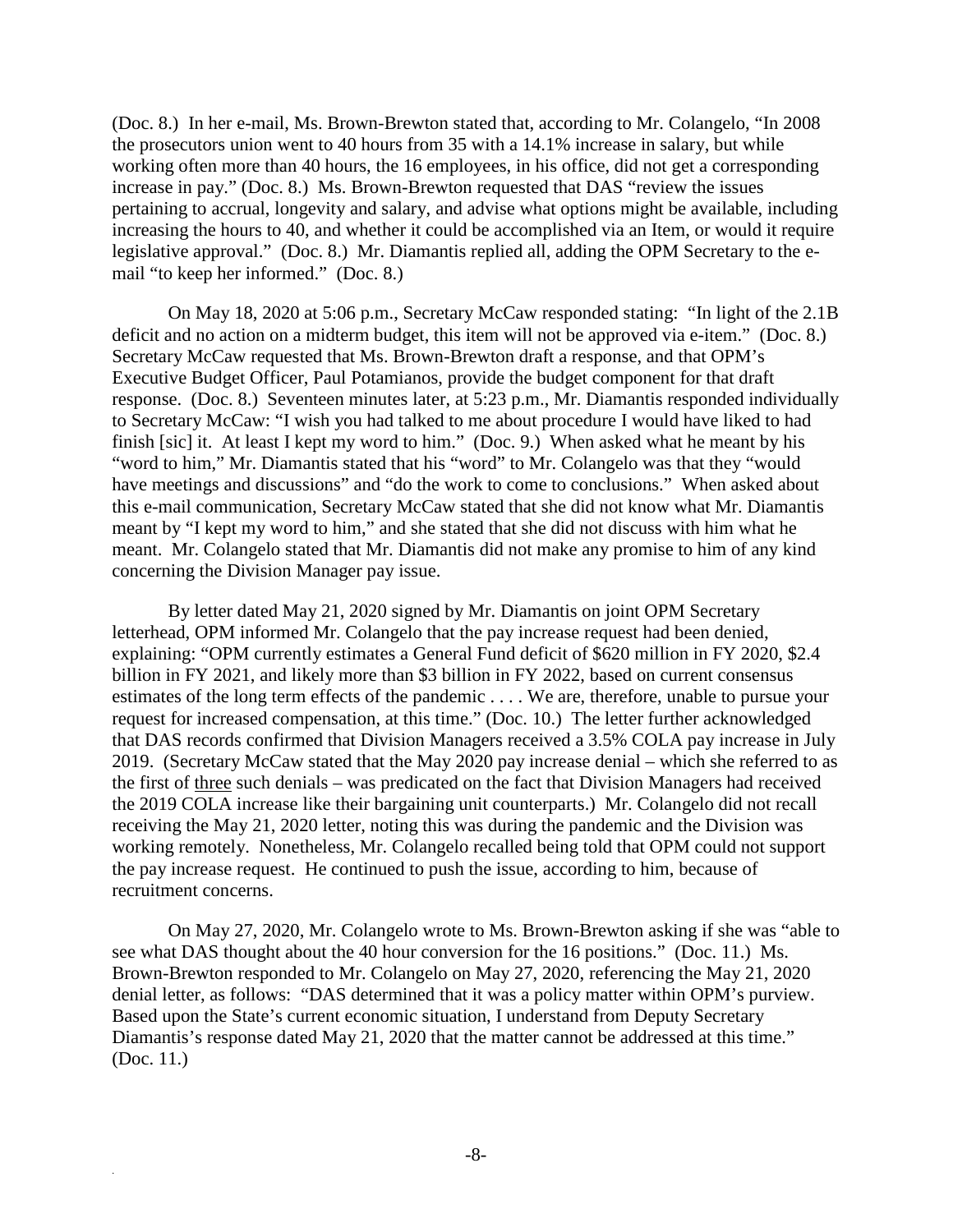(Doc. 8.) In her e-mail, Ms. Brown-Brewton stated that, according to Mr. Colangelo, "In 2008 the prosecutors union went to 40 hours from 35 with a 14.1% increase in salary, but while working often more than 40 hours, the 16 employees, in his office, did not get a corresponding increase in pay." (Doc. 8.) Ms. Brown-Brewton requested that DAS "review the issues pertaining to accrual, longevity and salary, and advise what options might be available, including increasing the hours to 40, and whether it could be accomplished via an Item, or would it require legislative approval." (Doc. 8.) Mr. Diamantis replied all, adding the OPM Secretary to the e-mail "to keep her informed." (Doc. 8.)

On May 18, 2020 at 5:06 p.m., Secretary McCaw responded stating: "In light of the 2.1B deficit and no action on a midterm budget, this item will not be approved via e-item." (Doc. 8.) Secretary McCaw requested that Ms. Brown-Brewton draft a response, and that OPM's Executive Budget Officer, Paul Potamianos, provide the budget component for that draft response. (Doc. 8.) Seventeen minutes later, at 5:23 p.m., Mr. Diamantis responded individually to Secretary McCaw: "I wish you had talked to me about procedure I would have liked to had finish [sic] it. At least I kept my word to him." (Doc. 9.) When asked what he meant by his "word to him," Mr. Diamantis stated that his "word" to Mr. Colangelo was that they "would have meetings and discussions" and "do the work to come to conclusions." When asked about this e-mail communication, Secretary McCaw stated that she did not know what Mr. Diamantis meant by "I kept my word to him," and she stated that she did not discuss with him what he meant. Mr. Colangelo stated that Mr. Diamantis did not make any promise to him of any kind concerning the Division Manager pay issue.

By letter dated May 21, 2020 signed by Mr. Diamantis on joint OPM Secretary letterhead, OPM informed Mr. Colangelo that the pay increase request had been denied, explaining: "OPM currently estimates a General Fund deficit of $620 million in FY 2020, $2.4 billion in FY 2021, and likely more than $3 billion in FY 2022, based on current consensus estimates of the long term effects of the pandemic . . . . We are, therefore, unable to pursue your request for increased compensation, at this time." (Doc. 10.) The letter further acknowledged that DAS records confirmed that Division Managers received a 3.5% COLA pay increase in July 2019. (Secretary McCaw stated that the May 2020 pay increase denial – which she referred to as the first of <u>three</u> such denials – was predicated on the fact that Division Managers had received the 2019 COLA increase like their bargaining unit counterparts.) Mr. Colangelo did not recall receiving the May 21, 2020 letter, noting this was during the pandemic and the Division was working remotely. Nonetheless, Mr. Colangelo recalled being told that OPM could not support the pay increase request. He continued to push the issue, according to him, because of recruitment concerns.

On May 27, 2020, Mr. Colangelo wrote to Ms. Brown-Brewton asking if she was "able to see what DAS thought about the 40 hour conversion for the 16 positions." (Doc. 11.) Ms. Brown-Brewton responded to Mr. Colangelo on May 27, 2020, referencing the May 21, 2020 denial letter, as follows: "DAS determined that it was a policy matter within OPM's purview. Based upon the State's current economic situation, I understand from Deputy Secretary Diamantis's response dated May 21, 2020 that the matter cannot be addressed at this time." (Doc. 11.)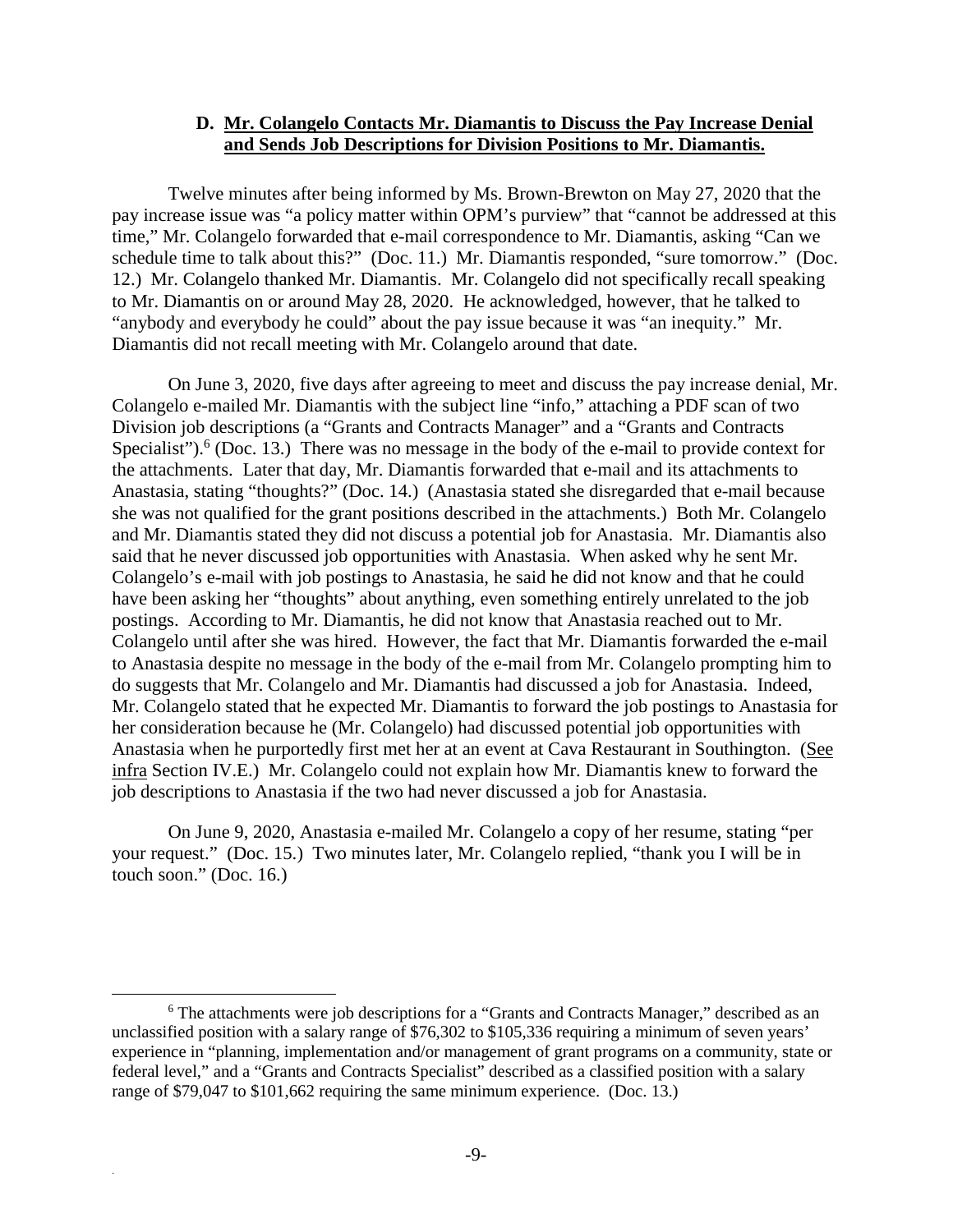### D. Mr. Colangelo Contacts Mr. Diamantis to Discuss the Pay Increase Denial and Sends Job Descriptions for Division Positions to Mr. Diamantis.

Twelve minutes after being informed by Ms. Brown-Brewton on May 27, 2020 that the pay increase issue was "a policy matter within OPM's purview" that "cannot be addressed at this time," Mr. Colangelo forwarded that e-mail correspondence to Mr. Diamantis, asking "Can we schedule time to talk about this?" (Doc. 11.) Mr. Diamantis responded, "sure tomorrow." (Doc. 12.) Mr. Colangelo thanked Mr. Diamantis. Mr. Colangelo did not specifically recall speaking to Mr. Diamantis on or around May 28, 2020. He acknowledged, however, that he talked to "anybody and everybody he could" about the pay issue because it was "an inequity." Mr. Diamantis did not recall meeting with Mr. Colangelo around that date.

On June 3, 2020, five days after agreeing to meet and discuss the pay increase denial, Mr. Colangelo e-mailed Mr. Diamantis with the subject line "info," attaching a PDF scan of two Division job descriptions (a "Grants and Contracts Manager" and a "Grants and Contracts Specialist").[6] (Doc. 13.) There was no message in the body of the e-mail to provide context for the attachments. Later that day, Mr. Diamantis forwarded that e-mail and its attachments to Anastasia, stating "thoughts?" (Doc. 14.) (Anastasia stated she disregarded that e-mail because she was not qualified for the grant positions described in the attachments.) Both Mr. Colangelo and Mr. Diamantis stated they did not discuss a potential job for Anastasia. Mr. Diamantis also said that he never discussed job opportunities with Anastasia. When asked why he sent Mr. Colangelo's e-mail with job postings to Anastasia, he said he did not know and that he could have been asking her "thoughts" about anything, even something entirely unrelated to the job postings. According to Mr. Diamantis, he did not know that Anastasia reached out to Mr. Colangelo until after she was hired. However, the fact that Mr. Diamantis forwarded the e-mail to Anastasia despite no message in the body of the e-mail from Mr. Colangelo prompting him to do suggests that Mr. Colangelo and Mr. Diamantis had discussed a job for Anastasia. Indeed, Mr. Colangelo stated that he expected Mr. Diamantis to forward the job postings to Anastasia for her consideration because he (Mr. Colangelo) had discussed potential job opportunities with Anastasia when he purportedly first met her at an event at Cava Restaurant in Southington. (See infra Section IV.E.) Mr. Colangelo could not explain how Mr. Diamantis knew to forward the job descriptions to Anastasia if the two had never discussed a job for Anastasia.

On June 9, 2020, Anastasia e-mailed Mr. Colangelo a copy of her resume, stating "per your request." (Doc. 15.) Two minutes later, Mr. Colangelo replied, "thank you I will be in touch soon." (Doc. 16.)

---

[6] The attachments were job descriptions for a "Grants and Contracts Manager," described as an unclassified position with a salary range of $76,302 to $105,336 requiring a minimum of seven years' experience in "planning, implementation and/or management of grant programs on a community, state or federal level," and a "Grants and Contracts Specialist" described as a classified position with a salary range of $79,047 to $101,662 requiring the same minimum experience. (Doc. 13.)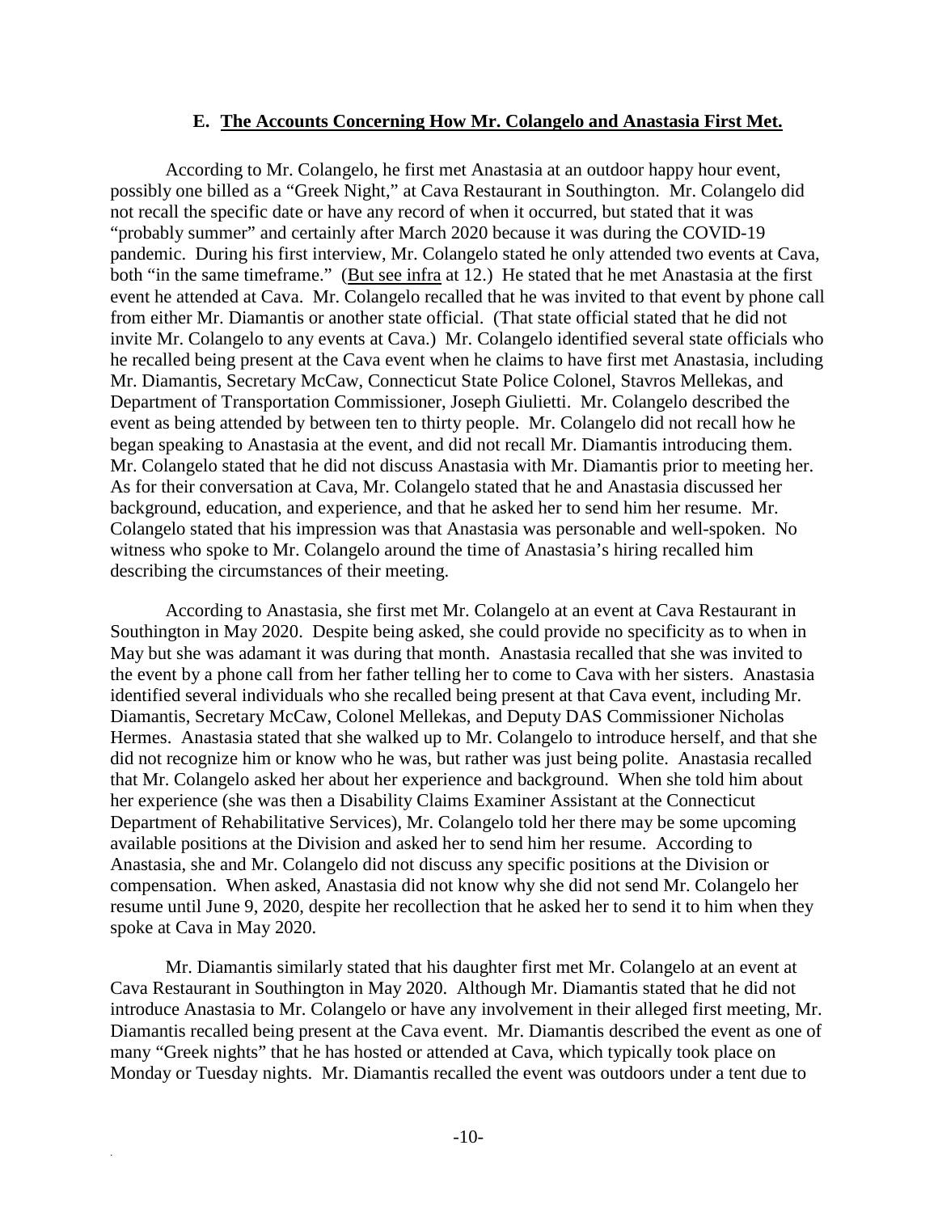### E. <u>The Accounts Concerning How Mr. Colangelo and Anastasia First Met.</u>

According to Mr. Colangelo, he first met Anastasia at an outdoor happy hour event, possibly one billed as a "Greek Night," at Cava Restaurant in Southington. Mr. Colangelo did not recall the specific date or have any record of when it occurred, but stated that it was "probably summer" and certainly after March 2020 because it was during the COVID-19 pandemic. During his first interview, Mr. Colangelo stated he only attended two events at Cava, both "in the same timeframe." (<u>But see infra</u> at 12.) He stated that he met Anastasia at the first event he attended at Cava. Mr. Colangelo recalled that he was invited to that event by phone call from either Mr. Diamantis or another state official. (That state official stated that he did not invite Mr. Colangelo to any events at Cava.) Mr. Colangelo identified several state officials who he recalled being present at the Cava event when he claims to have first met Anastasia, including Mr. Diamantis, Secretary McCaw, Connecticut State Police Colonel, Stavros Mellekas, and Department of Transportation Commissioner, Joseph Giulietti. Mr. Colangelo described the event as being attended by between ten to thirty people. Mr. Colangelo did not recall how he began speaking to Anastasia at the event, and did not recall Mr. Diamantis introducing them. Mr. Colangelo stated that he did not discuss Anastasia with Mr. Diamantis prior to meeting her. As for their conversation at Cava, Mr. Colangelo stated that he and Anastasia discussed her background, education, and experience, and that he asked her to send him her resume. Mr. Colangelo stated that his impression was that Anastasia was personable and well-spoken. No witness who spoke to Mr. Colangelo around the time of Anastasia's hiring recalled him describing the circumstances of their meeting.

According to Anastasia, she first met Mr. Colangelo at an event at Cava Restaurant in Southington in May 2020. Despite being asked, she could provide no specificity as to when in May but she was adamant it was during that month. Anastasia recalled that she was invited to the event by a phone call from her father telling her to come to Cava with her sisters. Anastasia identified several individuals who she recalled being present at that Cava event, including Mr. Diamantis, Secretary McCaw, Colonel Mellekas, and Deputy DAS Commissioner Nicholas Hermes. Anastasia stated that she walked up to Mr. Colangelo to introduce herself, and that she did not recognize him or know who he was, but rather was just being polite. Anastasia recalled that Mr. Colangelo asked her about her experience and background. When she told him about her experience (she was then a Disability Claims Examiner Assistant at the Connecticut Department of Rehabilitative Services), Mr. Colangelo told her there may be some upcoming available positions at the Division and asked her to send him her resume. According to Anastasia, she and Mr. Colangelo did not discuss any specific positions at the Division or compensation. When asked, Anastasia did not know why she did not send Mr. Colangelo her resume until June 9, 2020, despite her recollection that he asked her to send it to him when they spoke at Cava in May 2020.

Mr. Diamantis similarly stated that his daughter first met Mr. Colangelo at an event at Cava Restaurant in Southington in May 2020. Although Mr. Diamantis stated that he did not introduce Anastasia to Mr. Colangelo or have any involvement in their alleged first meeting, Mr. Diamantis recalled being present at the Cava event. Mr. Diamantis described the event as one of many "Greek nights" that he has hosted or attended at Cava, which typically took place on Monday or Tuesday nights. Mr. Diamantis recalled the event was outdoors under a tent due to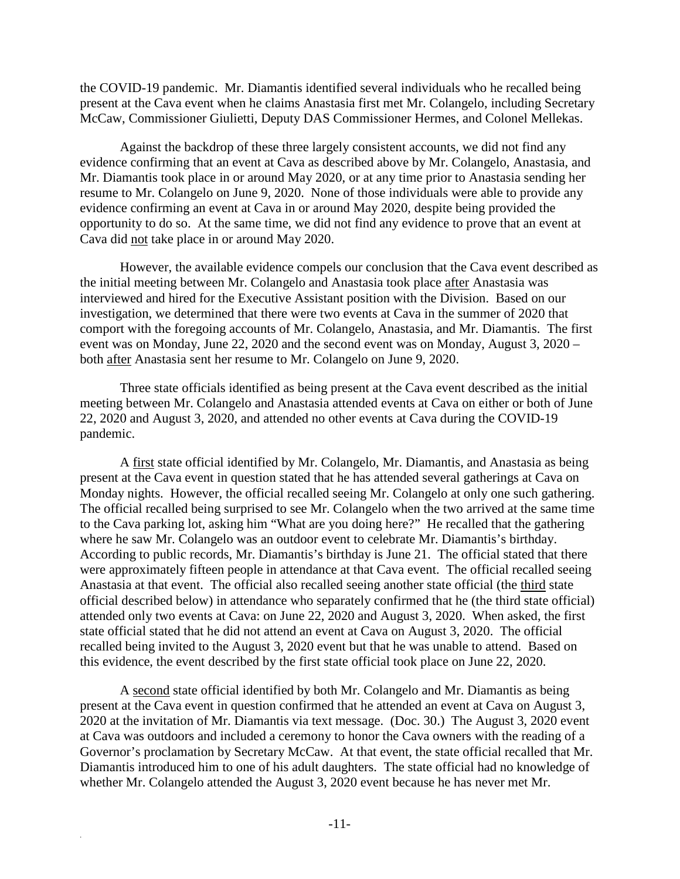the COVID-19 pandemic. Mr. Diamantis identified several individuals who he recalled being present at the Cava event when he claims Anastasia first met Mr. Colangelo, including Secretary McCaw, Commissioner Giulietti, Deputy DAS Commissioner Hermes, and Colonel Mellekas.

Against the backdrop of these three largely consistent accounts, we did not find any evidence confirming that an event at Cava as described above by Mr. Colangelo, Anastasia, and Mr. Diamantis took place in or around May 2020, or at any time prior to Anastasia sending her resume to Mr. Colangelo on June 9, 2020. None of those individuals were able to provide any evidence confirming an event at Cava in or around May 2020, despite being provided the opportunity to do so. At the same time, we did not find any evidence to prove that an event at Cava did not take place in or around May 2020.

However, the available evidence compels our conclusion that the Cava event described as the initial meeting between Mr. Colangelo and Anastasia took place after Anastasia was interviewed and hired for the Executive Assistant position with the Division. Based on our investigation, we determined that there were two events at Cava in the summer of 2020 that comport with the foregoing accounts of Mr. Colangelo, Anastasia, and Mr. Diamantis. The first event was on Monday, June 22, 2020 and the second event was on Monday, August 3, 2020 – both after Anastasia sent her resume to Mr. Colangelo on June 9, 2020.

Three state officials identified as being present at the Cava event described as the initial meeting between Mr. Colangelo and Anastasia attended events at Cava on either or both of June 22, 2020 and August 3, 2020, and attended no other events at Cava during the COVID-19 pandemic.

A first state official identified by Mr. Colangelo, Mr. Diamantis, and Anastasia as being present at the Cava event in question stated that he has attended several gatherings at Cava on Monday nights. However, the official recalled seeing Mr. Colangelo at only one such gathering. The official recalled being surprised to see Mr. Colangelo when the two arrived at the same time to the Cava parking lot, asking him "What are you doing here?" He recalled that the gathering where he saw Mr. Colangelo was an outdoor event to celebrate Mr. Diamantis's birthday. According to public records, Mr. Diamantis's birthday is June 21. The official stated that there were approximately fifteen people in attendance at that Cava event. The official recalled seeing Anastasia at that event. The official also recalled seeing another state official (the third state official described below) in attendance who separately confirmed that he (the third state official) attended only two events at Cava: on June 22, 2020 and August 3, 2020. When asked, the first state official stated that he did not attend an event at Cava on August 3, 2020. The official recalled being invited to the August 3, 2020 event but that he was unable to attend. Based on this evidence, the event described by the first state official took place on June 22, 2020.

A second state official identified by both Mr. Colangelo and Mr. Diamantis as being present at the Cava event in question confirmed that he attended an event at Cava on August 3, 2020 at the invitation of Mr. Diamantis via text message. (Doc. 30.) The August 3, 2020 event at Cava was outdoors and included a ceremony to honor the Cava owners with the reading of a Governor's proclamation by Secretary McCaw. At that event, the state official recalled that Mr. Diamantis introduced him to one of his adult daughters. The state official had no knowledge of whether Mr. Colangelo attended the August 3, 2020 event because he has never met Mr.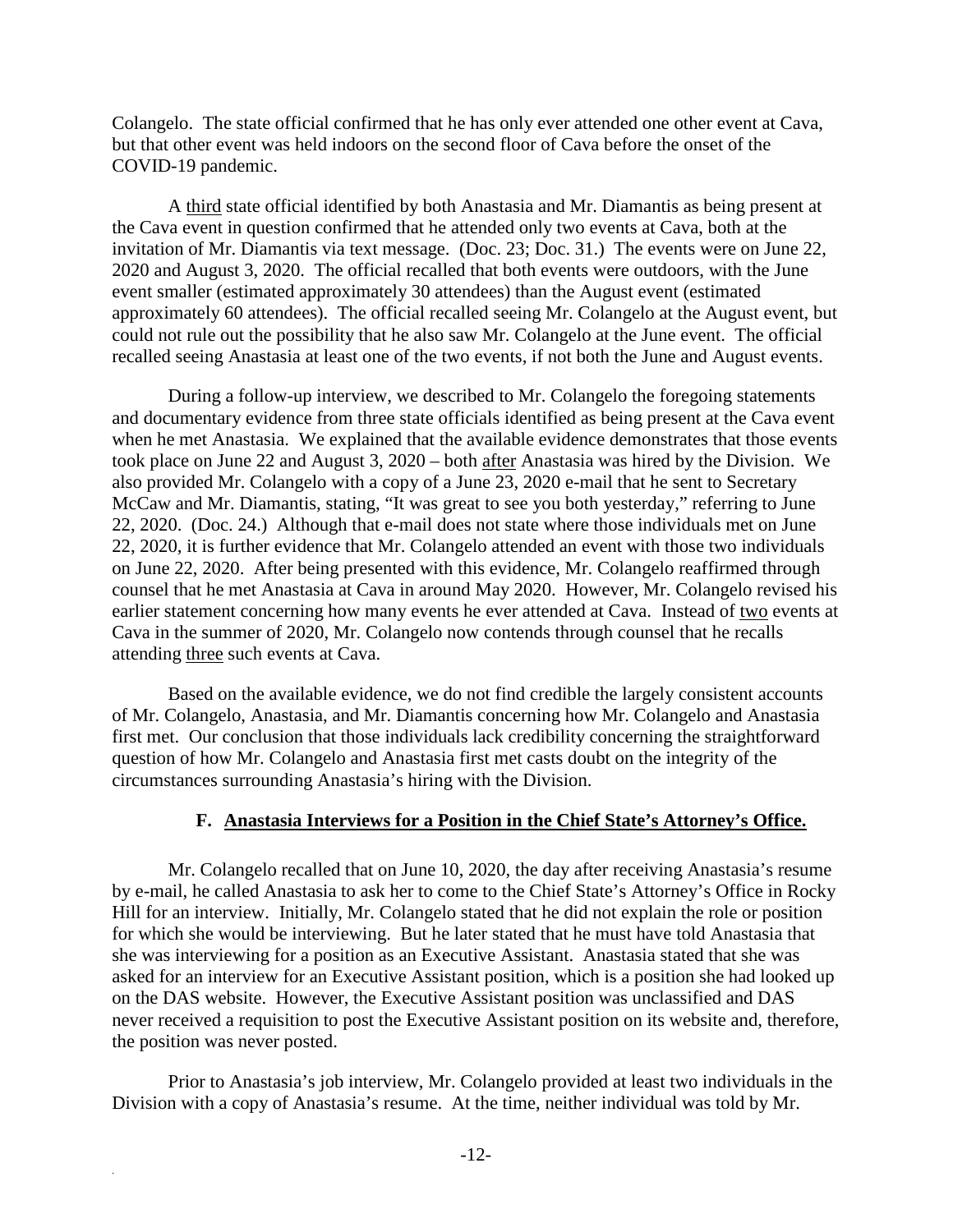Colangelo. The state official confirmed that he has only ever attended one other event at Cava, but that other event was held indoors on the second floor of Cava before the onset of the COVID-19 pandemic.

A <u>third</u> state official identified by both Anastasia and Mr. Diamantis as being present at the Cava event in question confirmed that he attended only two events at Cava, both at the invitation of Mr. Diamantis via text message. (Doc. 23; Doc. 31.) The events were on June 22, 2020 and August 3, 2020. The official recalled that both events were outdoors, with the June event smaller (estimated approximately 30 attendees) than the August event (estimated approximately 60 attendees). The official recalled seeing Mr. Colangelo at the August event, but could not rule out the possibility that he also saw Mr. Colangelo at the June event. The official recalled seeing Anastasia at least one of the two events, if not both the June and August events.

During a follow-up interview, we described to Mr. Colangelo the foregoing statements and documentary evidence from three state officials identified as being present at the Cava event when he met Anastasia. We explained that the available evidence demonstrates that those events took place on June 22 and August 3, 2020 – both <u>after</u> Anastasia was hired by the Division. We also provided Mr. Colangelo with a copy of a June 23, 2020 e-mail that he sent to Secretary McCaw and Mr. Diamantis, stating, "It was great to see you both yesterday," referring to June 22, 2020. (Doc. 24.) Although that e-mail does not state where those individuals met on June 22, 2020, it is further evidence that Mr. Colangelo attended an event with those two individuals on June 22, 2020. After being presented with this evidence, Mr. Colangelo reaffirmed through counsel that he met Anastasia at Cava in around May 2020. However, Mr. Colangelo revised his earlier statement concerning how many events he ever attended at Cava. Instead of <u>two</u> events at Cava in the summer of 2020, Mr. Colangelo now contends through counsel that he recalls attending <u>three</u> such events at Cava.

Based on the available evidence, we do not find credible the largely consistent accounts of Mr. Colangelo, Anastasia, and Mr. Diamantis concerning how Mr. Colangelo and Anastasia first met. Our conclusion that those individuals lack credibility concerning the straightforward question of how Mr. Colangelo and Anastasia first met casts doubt on the integrity of the circumstances surrounding Anastasia's hiring with the Division.

### F. <u>Anastasia Interviews for a Position in the Chief State's Attorney's Office.</u>

Mr. Colangelo recalled that on June 10, 2020, the day after receiving Anastasia's resume by e-mail, he called Anastasia to ask her to come to the Chief State's Attorney's Office in Rocky Hill for an interview. Initially, Mr. Colangelo stated that he did not explain the role or position for which she would be interviewing. But he later stated that he must have told Anastasia that she was interviewing for a position as an Executive Assistant. Anastasia stated that she was asked for an interview for an Executive Assistant position, which is a position she had looked up on the DAS website. However, the Executive Assistant position was unclassified and DAS never received a requisition to post the Executive Assistant position on its website and, therefore, the position was never posted.

Prior to Anastasia's job interview, Mr. Colangelo provided at least two individuals in the Division with a copy of Anastasia's resume. At the time, neither individual was told by Mr.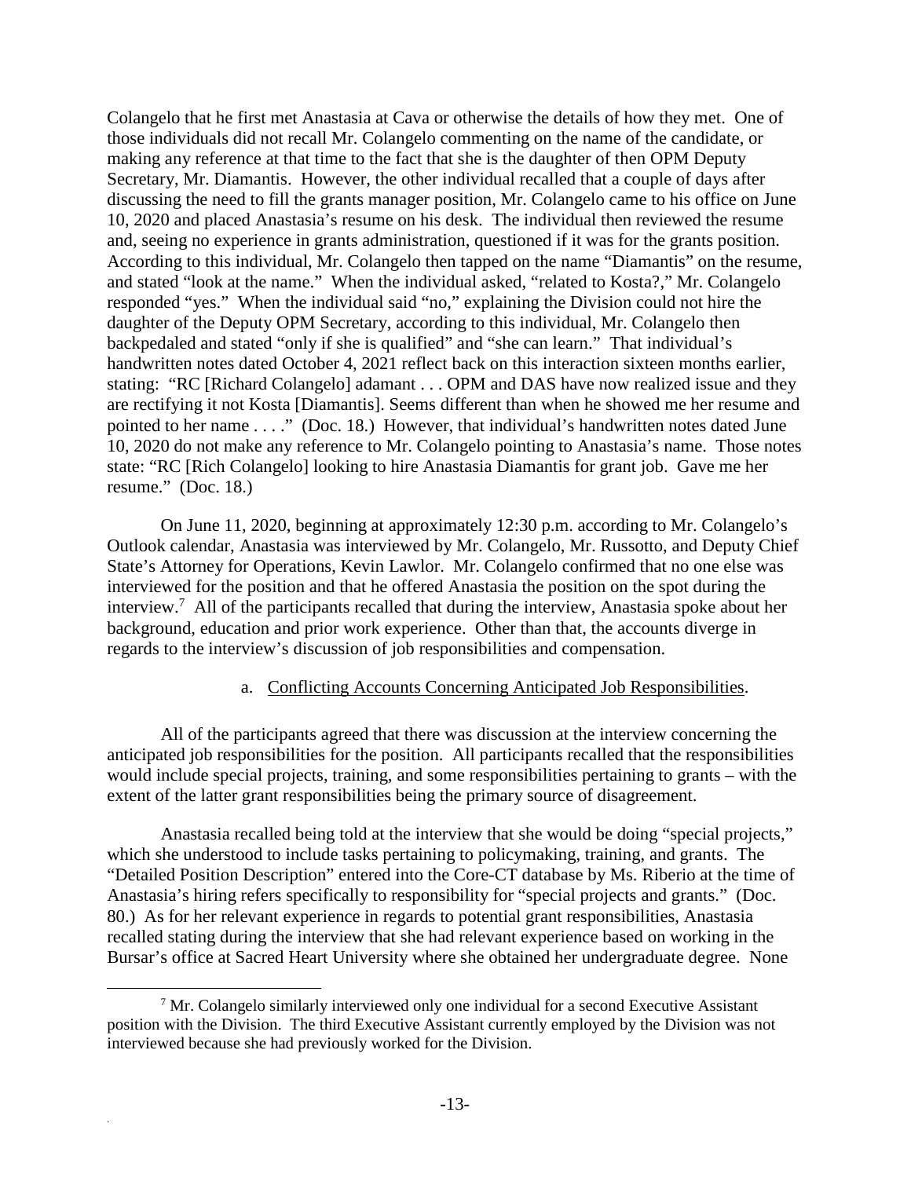Colangelo that he first met Anastasia at Cava or otherwise the details of how they met. One of those individuals did not recall Mr. Colangelo commenting on the name of the candidate, or making any reference at that time to the fact that she is the daughter of then OPM Deputy Secretary, Mr. Diamantis. However, the other individual recalled that a couple of days after discussing the need to fill the grants manager position, Mr. Colangelo came to his office on June 10, 2020 and placed Anastasia's resume on his desk. The individual then reviewed the resume and, seeing no experience in grants administration, questioned if it was for the grants position. According to this individual, Mr. Colangelo then tapped on the name "Diamantis" on the resume, and stated "look at the name." When the individual asked, "related to Kosta?," Mr. Colangelo responded "yes." When the individual said "no," explaining the Division could not hire the daughter of the Deputy OPM Secretary, according to this individual, Mr. Colangelo then backpedaled and stated "only if she is qualified" and "she can learn." That individual's handwritten notes dated October 4, 2021 reflect back on this interaction sixteen months earlier, stating: "RC [Richard Colangelo] adamant . . . OPM and DAS have now realized issue and they are rectifying it not Kosta [Diamantis]. Seems different than when he showed me her resume and pointed to her name . . . ." (Doc. 18.) However, that individual's handwritten notes dated June 10, 2020 do not make any reference to Mr. Colangelo pointing to Anastasia's name. Those notes state: "RC [Rich Colangelo] looking to hire Anastasia Diamantis for grant job. Gave me her resume." (Doc. 18.)

On June 11, 2020, beginning at approximately 12:30 p.m. according to Mr. Colangelo's Outlook calendar, Anastasia was interviewed by Mr. Colangelo, Mr. Russotto, and Deputy Chief State's Attorney for Operations, Kevin Lawlor. Mr. Colangelo confirmed that no one else was interviewed for the position and that he offered Anastasia the position on the spot during the interview.[7] All of the participants recalled that during the interview, Anastasia spoke about her background, education and prior work experience. Other than that, the accounts diverge in regards to the interview's discussion of job responsibilities and compensation.

### a. Conflicting Accounts Concerning Anticipated Job Responsibilities.

All of the participants agreed that there was discussion at the interview concerning the anticipated job responsibilities for the position. All participants recalled that the responsibilities would include special projects, training, and some responsibilities pertaining to grants – with the extent of the latter grant responsibilities being the primary source of disagreement.

Anastasia recalled being told at the interview that she would be doing "special projects," which she understood to include tasks pertaining to policymaking, training, and grants. The "Detailed Position Description" entered into the Core-CT database by Ms. Riberio at the time of Anastasia's hiring refers specifically to responsibility for "special projects and grants." (Doc. 80.) As for her relevant experience in regards to potential grant responsibilities, Anastasia recalled stating during the interview that she had relevant experience based on working in the Bursar's office at Sacred Heart University where she obtained her undergraduate degree. None

[7] Mr. Colangelo similarly interviewed only one individual for a second Executive Assistant position with the Division. The third Executive Assistant currently employed by the Division was not interviewed because she had previously worked for the Division.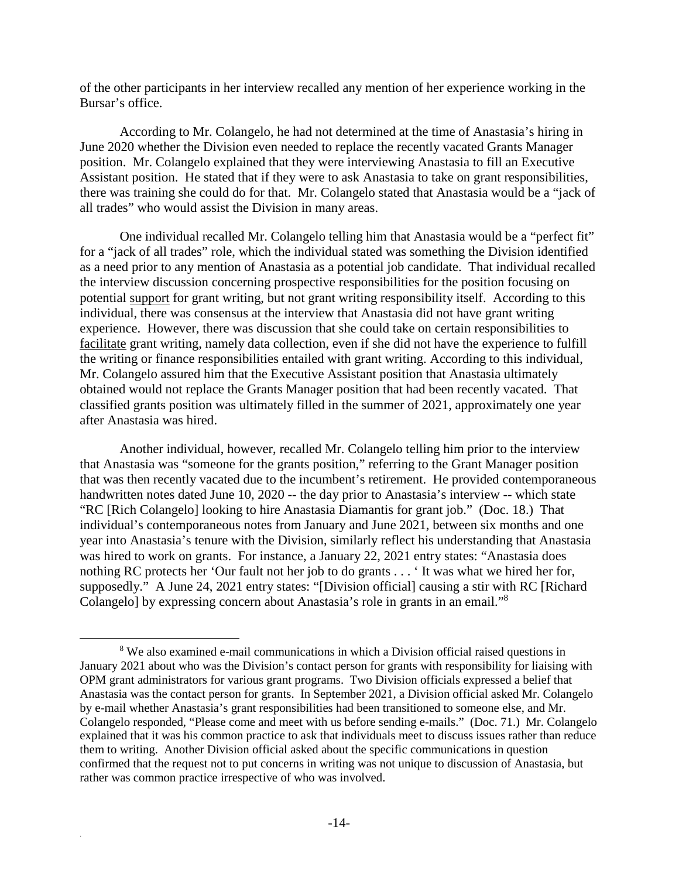of the other participants in her interview recalled any mention of her experience working in the Bursar's office.

According to Mr. Colangelo, he had not determined at the time of Anastasia's hiring in June 2020 whether the Division even needed to replace the recently vacated Grants Manager position. Mr. Colangelo explained that they were interviewing Anastasia to fill an Executive Assistant position. He stated that if they were to ask Anastasia to take on grant responsibilities, there was training she could do for that. Mr. Colangelo stated that Anastasia would be a "jack of all trades" who would assist the Division in many areas.

One individual recalled Mr. Colangelo telling him that Anastasia would be a "perfect fit" for a "jack of all trades" role, which the individual stated was something the Division identified as a need prior to any mention of Anastasia as a potential job candidate. That individual recalled the interview discussion concerning prospective responsibilities for the position focusing on potential <u>support</u> for grant writing, but not grant writing responsibility itself. According to this individual, there was consensus at the interview that Anastasia did not have grant writing experience. However, there was discussion that she could take on certain responsibilities to <u>facilitate</u> grant writing, namely data collection, even if she did not have the experience to fulfill the writing or finance responsibilities entailed with grant writing. According to this individual, Mr. Colangelo assured him that the Executive Assistant position that Anastasia ultimately obtained would not replace the Grants Manager position that had been recently vacated. That classified grants position was ultimately filled in the summer of 2021, approximately one year after Anastasia was hired.

Another individual, however, recalled Mr. Colangelo telling him prior to the interview that Anastasia was "someone for the grants position," referring to the Grant Manager position that was then recently vacated due to the incumbent's retirement. He provided contemporaneous handwritten notes dated June 10, 2020 -- the day prior to Anastasia's interview -- which state "RC [Rich Colangelo] looking to hire Anastasia Diamantis for grant job." (Doc. 18.) That individual's contemporaneous notes from January and June 2021, between six months and one year into Anastasia's tenure with the Division, similarly reflect his understanding that Anastasia was hired to work on grants. For instance, a January 22, 2021 entry states: "Anastasia does nothing RC protects her 'Our fault not her job to do grants . . . ' It was what we hired her for, supposedly." A June 24, 2021 entry states: "[Division official] causing a stir with RC [Richard Colangelo] by expressing concern about Anastasia's role in grants in an email."[8]

[8] We also examined e-mail communications in which a Division official raised questions in January 2021 about who was the Division's contact person for grants with responsibility for liaising with OPM grant administrators for various grant programs. Two Division officials expressed a belief that Anastasia was the contact person for grants. In September 2021, a Division official asked Mr. Colangelo by e-mail whether Anastasia's grant responsibilities had been transitioned to someone else, and Mr. Colangelo responded, "Please come and meet with us before sending e-mails." (Doc. 71.) Mr. Colangelo explained that it was his common practice to ask that individuals meet to discuss issues rather than reduce them to writing. Another Division official asked about the specific communications in question confirmed that the request not to put concerns in writing was not unique to discussion of Anastasia, but rather was common practice irrespective of who was involved.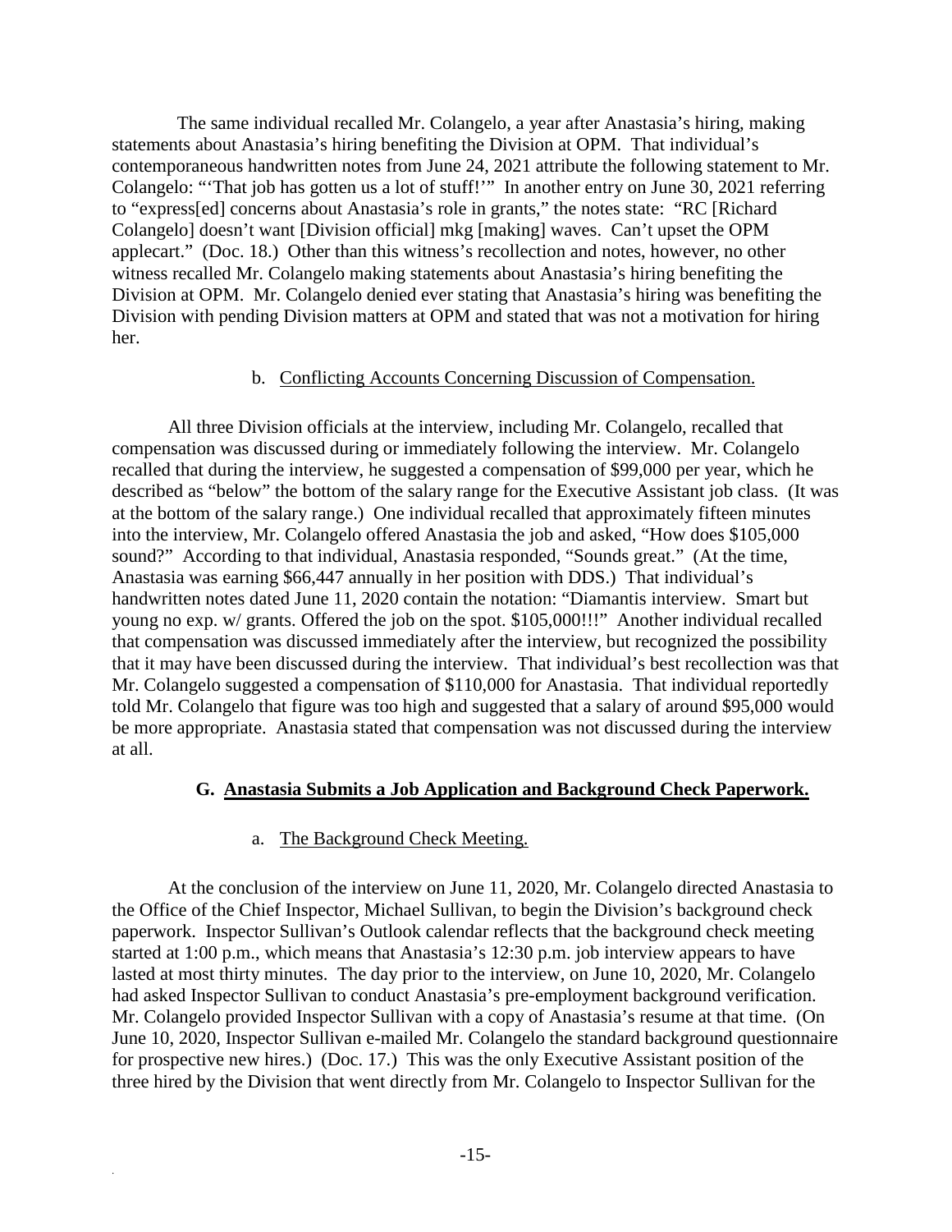The same individual recalled Mr. Colangelo, a year after Anastasia's hiring, making statements about Anastasia's hiring benefiting the Division at OPM. That individual's contemporaneous handwritten notes from June 24, 2021 attribute the following statement to Mr. Colangelo: "'That job has gotten us a lot of stuff!'" In another entry on June 30, 2021 referring to "express[ed] concerns about Anastasia's role in grants," the notes state: "RC [Richard Colangelo] doesn't want [Division official] mkg [making] waves. Can't upset the OPM applecart." (Doc. 18.) Other than this witness's recollection and notes, however, no other witness recalled Mr. Colangelo making statements about Anastasia's hiring benefiting the Division at OPM. Mr. Colangelo denied ever stating that Anastasia's hiring was benefiting the Division with pending Division matters at OPM and stated that was not a motivation for hiring her.

b. Conflicting Accounts Concerning Discussion of Compensation.

All three Division officials at the interview, including Mr. Colangelo, recalled that compensation was discussed during or immediately following the interview. Mr. Colangelo recalled that during the interview, he suggested a compensation of $99,000 per year, which he described as "below" the bottom of the salary range for the Executive Assistant job class. (It was at the bottom of the salary range.) One individual recalled that approximately fifteen minutes into the interview, Mr. Colangelo offered Anastasia the job and asked, "How does $105,000 sound?" According to that individual, Anastasia responded, "Sounds great." (At the time, Anastasia was earning $66,447 annually in her position with DDS.) That individual's handwritten notes dated June 11, 2020 contain the notation: "Diamantis interview. Smart but young no exp. w/ grants. Offered the job on the spot. $105,000!!!" Another individual recalled that compensation was discussed immediately after the interview, but recognized the possibility that it may have been discussed during the interview. That individual's best recollection was that Mr. Colangelo suggested a compensation of $110,000 for Anastasia. That individual reportedly told Mr. Colangelo that figure was too high and suggested that a salary of around $95,000 would be more appropriate. Anastasia stated that compensation was not discussed during the interview at all.

### G. Anastasia Submits a Job Application and Background Check Paperwork.

a. The Background Check Meeting.

At the conclusion of the interview on June 11, 2020, Mr. Colangelo directed Anastasia to the Office of the Chief Inspector, Michael Sullivan, to begin the Division's background check paperwork. Inspector Sullivan's Outlook calendar reflects that the background check meeting started at 1:00 p.m., which means that Anastasia's 12:30 p.m. job interview appears to have lasted at most thirty minutes. The day prior to the interview, on June 10, 2020, Mr. Colangelo had asked Inspector Sullivan to conduct Anastasia's pre-employment background verification. Mr. Colangelo provided Inspector Sullivan with a copy of Anastasia's resume at that time. (On June 10, 2020, Inspector Sullivan e-mailed Mr. Colangelo the standard background questionnaire for prospective new hires.) (Doc. 17.) This was the only Executive Assistant position of the three hired by the Division that went directly from Mr. Colangelo to Inspector Sullivan for the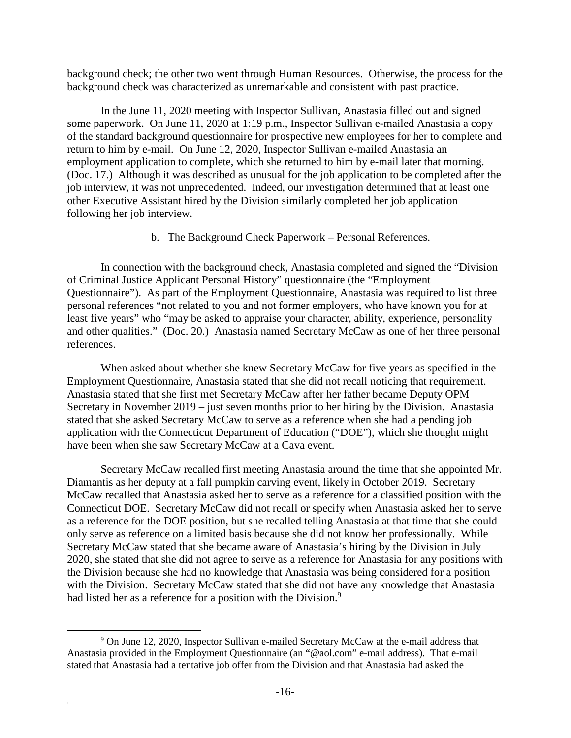background check; the other two went through Human Resources. Otherwise, the process for the background check was characterized as unremarkable and consistent with past practice.

In the June 11, 2020 meeting with Inspector Sullivan, Anastasia filled out and signed some paperwork. On June 11, 2020 at 1:19 p.m., Inspector Sullivan e-mailed Anastasia a copy of the standard background questionnaire for prospective new employees for her to complete and return to him by e-mail. On June 12, 2020, Inspector Sullivan e-mailed Anastasia an employment application to complete, which she returned to him by e-mail later that morning. (Doc. 17.) Although it was described as unusual for the job application to be completed after the job interview, it was not unprecedented. Indeed, our investigation determined that at least one other Executive Assistant hired by the Division similarly completed her job application following her job interview.

b. The Background Check Paperwork – Personal References.

In connection with the background check, Anastasia completed and signed the "Division of Criminal Justice Applicant Personal History" questionnaire (the "Employment Questionnaire"). As part of the Employment Questionnaire, Anastasia was required to list three personal references "not related to you and not former employers, who have known you for at least five years" who "may be asked to appraise your character, ability, experience, personality and other qualities." (Doc. 20.) Anastasia named Secretary McCaw as one of her three personal references.

When asked about whether she knew Secretary McCaw for five years as specified in the Employment Questionnaire, Anastasia stated that she did not recall noticing that requirement. Anastasia stated that she first met Secretary McCaw after her father became Deputy OPM Secretary in November 2019 – just seven months prior to her hiring by the Division. Anastasia stated that she asked Secretary McCaw to serve as a reference when she had a pending job application with the Connecticut Department of Education ("DOE"), which she thought might have been when she saw Secretary McCaw at a Cava event.

Secretary McCaw recalled first meeting Anastasia around the time that she appointed Mr. Diamantis as her deputy at a fall pumpkin carving event, likely in October 2019. Secretary McCaw recalled that Anastasia asked her to serve as a reference for a classified position with the Connecticut DOE. Secretary McCaw did not recall or specify when Anastasia asked her to serve as a reference for the DOE position, but she recalled telling Anastasia at that time that she could only serve as reference on a limited basis because she did not know her professionally. While Secretary McCaw stated that she became aware of Anastasia's hiring by the Division in July 2020, she stated that she did not agree to serve as a reference for Anastasia for any positions with the Division because she had no knowledge that Anastasia was being considered for a position with the Division. Secretary McCaw stated that she did not have any knowledge that Anastasia had listed her as a reference for a position with the Division.[9]

[9] On June 12, 2020, Inspector Sullivan e-mailed Secretary McCaw at the e-mail address that Anastasia provided in the Employment Questionnaire (an "@aol.com" e-mail address). That e-mail stated that Anastasia had a tentative job offer from the Division and that Anastasia had asked the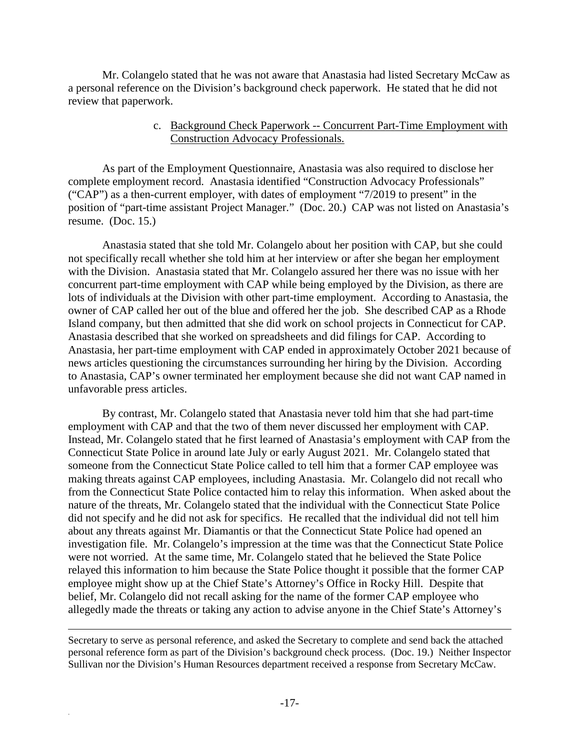Mr. Colangelo stated that he was not aware that Anastasia had listed Secretary McCaw as a personal reference on the Division's background check paperwork. He stated that he did not review that paperwork.

c. Background Check Paperwork -- Concurrent Part-Time Employment with Construction Advocacy Professionals.

As part of the Employment Questionnaire, Anastasia was also required to disclose her complete employment record. Anastasia identified "Construction Advocacy Professionals" ("CAP") as a then-current employer, with dates of employment "7/2019 to present" in the position of "part-time assistant Project Manager." (Doc. 20.) CAP was not listed on Anastasia's resume. (Doc. 15.)

Anastasia stated that she told Mr. Colangelo about her position with CAP, but she could not specifically recall whether she told him at her interview or after she began her employment with the Division. Anastasia stated that Mr. Colangelo assured her there was no issue with her concurrent part-time employment with CAP while being employed by the Division, as there are lots of individuals at the Division with other part-time employment. According to Anastasia, the owner of CAP called her out of the blue and offered her the job. She described CAP as a Rhode Island company, but then admitted that she did work on school projects in Connecticut for CAP. Anastasia described that she worked on spreadsheets and did filings for CAP. According to Anastasia, her part-time employment with CAP ended in approximately October 2021 because of news articles questioning the circumstances surrounding her hiring by the Division. According to Anastasia, CAP's owner terminated her employment because she did not want CAP named in unfavorable press articles.

By contrast, Mr. Colangelo stated that Anastasia never told him that she had part-time employment with CAP and that the two of them never discussed her employment with CAP. Instead, Mr. Colangelo stated that he first learned of Anastasia's employment with CAP from the Connecticut State Police in around late July or early August 2021. Mr. Colangelo stated that someone from the Connecticut State Police called to tell him that a former CAP employee was making threats against CAP employees, including Anastasia. Mr. Colangelo did not recall who from the Connecticut State Police contacted him to relay this information. When asked about the nature of the threats, Mr. Colangelo stated that the individual with the Connecticut State Police did not specify and he did not ask for specifics. He recalled that the individual did not tell him about any threats against Mr. Diamantis or that the Connecticut State Police had opened an investigation file. Mr. Colangelo's impression at the time was that the Connecticut State Police were not worried. At the same time, Mr. Colangelo stated that he believed the State Police relayed this information to him because the State Police thought it possible that the former CAP employee might show up at the Chief State's Attorney's Office in Rocky Hill. Despite that belief, Mr. Colangelo did not recall asking for the name of the former CAP employee who allegedly made the threats or taking any action to advise anyone in the Chief State's Attorney's

---

Secretary to serve as personal reference, and asked the Secretary to complete and send back the attached personal reference form as part of the Division's background check process. (Doc. 19.) Neither Inspector Sullivan nor the Division's Human Resources department received a response from Secretary McCaw.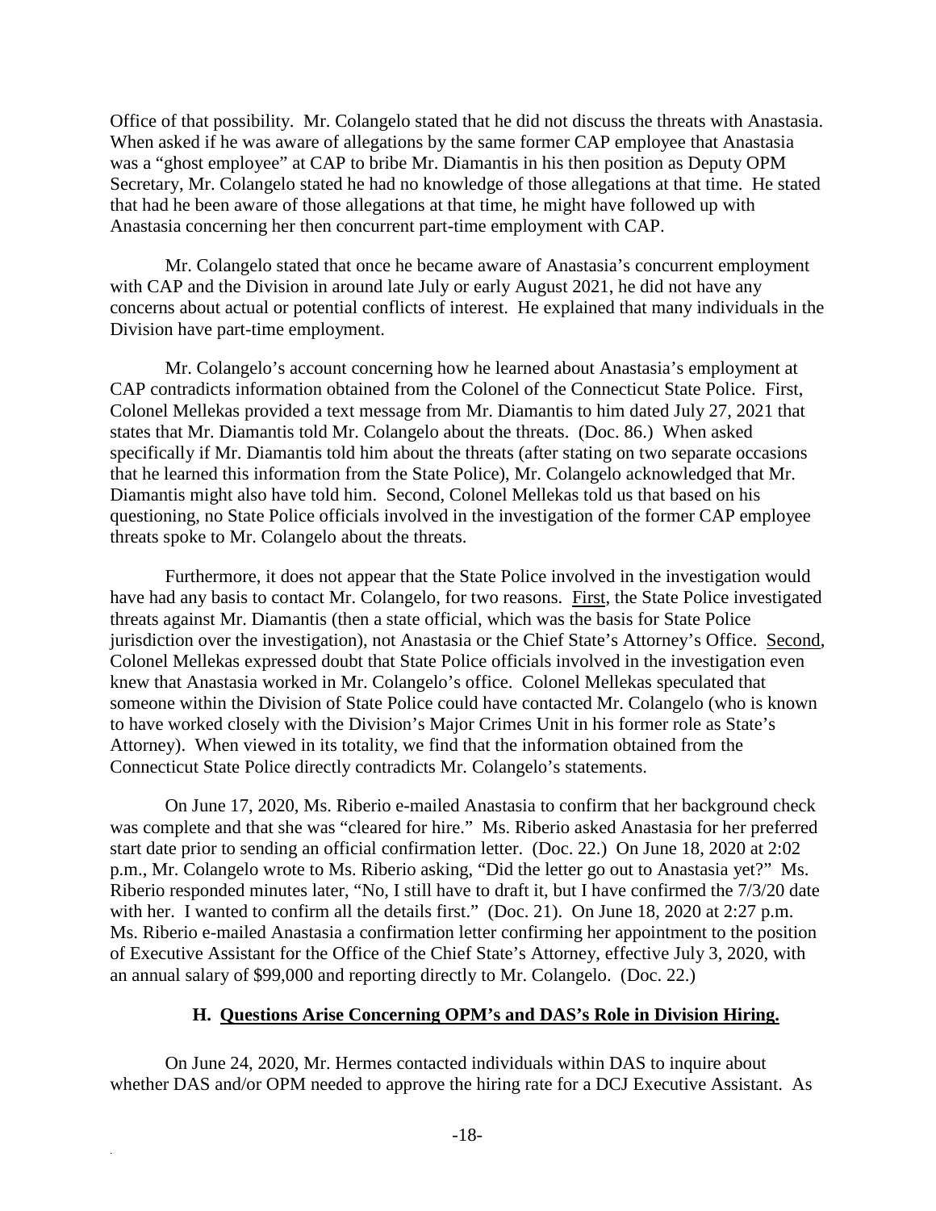Office of that possibility. Mr. Colangelo stated that he did not discuss the threats with Anastasia. When asked if he was aware of allegations by the same former CAP employee that Anastasia was a "ghost employee" at CAP to bribe Mr. Diamantis in his then position as Deputy OPM Secretary, Mr. Colangelo stated he had no knowledge of those allegations at that time. He stated that had he been aware of those allegations at that time, he might have followed up with Anastasia concerning her then concurrent part-time employment with CAP.

Mr. Colangelo stated that once he became aware of Anastasia's concurrent employment with CAP and the Division in around late July or early August 2021, he did not have any concerns about actual or potential conflicts of interest. He explained that many individuals in the Division have part-time employment.

Mr. Colangelo's account concerning how he learned about Anastasia's employment at CAP contradicts information obtained from the Colonel of the Connecticut State Police. First, Colonel Mellekas provided a text message from Mr. Diamantis to him dated July 27, 2021 that states that Mr. Diamantis told Mr. Colangelo about the threats. (Doc. 86.) When asked specifically if Mr. Diamantis told him about the threats (after stating on two separate occasions that he learned this information from the State Police), Mr. Colangelo acknowledged that Mr. Diamantis might also have told him. Second, Colonel Mellekas told us that based on his questioning, no State Police officials involved in the investigation of the former CAP employee threats spoke to Mr. Colangelo about the threats.

Furthermore, it does not appear that the State Police involved in the investigation would have had any basis to contact Mr. Colangelo, for two reasons. First, the State Police investigated threats against Mr. Diamantis (then a state official, which was the basis for State Police jurisdiction over the investigation), not Anastasia or the Chief State's Attorney's Office. Second, Colonel Mellekas expressed doubt that State Police officials involved in the investigation even knew that Anastasia worked in Mr. Colangelo's office. Colonel Mellekas speculated that someone within the Division of State Police could have contacted Mr. Colangelo (who is known to have worked closely with the Division's Major Crimes Unit in his former role as State's Attorney). When viewed in its totality, we find that the information obtained from the Connecticut State Police directly contradicts Mr. Colangelo's statements.

On June 17, 2020, Ms. Riberio e-mailed Anastasia to confirm that her background check was complete and that she was "cleared for hire." Ms. Riberio asked Anastasia for her preferred start date prior to sending an official confirmation letter. (Doc. 22.) On June 18, 2020 at 2:02 p.m., Mr. Colangelo wrote to Ms. Riberio asking, "Did the letter go out to Anastasia yet?" Ms. Riberio responded minutes later, "No, I still have to draft it, but I have confirmed the 7/3/20 date with her. I wanted to confirm all the details first." (Doc. 21). On June 18, 2020 at 2:27 p.m. Ms. Riberio e-mailed Anastasia a confirmation letter confirming her appointment to the position of Executive Assistant for the Office of the Chief State's Attorney, effective July 3, 2020, with an annual salary of $99,000 and reporting directly to Mr. Colangelo. (Doc. 22.)

### H. Questions Arise Concerning OPM's and DAS's Role in Division Hiring.

On June 24, 2020, Mr. Hermes contacted individuals within DAS to inquire about whether DAS and/or OPM needed to approve the hiring rate for a DCJ Executive Assistant. As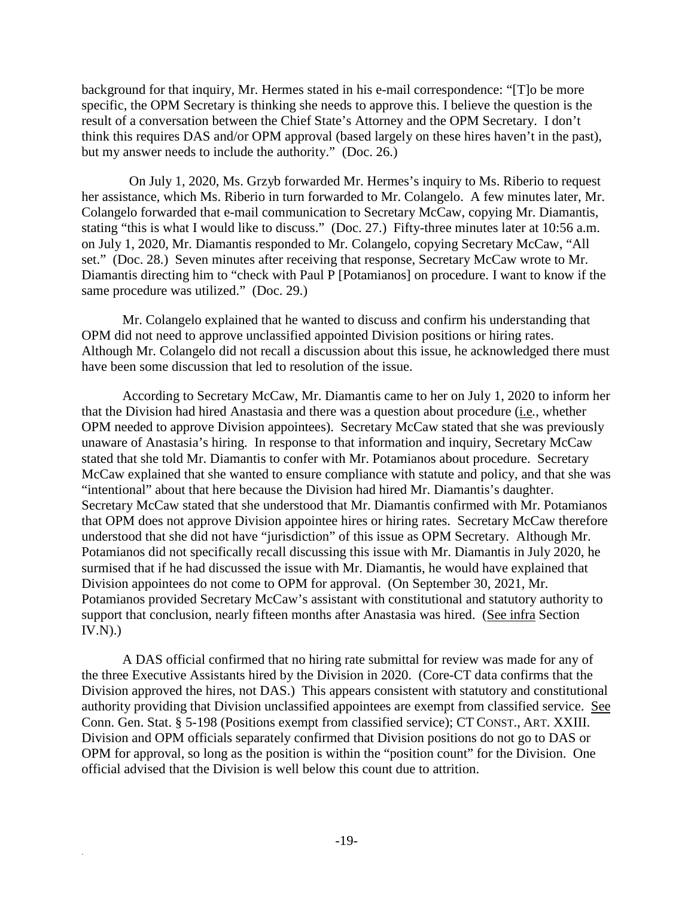background for that inquiry, Mr. Hermes stated in his e-mail correspondence: "[T]o be more specific, the OPM Secretary is thinking she needs to approve this. I believe the question is the result of a conversation between the Chief State's Attorney and the OPM Secretary. I don't think this requires DAS and/or OPM approval (based largely on these hires haven't in the past), but my answer needs to include the authority." (Doc. 26.)

On July 1, 2020, Ms. Grzyb forwarded Mr. Hermes's inquiry to Ms. Riberio to request her assistance, which Ms. Riberio in turn forwarded to Mr. Colangelo. A few minutes later, Mr. Colangelo forwarded that e-mail communication to Secretary McCaw, copying Mr. Diamantis, stating "this is what I would like to discuss." (Doc. 27.) Fifty-three minutes later at 10:56 a.m. on July 1, 2020, Mr. Diamantis responded to Mr. Colangelo, copying Secretary McCaw, "All set." (Doc. 28.) Seven minutes after receiving that response, Secretary McCaw wrote to Mr. Diamantis directing him to "check with Paul P [Potamianos] on procedure. I want to know if the same procedure was utilized." (Doc. 29.)

Mr. Colangelo explained that he wanted to discuss and confirm his understanding that OPM did not need to approve unclassified appointed Division positions or hiring rates. Although Mr. Colangelo did not recall a discussion about this issue, he acknowledged there must have been some discussion that led to resolution of the issue.

According to Secretary McCaw, Mr. Diamantis came to her on July 1, 2020 to inform her that the Division had hired Anastasia and there was a question about procedure (i.e., whether OPM needed to approve Division appointees). Secretary McCaw stated that she was previously unaware of Anastasia's hiring. In response to that information and inquiry, Secretary McCaw stated that she told Mr. Diamantis to confer with Mr. Potamianos about procedure. Secretary McCaw explained that she wanted to ensure compliance with statute and policy, and that she was "intentional" about that here because the Division had hired Mr. Diamantis's daughter. Secretary McCaw stated that she understood that Mr. Diamantis confirmed with Mr. Potamianos that OPM does not approve Division appointee hires or hiring rates. Secretary McCaw therefore understood that she did not have "jurisdiction" of this issue as OPM Secretary. Although Mr. Potamianos did not specifically recall discussing this issue with Mr. Diamantis in July 2020, he surmised that if he had discussed the issue with Mr. Diamantis, he would have explained that Division appointees do not come to OPM for approval. (On September 30, 2021, Mr. Potamianos provided Secretary McCaw's assistant with constitutional and statutory authority to support that conclusion, nearly fifteen months after Anastasia was hired. (See infra Section IV.N).)

A DAS official confirmed that no hiring rate submittal for review was made for any of the three Executive Assistants hired by the Division in 2020. (Core-CT data confirms that the Division approved the hires, not DAS.) This appears consistent with statutory and constitutional authority providing that Division unclassified appointees are exempt from classified service. See Conn. Gen. Stat. § 5-198 (Positions exempt from classified service); CT CONST., ART. XXIII. Division and OPM officials separately confirmed that Division positions do not go to DAS or OPM for approval, so long as the position is within the "position count" for the Division. One official advised that the Division is well below this count due to attrition.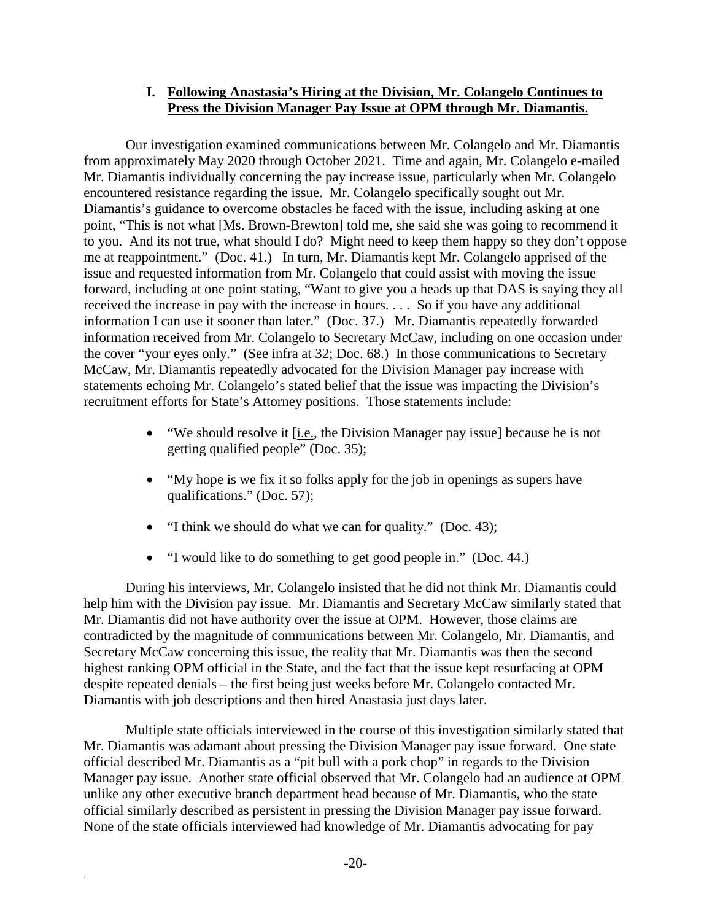## I. Following Anastasia's Hiring at the Division, Mr. Colangelo Continues to Press the Division Manager Pay Issue at OPM through Mr. Diamantis.

Our investigation examined communications between Mr. Colangelo and Mr. Diamantis from approximately May 2020 through October 2021. Time and again, Mr. Colangelo e-mailed Mr. Diamantis individually concerning the pay increase issue, particularly when Mr. Colangelo encountered resistance regarding the issue. Mr. Colangelo specifically sought out Mr. Diamantis's guidance to overcome obstacles he faced with the issue, including asking at one point, "This is not what [Ms. Brown-Brewton] told me, she said she was going to recommend it to you. And its not true, what should I do? Might need to keep them happy so they don't oppose me at reappointment." (Doc. 41.) In turn, Mr. Diamantis kept Mr. Colangelo apprised of the issue and requested information from Mr. Colangelo that could assist with moving the issue forward, including at one point stating, "Want to give you a heads up that DAS is saying they all received the increase in pay with the increase in hours. . . . So if you have any additional information I can use it sooner than later." (Doc. 37.) Mr. Diamantis repeatedly forwarded information received from Mr. Colangelo to Secretary McCaw, including on one occasion under the cover "your eyes only." (See infra at 32; Doc. 68.) In those communications to Secretary McCaw, Mr. Diamantis repeatedly advocated for the Division Manager pay increase with statements echoing Mr. Colangelo's stated belief that the issue was impacting the Division's recruitment efforts for State's Attorney positions. Those statements include:

- "We should resolve it [i.e., the Division Manager pay issue] because he is not getting qualified people" (Doc. 35);
- "My hope is we fix it so folks apply for the job in openings as supers have qualifications." (Doc. 57);
- "I think we should do what we can for quality." (Doc. 43);
- "I would like to do something to get good people in." (Doc. 44.)

During his interviews, Mr. Colangelo insisted that he did not think Mr. Diamantis could help him with the Division pay issue. Mr. Diamantis and Secretary McCaw similarly stated that Mr. Diamantis did not have authority over the issue at OPM. However, those claims are contradicted by the magnitude of communications between Mr. Colangelo, Mr. Diamantis, and Secretary McCaw concerning this issue, the reality that Mr. Diamantis was then the second highest ranking OPM official in the State, and the fact that the issue kept resurfacing at OPM despite repeated denials – the first being just weeks before Mr. Colangelo contacted Mr. Diamantis with job descriptions and then hired Anastasia just days later.

Multiple state officials interviewed in the course of this investigation similarly stated that Mr. Diamantis was adamant about pressing the Division Manager pay issue forward. One state official described Mr. Diamantis as a "pit bull with a pork chop" in regards to the Division Manager pay issue. Another state official observed that Mr. Colangelo had an audience at OPM unlike any other executive branch department head because of Mr. Diamantis, who the state official similarly described as persistent in pressing the Division Manager pay issue forward. None of the state officials interviewed had knowledge of Mr. Diamantis advocating for pay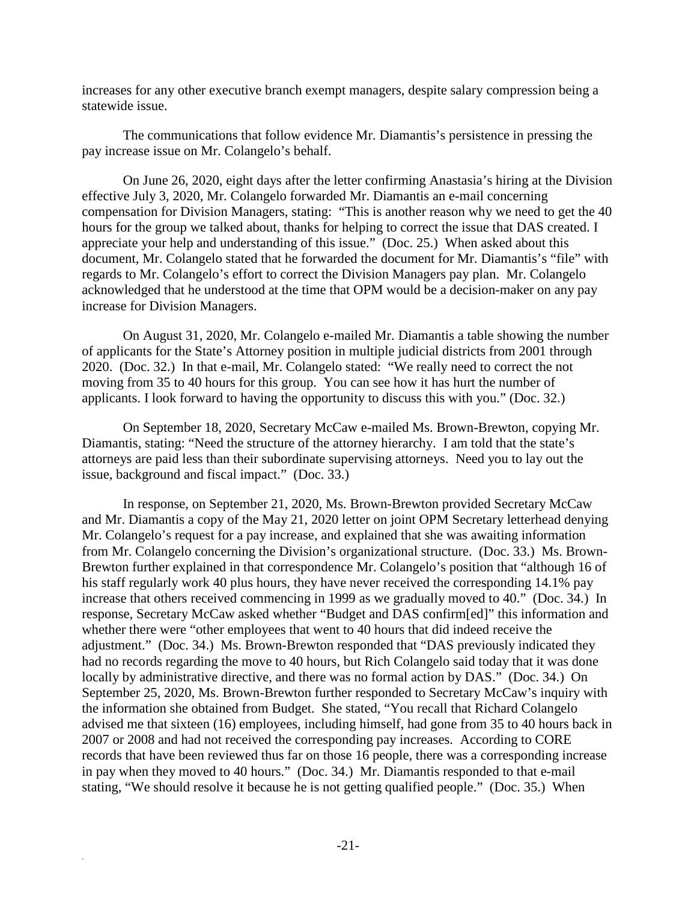increases for any other executive branch exempt managers, despite salary compression being a statewide issue.

The communications that follow evidence Mr. Diamantis's persistence in pressing the pay increase issue on Mr. Colangelo's behalf.

On June 26, 2020, eight days after the letter confirming Anastasia's hiring at the Division effective July 3, 2020, Mr. Colangelo forwarded Mr. Diamantis an e-mail concerning compensation for Division Managers, stating: "This is another reason why we need to get the 40 hours for the group we talked about, thanks for helping to correct the issue that DAS created. I appreciate your help and understanding of this issue." (Doc. 25.) When asked about this document, Mr. Colangelo stated that he forwarded the document for Mr. Diamantis's "file" with regards to Mr. Colangelo's effort to correct the Division Managers pay plan. Mr. Colangelo acknowledged that he understood at the time that OPM would be a decision-maker on any pay increase for Division Managers.

On August 31, 2020, Mr. Colangelo e-mailed Mr. Diamantis a table showing the number of applicants for the State's Attorney position in multiple judicial districts from 2001 through 2020. (Doc. 32.) In that e-mail, Mr. Colangelo stated: "We really need to correct the not moving from 35 to 40 hours for this group. You can see how it has hurt the number of applicants. I look forward to having the opportunity to discuss this with you." (Doc. 32.)

On September 18, 2020, Secretary McCaw e-mailed Ms. Brown-Brewton, copying Mr. Diamantis, stating: "Need the structure of the attorney hierarchy. I am told that the state's attorneys are paid less than their subordinate supervising attorneys. Need you to lay out the issue, background and fiscal impact." (Doc. 33.)

In response, on September 21, 2020, Ms. Brown-Brewton provided Secretary McCaw and Mr. Diamantis a copy of the May 21, 2020 letter on joint OPM Secretary letterhead denying Mr. Colangelo's request for a pay increase, and explained that she was awaiting information from Mr. Colangelo concerning the Division's organizational structure. (Doc. 33.) Ms. Brown-Brewton further explained in that correspondence Mr. Colangelo's position that "although 16 of his staff regularly work 40 plus hours, they have never received the corresponding 14.1% pay increase that others received commencing in 1999 as we gradually moved to 40." (Doc. 34.) In response, Secretary McCaw asked whether "Budget and DAS confirm[ed]" this information and whether there were "other employees that went to 40 hours that did indeed receive the adjustment." (Doc. 34.) Ms. Brown-Brewton responded that "DAS previously indicated they had no records regarding the move to 40 hours, but Rich Colangelo said today that it was done locally by administrative directive, and there was no formal action by DAS." (Doc. 34.) On September 25, 2020, Ms. Brown-Brewton further responded to Secretary McCaw's inquiry with the information she obtained from Budget. She stated, "You recall that Richard Colangelo advised me that sixteen (16) employees, including himself, had gone from 35 to 40 hours back in 2007 or 2008 and had not received the corresponding pay increases. According to CORE records that have been reviewed thus far on those 16 people, there was a corresponding increase in pay when they moved to 40 hours." (Doc. 34.) Mr. Diamantis responded to that e-mail stating, "We should resolve it because he is not getting qualified people." (Doc. 35.) When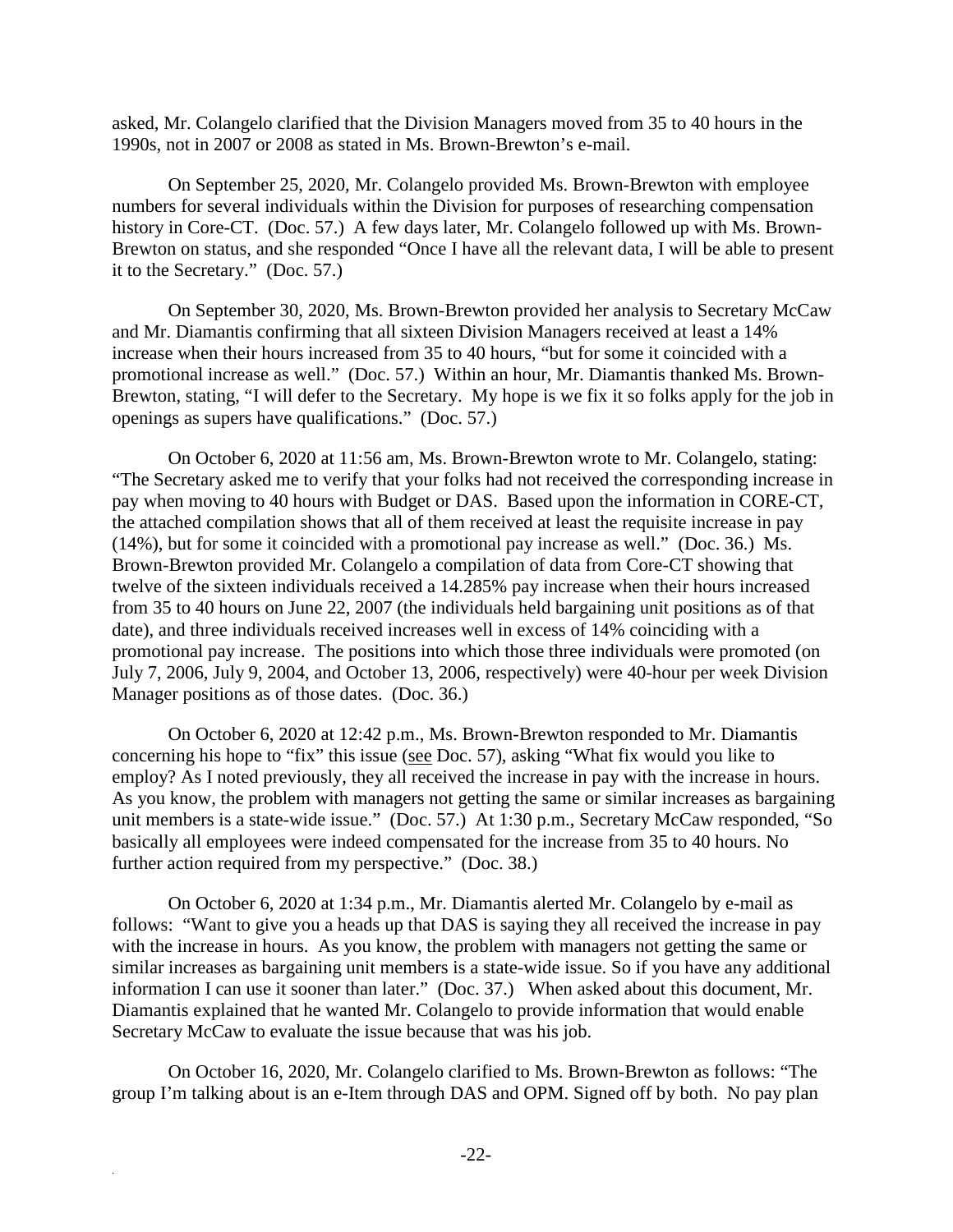asked, Mr. Colangelo clarified that the Division Managers moved from 35 to 40 hours in the 1990s, not in 2007 or 2008 as stated in Ms. Brown-Brewton's e-mail.

On September 25, 2020, Mr. Colangelo provided Ms. Brown-Brewton with employee numbers for several individuals within the Division for purposes of researching compensation history in Core-CT. (Doc. 57.) A few days later, Mr. Colangelo followed up with Ms. Brown-Brewton on status, and she responded "Once I have all the relevant data, I will be able to present it to the Secretary." (Doc. 57.)

On September 30, 2020, Ms. Brown-Brewton provided her analysis to Secretary McCaw and Mr. Diamantis confirming that all sixteen Division Managers received at least a 14% increase when their hours increased from 35 to 40 hours, "but for some it coincided with a promotional increase as well." (Doc. 57.) Within an hour, Mr. Diamantis thanked Ms. Brown-Brewton, stating, "I will defer to the Secretary. My hope is we fix it so folks apply for the job in openings as supers have qualifications." (Doc. 57.)

On October 6, 2020 at 11:56 am, Ms. Brown-Brewton wrote to Mr. Colangelo, stating: "The Secretary asked me to verify that your folks had not received the corresponding increase in pay when moving to 40 hours with Budget or DAS. Based upon the information in CORE-CT, the attached compilation shows that all of them received at least the requisite increase in pay (14%), but for some it coincided with a promotional pay increase as well." (Doc. 36.) Ms. Brown-Brewton provided Mr. Colangelo a compilation of data from Core-CT showing that twelve of the sixteen individuals received a 14.285% pay increase when their hours increased from 35 to 40 hours on June 22, 2007 (the individuals held bargaining unit positions as of that date), and three individuals received increases well in excess of 14% coinciding with a promotional pay increase. The positions into which those three individuals were promoted (on July 7, 2006, July 9, 2004, and October 13, 2006, respectively) were 40-hour per week Division Manager positions as of those dates. (Doc. 36.)

On October 6, 2020 at 12:42 p.m., Ms. Brown-Brewton responded to Mr. Diamantis concerning his hope to "fix" this issue (see Doc. 57), asking "What fix would you like to employ? As I noted previously, they all received the increase in pay with the increase in hours. As you know, the problem with managers not getting the same or similar increases as bargaining unit members is a state-wide issue." (Doc. 57.) At 1:30 p.m., Secretary McCaw responded, "So basically all employees were indeed compensated for the increase from 35 to 40 hours. No further action required from my perspective." (Doc. 38.)

On October 6, 2020 at 1:34 p.m., Mr. Diamantis alerted Mr. Colangelo by e-mail as follows: "Want to give you a heads up that DAS is saying they all received the increase in pay with the increase in hours. As you know, the problem with managers not getting the same or similar increases as bargaining unit members is a state-wide issue. So if you have any additional information I can use it sooner than later." (Doc. 37.) When asked about this document, Mr. Diamantis explained that he wanted Mr. Colangelo to provide information that would enable Secretary McCaw to evaluate the issue because that was his job.

On October 16, 2020, Mr. Colangelo clarified to Ms. Brown-Brewton as follows: "The group I'm talking about is an e-Item through DAS and OPM. Signed off by both. No pay plan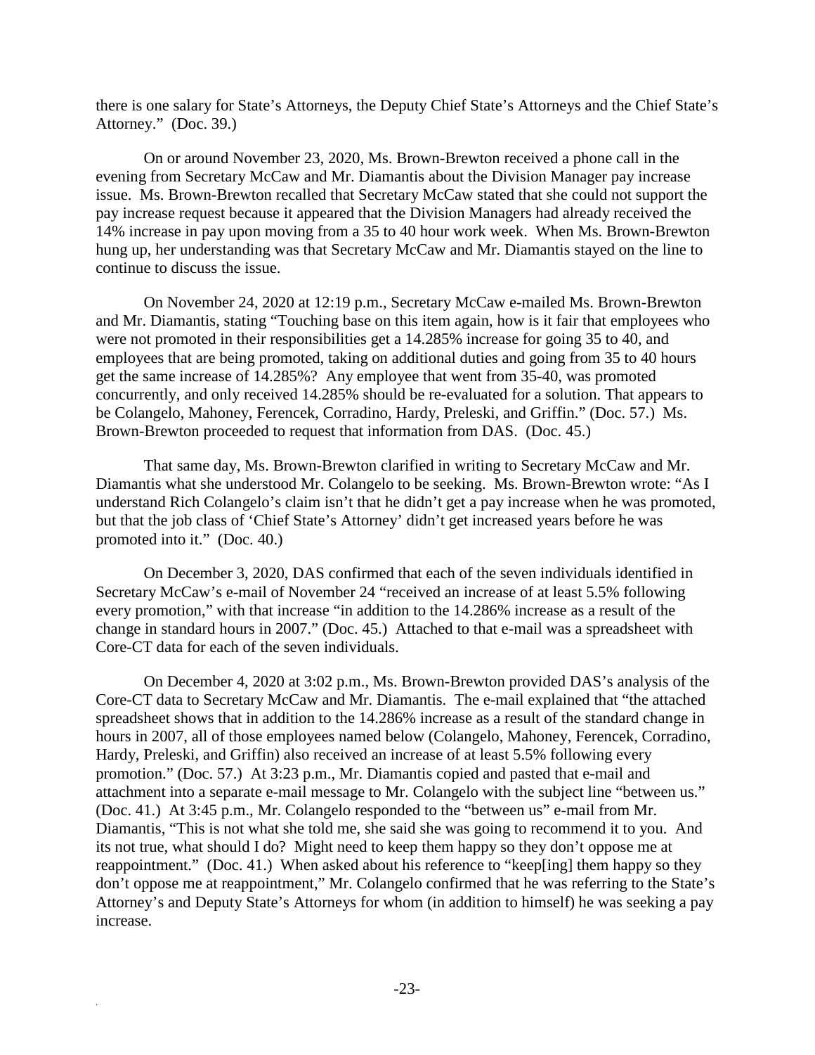there is one salary for State's Attorneys, the Deputy Chief State's Attorneys and the Chief State's Attorney." (Doc. 39.)

On or around November 23, 2020, Ms. Brown-Brewton received a phone call in the evening from Secretary McCaw and Mr. Diamantis about the Division Manager pay increase issue. Ms. Brown-Brewton recalled that Secretary McCaw stated that she could not support the pay increase request because it appeared that the Division Managers had already received the 14% increase in pay upon moving from a 35 to 40 hour work week. When Ms. Brown-Brewton hung up, her understanding was that Secretary McCaw and Mr. Diamantis stayed on the line to continue to discuss the issue.

On November 24, 2020 at 12:19 p.m., Secretary McCaw e-mailed Ms. Brown-Brewton and Mr. Diamantis, stating "Touching base on this item again, how is it fair that employees who were not promoted in their responsibilities get a 14.285% increase for going 35 to 40, and employees that are being promoted, taking on additional duties and going from 35 to 40 hours get the same increase of 14.285%? Any employee that went from 35-40, was promoted concurrently, and only received 14.285% should be re-evaluated for a solution. That appears to be Colangelo, Mahoney, Ferencek, Corradino, Hardy, Preleski, and Griffin." (Doc. 57.) Ms. Brown-Brewton proceeded to request that information from DAS. (Doc. 45.)

That same day, Ms. Brown-Brewton clarified in writing to Secretary McCaw and Mr. Diamantis what she understood Mr. Colangelo to be seeking. Ms. Brown-Brewton wrote: "As I understand Rich Colangelo's claim isn't that he didn't get a pay increase when he was promoted, but that the job class of 'Chief State's Attorney' didn't get increased years before he was promoted into it." (Doc. 40.)

On December 3, 2020, DAS confirmed that each of the seven individuals identified in Secretary McCaw's e-mail of November 24 "received an increase of at least 5.5% following every promotion," with that increase "in addition to the 14.286% increase as a result of the change in standard hours in 2007." (Doc. 45.) Attached to that e-mail was a spreadsheet with Core-CT data for each of the seven individuals.

On December 4, 2020 at 3:02 p.m., Ms. Brown-Brewton provided DAS's analysis of the Core-CT data to Secretary McCaw and Mr. Diamantis. The e-mail explained that "the attached spreadsheet shows that in addition to the 14.286% increase as a result of the standard change in hours in 2007, all of those employees named below (Colangelo, Mahoney, Ferencek, Corradino, Hardy, Preleski, and Griffin) also received an increase of at least 5.5% following every promotion." (Doc. 57.) At 3:23 p.m., Mr. Diamantis copied and pasted that e-mail and attachment into a separate e-mail message to Mr. Colangelo with the subject line "between us." (Doc. 41.) At 3:45 p.m., Mr. Colangelo responded to the "between us" e-mail from Mr. Diamantis, "This is not what she told me, she said she was going to recommend it to you. And its not true, what should I do? Might need to keep them happy so they don't oppose me at reappointment." (Doc. 41.) When asked about his reference to "keep[ing] them happy so they don't oppose me at reappointment," Mr. Colangelo confirmed that he was referring to the State's Attorney's and Deputy State's Attorneys for whom (in addition to himself) he was seeking a pay increase.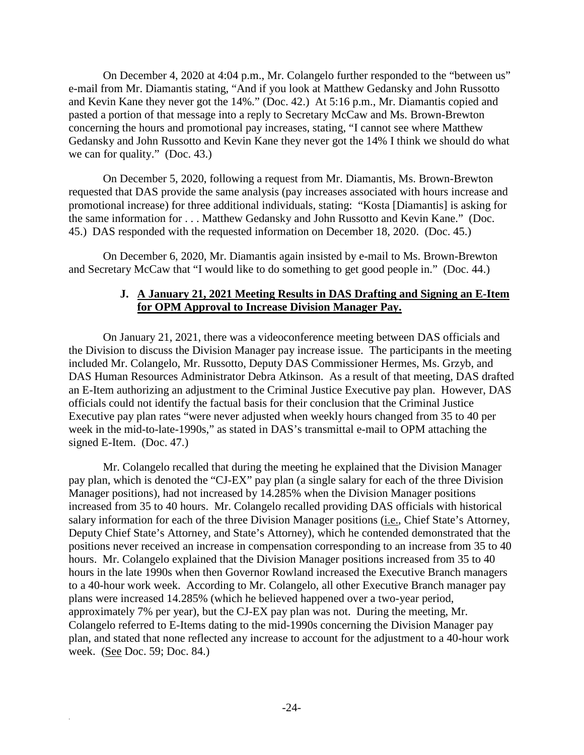On December 4, 2020 at 4:04 p.m., Mr. Colangelo further responded to the "between us" e-mail from Mr. Diamantis stating, "And if you look at Matthew Gedansky and John Russotto and Kevin Kane they never got the 14%." (Doc. 42.) At 5:16 p.m., Mr. Diamantis copied and pasted a portion of that message into a reply to Secretary McCaw and Ms. Brown-Brewton concerning the hours and promotional pay increases, stating, "I cannot see where Matthew Gedansky and John Russotto and Kevin Kane they never got the 14% I think we should do what we can for quality." (Doc. 43.)

On December 5, 2020, following a request from Mr. Diamantis, Ms. Brown-Brewton requested that DAS provide the same analysis (pay increases associated with hours increase and promotional increase) for three additional individuals, stating: "Kosta [Diamantis] is asking for the same information for . . . Matthew Gedansky and John Russotto and Kevin Kane." (Doc. 45.) DAS responded with the requested information on December 18, 2020. (Doc. 45.)

On December 6, 2020, Mr. Diamantis again insisted by e-mail to Ms. Brown-Brewton and Secretary McCaw that "I would like to do something to get good people in." (Doc. 44.)

### J. A January 21, 2021 Meeting Results in DAS Drafting and Signing an E-Item for OPM Approval to Increase Division Manager Pay.

On January 21, 2021, there was a videoconference meeting between DAS officials and the Division to discuss the Division Manager pay increase issue. The participants in the meeting included Mr. Colangelo, Mr. Russotto, Deputy DAS Commissioner Hermes, Ms. Grzyb, and DAS Human Resources Administrator Debra Atkinson. As a result of that meeting, DAS drafted an E-Item authorizing an adjustment to the Criminal Justice Executive pay plan. However, DAS officials could not identify the factual basis for their conclusion that the Criminal Justice Executive pay plan rates "were never adjusted when weekly hours changed from 35 to 40 per week in the mid-to-late-1990s," as stated in DAS's transmittal e-mail to OPM attaching the signed E-Item. (Doc. 47.)

Mr. Colangelo recalled that during the meeting he explained that the Division Manager pay plan, which is denoted the "CJ-EX" pay plan (a single salary for each of the three Division Manager positions), had not increased by 14.285% when the Division Manager positions increased from 35 to 40 hours. Mr. Colangelo recalled providing DAS officials with historical salary information for each of the three Division Manager positions (i.e., Chief State's Attorney, Deputy Chief State's Attorney, and State's Attorney), which he contended demonstrated that the positions never received an increase in compensation corresponding to an increase from 35 to 40 hours. Mr. Colangelo explained that the Division Manager positions increased from 35 to 40 hours in the late 1990s when then Governor Rowland increased the Executive Branch managers to a 40-hour work week. According to Mr. Colangelo, all other Executive Branch manager pay plans were increased 14.285% (which he believed happened over a two-year period, approximately 7% per year), but the CJ-EX pay plan was not. During the meeting, Mr. Colangelo referred to E-Items dating to the mid-1990s concerning the Division Manager pay plan, and stated that none reflected any increase to account for the adjustment to a 40-hour work week. (See Doc. 59; Doc. 84.)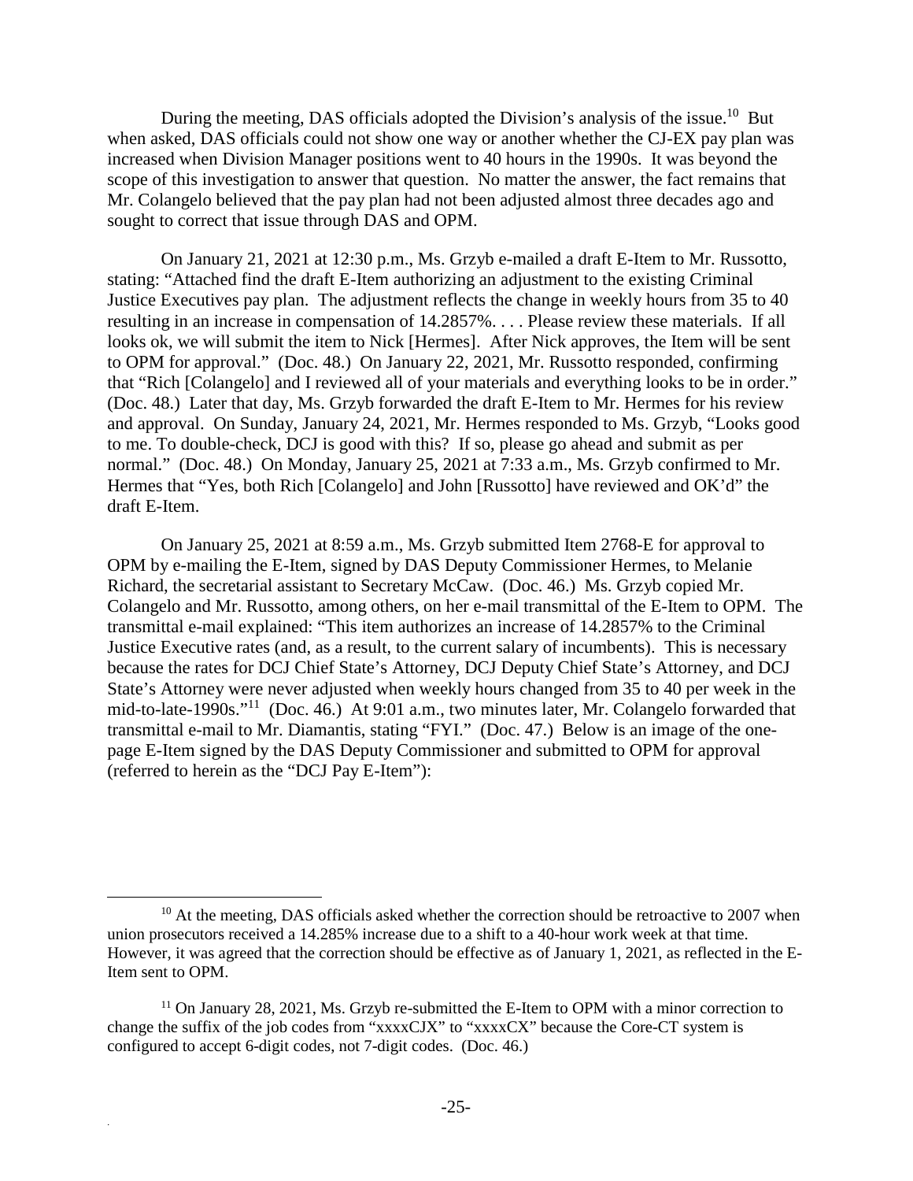During the meeting, DAS officials adopted the Division's analysis of the issue.[10] But when asked, DAS officials could not show one way or another whether the CJ-EX pay plan was increased when Division Manager positions went to 40 hours in the 1990s. It was beyond the scope of this investigation to answer that question. No matter the answer, the fact remains that Mr. Colangelo believed that the pay plan had not been adjusted almost three decades ago and sought to correct that issue through DAS and OPM.

On January 21, 2021 at 12:30 p.m., Ms. Grzyb e-mailed a draft E-Item to Mr. Russotto, stating: "Attached find the draft E-Item authorizing an adjustment to the existing Criminal Justice Executives pay plan. The adjustment reflects the change in weekly hours from 35 to 40 resulting in an increase in compensation of 14.2857%. . . . Please review these materials. If all looks ok, we will submit the item to Nick [Hermes]. After Nick approves, the Item will be sent to OPM for approval." (Doc. 48.) On January 22, 2021, Mr. Russotto responded, confirming that "Rich [Colangelo] and I reviewed all of your materials and everything looks to be in order." (Doc. 48.) Later that day, Ms. Grzyb forwarded the draft E-Item to Mr. Hermes for his review and approval. On Sunday, January 24, 2021, Mr. Hermes responded to Ms. Grzyb, "Looks good to me. To double-check, DCJ is good with this? If so, please go ahead and submit as per normal." (Doc. 48.) On Monday, January 25, 2021 at 7:33 a.m., Ms. Grzyb confirmed to Mr. Hermes that "Yes, both Rich [Colangelo] and John [Russotto] have reviewed and OK'd" the draft E-Item.

On January 25, 2021 at 8:59 a.m., Ms. Grzyb submitted Item 2768-E for approval to OPM by e-mailing the E-Item, signed by DAS Deputy Commissioner Hermes, to Melanie Richard, the secretarial assistant to Secretary McCaw. (Doc. 46.) Ms. Grzyb copied Mr. Colangelo and Mr. Russotto, among others, on her e-mail transmittal of the E-Item to OPM. The transmittal e-mail explained: "This item authorizes an increase of 14.2857% to the Criminal Justice Executive rates (and, as a result, to the current salary of incumbents). This is necessary because the rates for DCJ Chief State's Attorney, DCJ Deputy Chief State's Attorney, and DCJ State's Attorney were never adjusted when weekly hours changed from 35 to 40 per week in the mid-to-late-1990s."[11] (Doc. 46.) At 9:01 a.m., two minutes later, Mr. Colangelo forwarded that transmittal e-mail to Mr. Diamantis, stating "FYI." (Doc. 47.) Below is an image of the one-page E-Item signed by the DAS Deputy Commissioner and submitted to OPM for approval (referred to herein as the "DCJ Pay E-Item"):

---

[10] At the meeting, DAS officials asked whether the correction should be retroactive to 2007 when union prosecutors received a 14.285% increase due to a shift to a 40-hour work week at that time. However, it was agreed that the correction should be effective as of January 1, 2021, as reflected in the E-Item sent to OPM.

[11] On January 28, 2021, Ms. Grzyb re-submitted the E-Item to OPM with a minor correction to change the suffix of the job codes from "xxxxCJX" to "xxxxCX" because the Core-CT system is configured to accept 6-digit codes, not 7-digit codes. (Doc. 46.)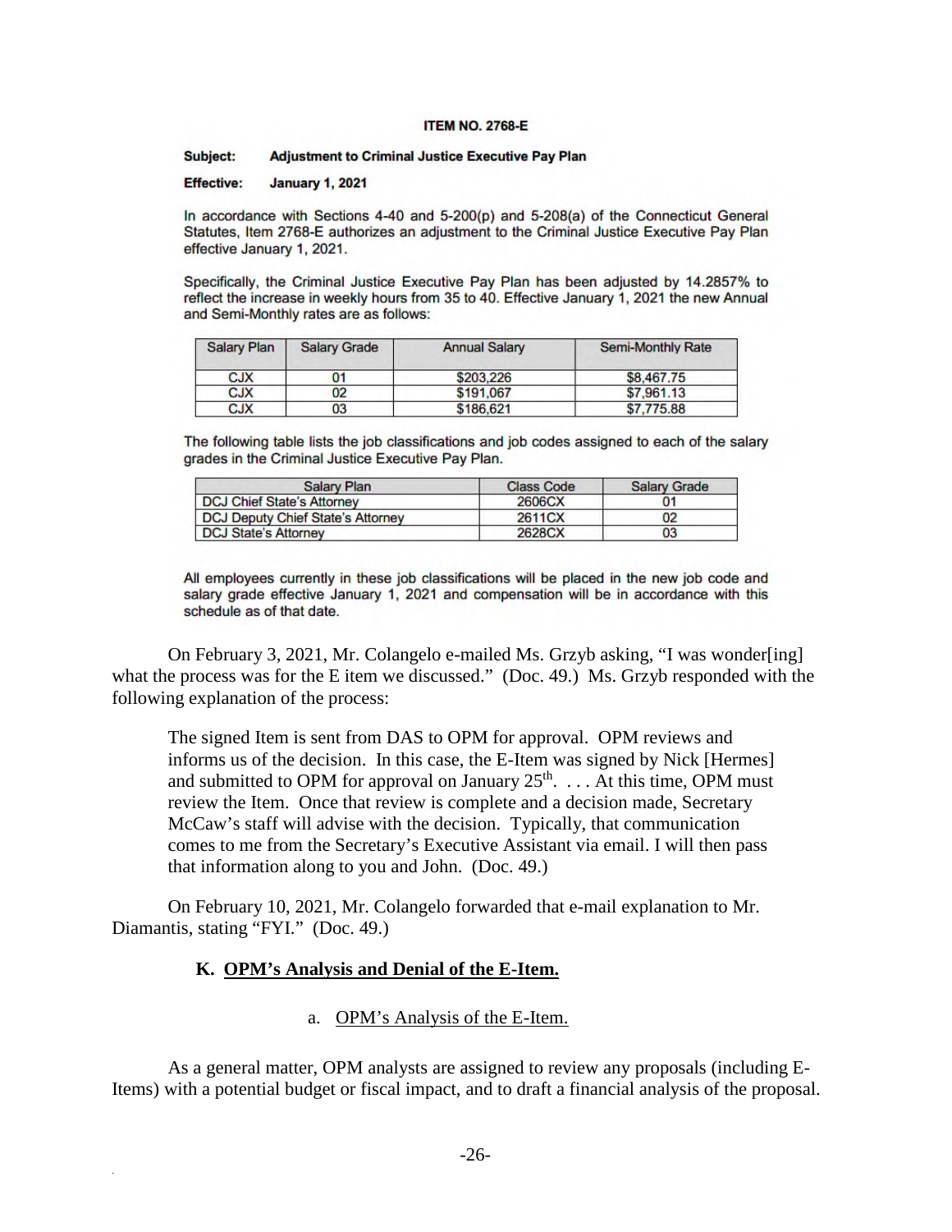**ITEM NO. 2768-E**

**Subject:** **Adjustment to Criminal Justice Executive Pay Plan**

**Effective:** **January 1, 2021**

In accordance with Sections 4-40 and 5-200(p) and 5-208(a) of the Connecticut General Statutes, Item 2768-E authorizes an adjustment to the Criminal Justice Executive Pay Plan effective January 1, 2021.

Specifically, the Criminal Justice Executive Pay Plan has been adjusted by 14.2857% to reflect the increase in weekly hours from 35 to 40. Effective January 1, 2021 the new Annual and Semi-Monthly rates are as follows:

| Salary Plan | Salary Grade | Annual Salary | Semi-Monthly Rate |
|---|---|---|---|
| CJX | 01 | $203,226 | $8,467.75 |
| CJX | 02 | $191,067 | $7,961.13 |
| CJX | 03 | $186,621 | $7,775.88 |

The following table lists the job classifications and job codes assigned to each of the salary grades in the Criminal Justice Executive Pay Plan.

| Salary Plan | Class Code | Salary Grade |
|---|---|---|
| DCJ Chief State's Attorney | 2606CX | 01 |
| DCJ Deputy Chief State's Attorney | 2611CX | 02 |
| DCJ State's Attorney | 2628CX | 03 |

All employees currently in these job classifications will be placed in the new job code and salary grade effective January 1, 2021 and compensation will be in accordance with this schedule as of that date.

On February 3, 2021, Mr. Colangelo e-mailed Ms. Grzyb asking, "I was wonder[ing] what the process was for the E item we discussed." (Doc. 49.) Ms. Grzyb responded with the following explanation of the process:

> The signed Item is sent from DAS to OPM for approval. OPM reviews and informs us of the decision. In this case, the E-Item was signed by Nick [Hermes] and submitted to OPM for approval on January 25th. . . . At this time, OPM must review the Item. Once that review is complete and a decision made, Secretary McCaw's staff will advise with the decision. Typically, that communication comes to me from the Secretary's Executive Assistant via email. I will then pass that information along to you and John. (Doc. 49.)

On February 10, 2021, Mr. Colangelo forwarded that e-mail explanation to Mr. Diamantis, stating "FYI." (Doc. 49.)

### K. OPM's Analysis and Denial of the E-Item.

#### a. OPM's Analysis of the E-Item.

As a general matter, OPM analysts are assigned to review any proposals (including E-Items) with a potential budget or fiscal impact, and to draft a financial analysis of the proposal.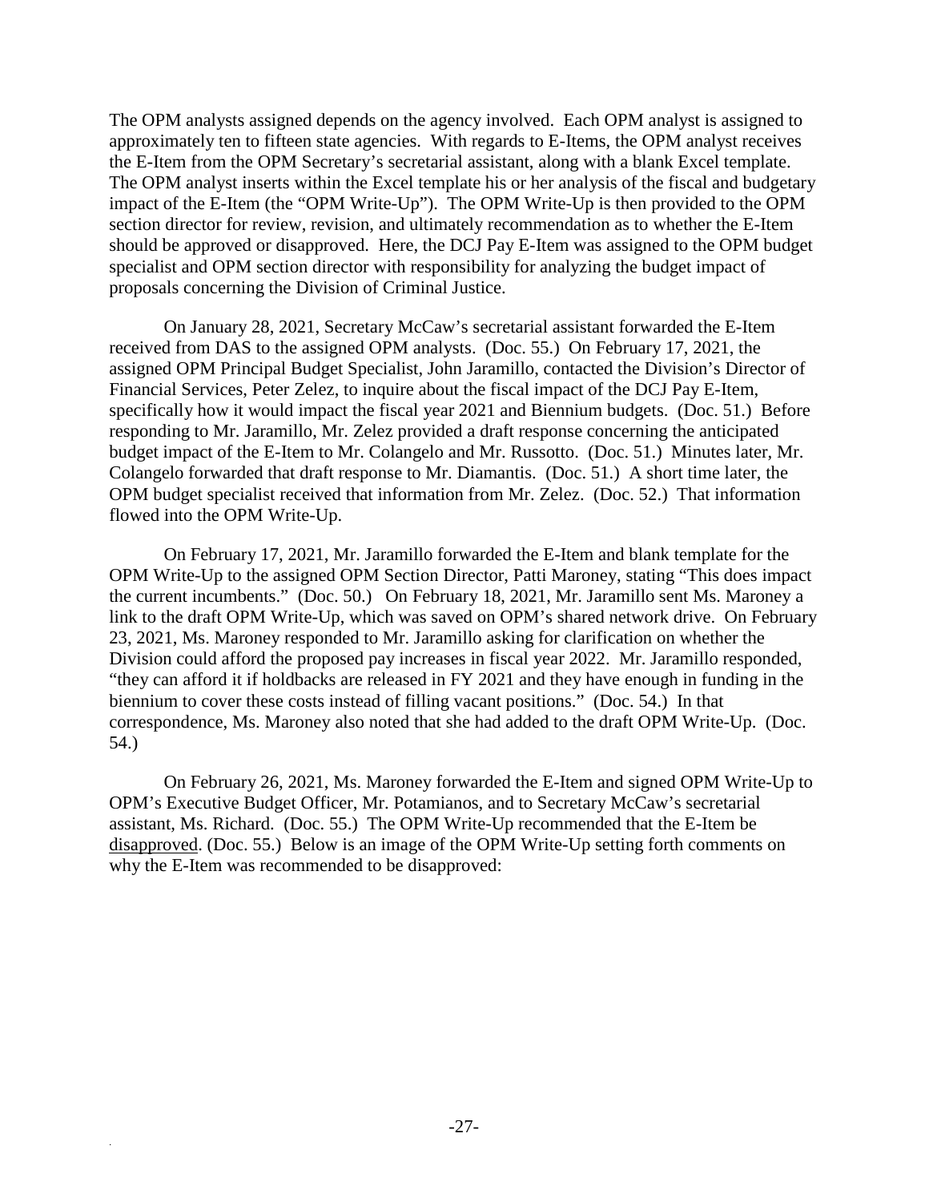The OPM analysts assigned depends on the agency involved. Each OPM analyst is assigned to approximately ten to fifteen state agencies. With regards to E-Items, the OPM analyst receives the E-Item from the OPM Secretary's secretarial assistant, along with a blank Excel template. The OPM analyst inserts within the Excel template his or her analysis of the fiscal and budgetary impact of the E-Item (the "OPM Write-Up"). The OPM Write-Up is then provided to the OPM section director for review, revision, and ultimately recommendation as to whether the E-Item should be approved or disapproved. Here, the DCJ Pay E-Item was assigned to the OPM budget specialist and OPM section director with responsibility for analyzing the budget impact of proposals concerning the Division of Criminal Justice.

On January 28, 2021, Secretary McCaw's secretarial assistant forwarded the E-Item received from DAS to the assigned OPM analysts. (Doc. 55.) On February 17, 2021, the assigned OPM Principal Budget Specialist, John Jaramillo, contacted the Division's Director of Financial Services, Peter Zelez, to inquire about the fiscal impact of the DCJ Pay E-Item, specifically how it would impact the fiscal year 2021 and Biennium budgets. (Doc. 51.) Before responding to Mr. Jaramillo, Mr. Zelez provided a draft response concerning the anticipated budget impact of the E-Item to Mr. Colangelo and Mr. Russotto. (Doc. 51.) Minutes later, Mr. Colangelo forwarded that draft response to Mr. Diamantis. (Doc. 51.) A short time later, the OPM budget specialist received that information from Mr. Zelez. (Doc. 52.) That information flowed into the OPM Write-Up.

On February 17, 2021, Mr. Jaramillo forwarded the E-Item and blank template for the OPM Write-Up to the assigned OPM Section Director, Patti Maroney, stating "This does impact the current incumbents." (Doc. 50.) On February 18, 2021, Mr. Jaramillo sent Ms. Maroney a link to the draft OPM Write-Up, which was saved on OPM's shared network drive. On February 23, 2021, Ms. Maroney responded to Mr. Jaramillo asking for clarification on whether the Division could afford the proposed pay increases in fiscal year 2022. Mr. Jaramillo responded, "they can afford it if holdbacks are released in FY 2021 and they have enough in funding in the biennium to cover these costs instead of filling vacant positions." (Doc. 54.) In that correspondence, Ms. Maroney also noted that she had added to the draft OPM Write-Up. (Doc. 54.)

On February 26, 2021, Ms. Maroney forwarded the E-Item and signed OPM Write-Up to OPM's Executive Budget Officer, Mr. Potamianos, and to Secretary McCaw's secretarial assistant, Ms. Richard. (Doc. 55.) The OPM Write-Up recommended that the E-Item be disapproved. (Doc. 55.) Below is an image of the OPM Write-Up setting forth comments on why the E-Item was recommended to be disapproved: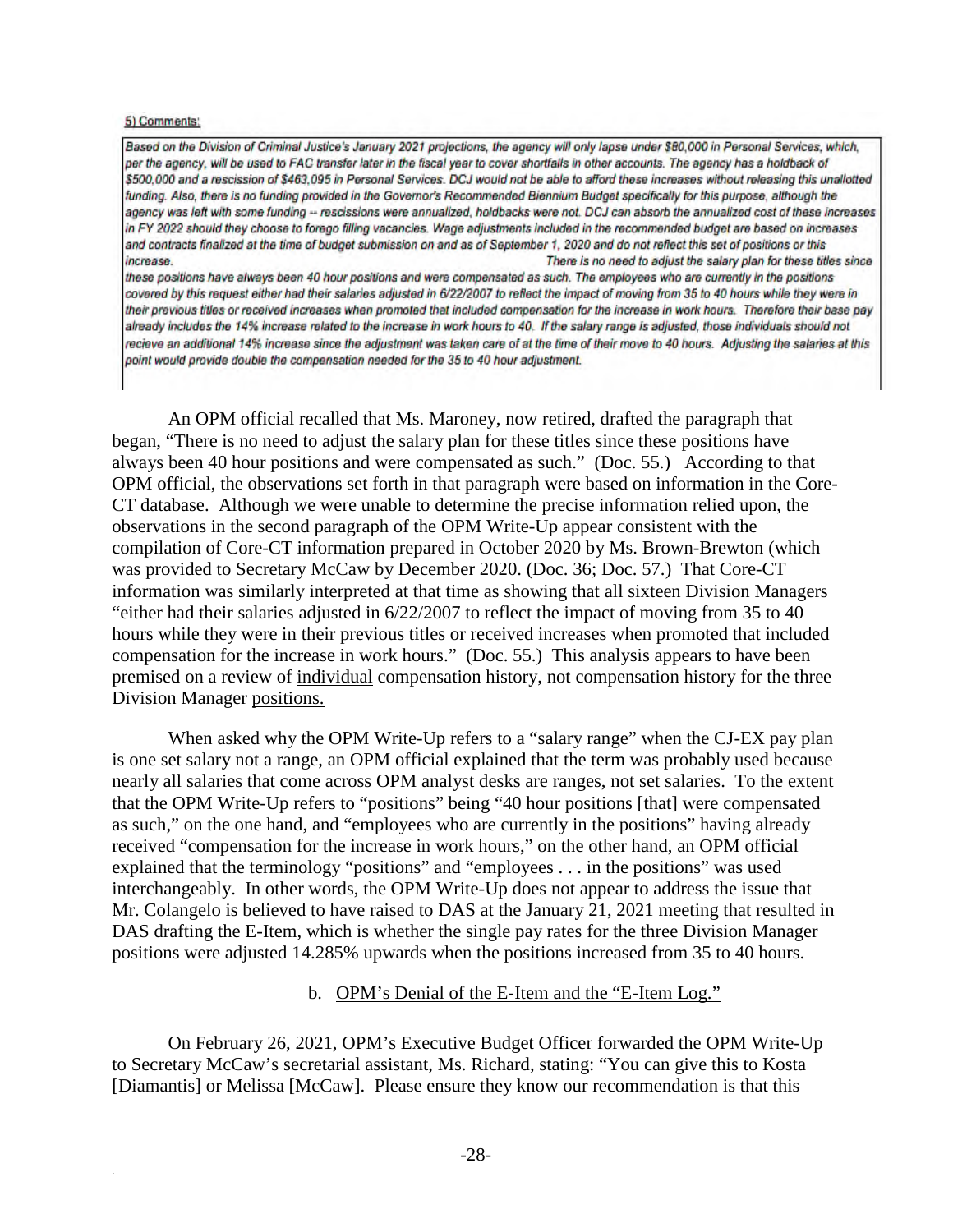5) Comments:

> Based on the Division of Criminal Justice's January 2021 projections, the agency will only lapse under $80,000 in Personal Services, which, per the agency, will be used to FAC transfer later in the fiscal year to cover shortfalls in other accounts. The agency has a holdback of $500,000 and a rescission of $463,095 in Personal Services. DCJ would not be able to afford these increases without releasing this unallotted funding. Also, there is no funding provided in the Governor's Recommended Biennium Budget specifically for this purpose, although the agency was left with some funding -- rescissions were annualized, holdbacks were not. DCJ can absorb the annualized cost of these increases in FY 2022 should they choose to forego filling vacancies. Wage adjustments included in the recommended budget are based on increases and contracts finalized at the time of budget submission on and as of September 1, 2020 and do not reflect this set of positions or this increase.
>
> There is no need to adjust the salary plan for these titles since these positions have always been 40 hour positions and were compensated as such. The employees who are currently in the positions covered by this request either had their salaries adjusted in 6/22/2007 to reflect the impact of moving from 35 to 40 hours while they were in their previous titles or received increases when promoted that included compensation for the increase in work hours. Therefore their base pay already includes the 14% increase related to the increase in work hours to 40. If the salary range is adjusted, those individuals should not recieve an additional 14% increase since the adjustment was taken care of at the time of their move to 40 hours. Adjusting the salaries at this point would provide double the compensation needed for the 35 to 40 hour adjustment.

An OPM official recalled that Ms. Maroney, now retired, drafted the paragraph that began, "There is no need to adjust the salary plan for these titles since these positions have always been 40 hour positions and were compensated as such." (Doc. 55.) According to that OPM official, the observations set forth in that paragraph were based on information in the Core-CT database. Although we were unable to determine the precise information relied upon, the observations in the second paragraph of the OPM Write-Up appear consistent with the compilation of Core-CT information prepared in October 2020 by Ms. Brown-Brewton (which was provided to Secretary McCaw by December 2020. (Doc. 36; Doc. 57.) That Core-CT information was similarly interpreted at that time as showing that all sixteen Division Managers "either had their salaries adjusted in 6/22/2007 to reflect the impact of moving from 35 to 40 hours while they were in their previous titles or received increases when promoted that included compensation for the increase in work hours." (Doc. 55.) This analysis appears to have been premised on a review of individual compensation history, not compensation history for the three Division Manager positions.

When asked why the OPM Write-Up refers to a "salary range" when the CJ-EX pay plan is one set salary not a range, an OPM official explained that the term was probably used because nearly all salaries that come across OPM analyst desks are ranges, not set salaries. To the extent that the OPM Write-Up refers to "positions" being "40 hour positions [that] were compensated as such," on the one hand, and "employees who are currently in the positions" having already received "compensation for the increase in work hours," on the other hand, an OPM official explained that the terminology "positions" and "employees . . . in the positions" was used interchangeably. In other words, the OPM Write-Up does not appear to address the issue that Mr. Colangelo is believed to have raised to DAS at the January 21, 2021 meeting that resulted in DAS drafting the E-Item, which is whether the single pay rates for the three Division Manager positions were adjusted 14.285% upwards when the positions increased from 35 to 40 hours.

b. OPM's Denial of the E-Item and the "E-Item Log."

On February 26, 2021, OPM's Executive Budget Officer forwarded the OPM Write-Up to Secretary McCaw's secretarial assistant, Ms. Richard, stating: "You can give this to Kosta [Diamantis] or Melissa [McCaw]. Please ensure they know our recommendation is that this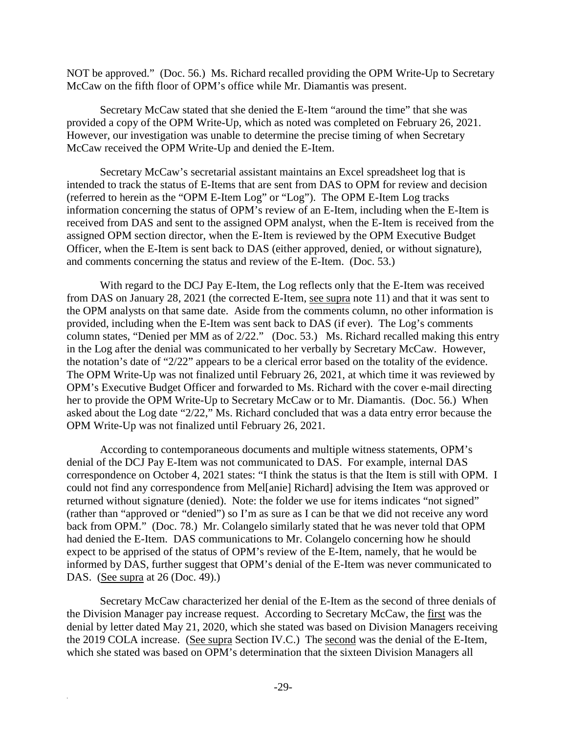NOT be approved." (Doc. 56.) Ms. Richard recalled providing the OPM Write-Up to Secretary McCaw on the fifth floor of OPM's office while Mr. Diamantis was present.

Secretary McCaw stated that she denied the E-Item "around the time" that she was provided a copy of the OPM Write-Up, which as noted was completed on February 26, 2021. However, our investigation was unable to determine the precise timing of when Secretary McCaw received the OPM Write-Up and denied the E-Item.

Secretary McCaw's secretarial assistant maintains an Excel spreadsheet log that is intended to track the status of E-Items that are sent from DAS to OPM for review and decision (referred to herein as the "OPM E-Item Log" or "Log"). The OPM E-Item Log tracks information concerning the status of OPM's review of an E-Item, including when the E-Item is received from DAS and sent to the assigned OPM analyst, when the E-Item is received from the assigned OPM section director, when the E-Item is reviewed by the OPM Executive Budget Officer, when the E-Item is sent back to DAS (either approved, denied, or without signature), and comments concerning the status and review of the E-Item. (Doc. 53.)

With regard to the DCJ Pay E-Item, the Log reflects only that the E-Item was received from DAS on January 28, 2021 (the corrected E-Item, see supra note 11) and that it was sent to the OPM analysts on that same date. Aside from the comments column, no other information is provided, including when the E-Item was sent back to DAS (if ever). The Log's comments column states, "Denied per MM as of 2/22." (Doc. 53.) Ms. Richard recalled making this entry in the Log after the denial was communicated to her verbally by Secretary McCaw. However, the notation's date of "2/22" appears to be a clerical error based on the totality of the evidence. The OPM Write-Up was not finalized until February 26, 2021, at which time it was reviewed by OPM's Executive Budget Officer and forwarded to Ms. Richard with the cover e-mail directing her to provide the OPM Write-Up to Secretary McCaw or to Mr. Diamantis. (Doc. 56.) When asked about the Log date "2/22," Ms. Richard concluded that was a data entry error because the OPM Write-Up was not finalized until February 26, 2021.

According to contemporaneous documents and multiple witness statements, OPM's denial of the DCJ Pay E-Item was not communicated to DAS. For example, internal DAS correspondence on October 4, 2021 states: "I think the status is that the Item is still with OPM. I could not find any correspondence from Mel[anie] Richard] advising the Item was approved or returned without signature (denied). Note: the folder we use for items indicates "not signed" (rather than "approved or "denied") so I'm as sure as I can be that we did not receive any word back from OPM." (Doc. 78.) Mr. Colangelo similarly stated that he was never told that OPM had denied the E-Item. DAS communications to Mr. Colangelo concerning how he should expect to be apprised of the status of OPM's review of the E-Item, namely, that he would be informed by DAS, further suggest that OPM's denial of the E-Item was never communicated to DAS. (See supra at 26 (Doc. 49).)

Secretary McCaw characterized her denial of the E-Item as the second of three denials of the Division Manager pay increase request. According to Secretary McCaw, the first was the denial by letter dated May 21, 2020, which she stated was based on Division Managers receiving the 2019 COLA increase. (See supra Section IV.C.) The second was the denial of the E-Item, which she stated was based on OPM's determination that the sixteen Division Managers all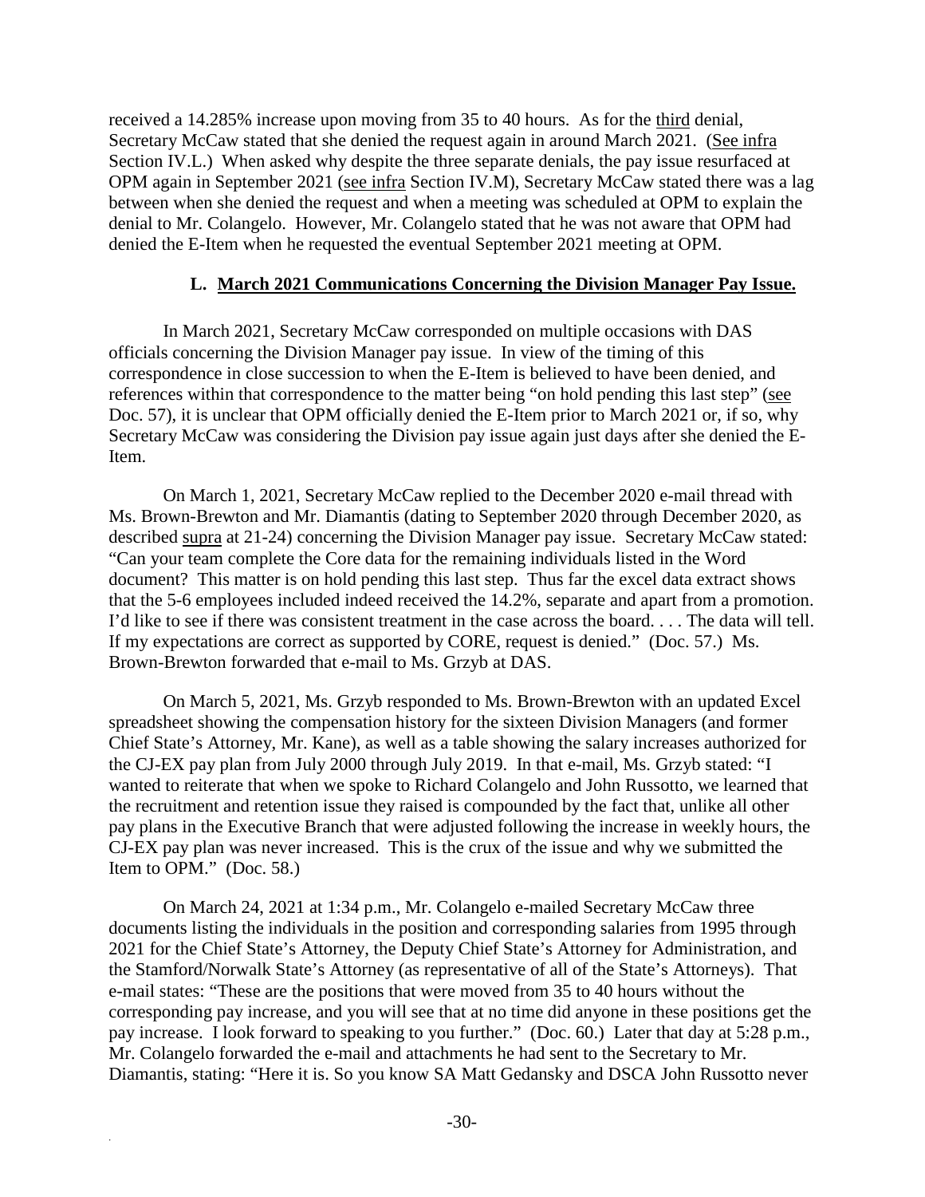received a 14.285% increase upon moving from 35 to 40 hours. As for the third denial, Secretary McCaw stated that she denied the request again in around March 2021. (See infra Section IV.L.) When asked why despite the three separate denials, the pay issue resurfaced at OPM again in September 2021 (see infra Section IV.M), Secretary McCaw stated there was a lag between when she denied the request and when a meeting was scheduled at OPM to explain the denial to Mr. Colangelo. However, Mr. Colangelo stated that he was not aware that OPM had denied the E-Item when he requested the eventual September 2021 meeting at OPM.

### L. March 2021 Communications Concerning the Division Manager Pay Issue.

In March 2021, Secretary McCaw corresponded on multiple occasions with DAS officials concerning the Division Manager pay issue. In view of the timing of this correspondence in close succession to when the E-Item is believed to have been denied, and references within that correspondence to the matter being "on hold pending this last step" (see Doc. 57), it is unclear that OPM officially denied the E-Item prior to March 2021 or, if so, why Secretary McCaw was considering the Division pay issue again just days after she denied the E-Item.

On March 1, 2021, Secretary McCaw replied to the December 2020 e-mail thread with Ms. Brown-Brewton and Mr. Diamantis (dating to September 2020 through December 2020, as described supra at 21-24) concerning the Division Manager pay issue. Secretary McCaw stated: "Can your team complete the Core data for the remaining individuals listed in the Word document? This matter is on hold pending this last step. Thus far the excel data extract shows that the 5-6 employees included indeed received the 14.2%, separate and apart from a promotion. I'd like to see if there was consistent treatment in the case across the board. . . . The data will tell. If my expectations are correct as supported by CORE, request is denied." (Doc. 57.) Ms. Brown-Brewton forwarded that e-mail to Ms. Grzyb at DAS.

On March 5, 2021, Ms. Grzyb responded to Ms. Brown-Brewton with an updated Excel spreadsheet showing the compensation history for the sixteen Division Managers (and former Chief State's Attorney, Mr. Kane), as well as a table showing the salary increases authorized for the CJ-EX pay plan from July 2000 through July 2019. In that e-mail, Ms. Grzyb stated: "I wanted to reiterate that when we spoke to Richard Colangelo and John Russotto, we learned that the recruitment and retention issue they raised is compounded by the fact that, unlike all other pay plans in the Executive Branch that were adjusted following the increase in weekly hours, the CJ-EX pay plan was never increased. This is the crux of the issue and why we submitted the Item to OPM." (Doc. 58.)

On March 24, 2021 at 1:34 p.m., Mr. Colangelo e-mailed Secretary McCaw three documents listing the individuals in the position and corresponding salaries from 1995 through 2021 for the Chief State's Attorney, the Deputy Chief State's Attorney for Administration, and the Stamford/Norwalk State's Attorney (as representative of all of the State's Attorneys). That e-mail states: "These are the positions that were moved from 35 to 40 hours without the corresponding pay increase, and you will see that at no time did anyone in these positions get the pay increase. I look forward to speaking to you further." (Doc. 60.) Later that day at 5:28 p.m., Mr. Colangelo forwarded the e-mail and attachments he had sent to the Secretary to Mr. Diamantis, stating: "Here it is. So you know SA Matt Gedansky and DSCA John Russotto never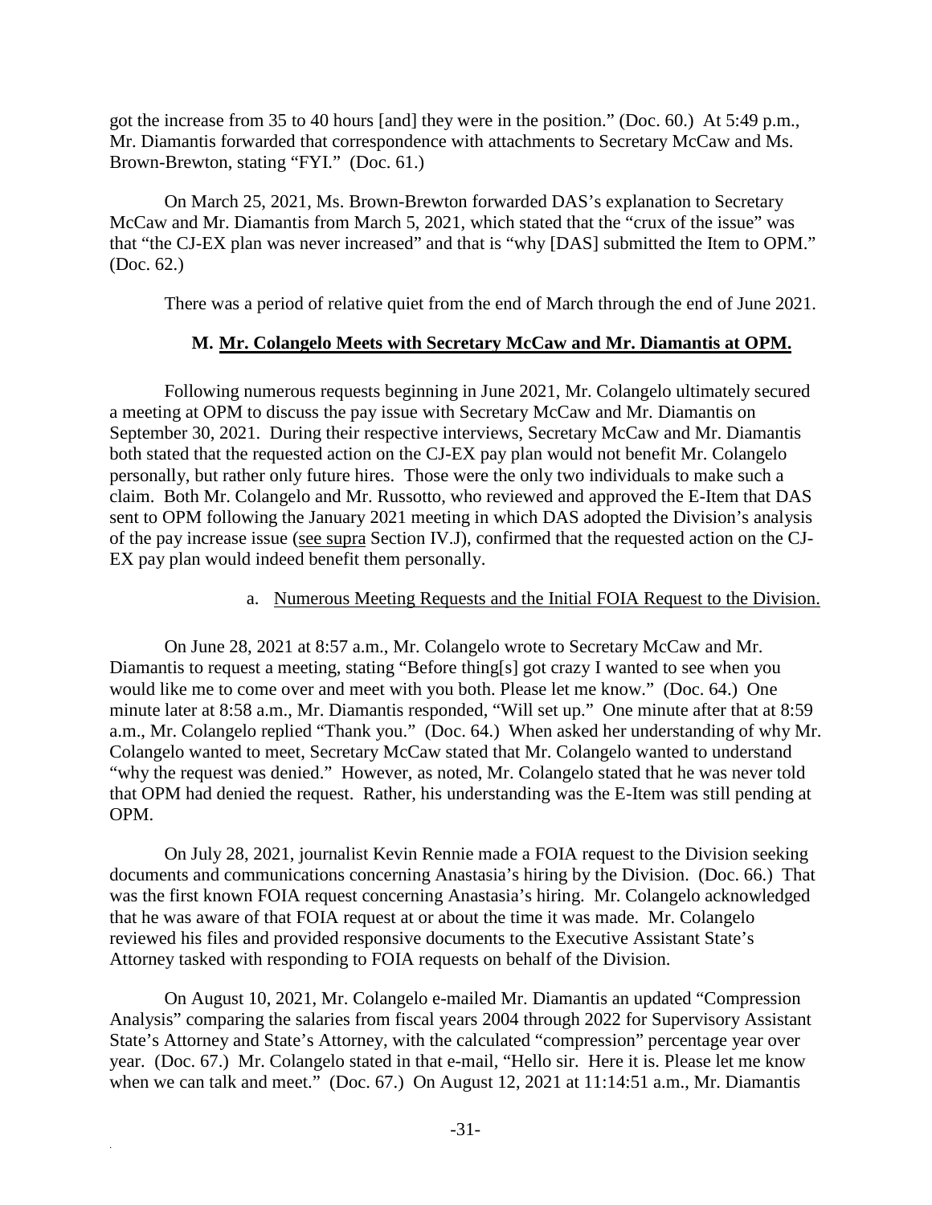got the increase from 35 to 40 hours [and] they were in the position." (Doc. 60.) At 5:49 p.m., Mr. Diamantis forwarded that correspondence with attachments to Secretary McCaw and Ms. Brown-Brewton, stating "FYI." (Doc. 61.)

On March 25, 2021, Ms. Brown-Brewton forwarded DAS's explanation to Secretary McCaw and Mr. Diamantis from March 5, 2021, which stated that the "crux of the issue" was that "the CJ-EX plan was never increased" and that is "why [DAS] submitted the Item to OPM." (Doc. 62.)

There was a period of relative quiet from the end of March through the end of June 2021.

### M. Mr. Colangelo Meets with Secretary McCaw and Mr. Diamantis at OPM.

Following numerous requests beginning in June 2021, Mr. Colangelo ultimately secured a meeting at OPM to discuss the pay issue with Secretary McCaw and Mr. Diamantis on September 30, 2021. During their respective interviews, Secretary McCaw and Mr. Diamantis both stated that the requested action on the CJ-EX pay plan would not benefit Mr. Colangelo personally, but rather only future hires. Those were the only two individuals to make such a claim. Both Mr. Colangelo and Mr. Russotto, who reviewed and approved the E-Item that DAS sent to OPM following the January 2021 meeting in which DAS adopted the Division's analysis of the pay increase issue (see supra Section IV.J), confirmed that the requested action on the CJ-EX pay plan would indeed benefit them personally.

#### a. Numerous Meeting Requests and the Initial FOIA Request to the Division.

On June 28, 2021 at 8:57 a.m., Mr. Colangelo wrote to Secretary McCaw and Mr. Diamantis to request a meeting, stating "Before thing[s] got crazy I wanted to see when you would like me to come over and meet with you both. Please let me know." (Doc. 64.) One minute later at 8:58 a.m., Mr. Diamantis responded, "Will set up." One minute after that at 8:59 a.m., Mr. Colangelo replied "Thank you." (Doc. 64.) When asked her understanding of why Mr. Colangelo wanted to meet, Secretary McCaw stated that Mr. Colangelo wanted to understand "why the request was denied." However, as noted, Mr. Colangelo stated that he was never told that OPM had denied the request. Rather, his understanding was the E-Item was still pending at OPM.

On July 28, 2021, journalist Kevin Rennie made a FOIA request to the Division seeking documents and communications concerning Anastasia's hiring by the Division. (Doc. 66.) That was the first known FOIA request concerning Anastasia's hiring. Mr. Colangelo acknowledged that he was aware of that FOIA request at or about the time it was made. Mr. Colangelo reviewed his files and provided responsive documents to the Executive Assistant State's Attorney tasked with responding to FOIA requests on behalf of the Division.

On August 10, 2021, Mr. Colangelo e-mailed Mr. Diamantis an updated "Compression Analysis" comparing the salaries from fiscal years 2004 through 2022 for Supervisory Assistant State's Attorney and State's Attorney, with the calculated "compression" percentage year over year. (Doc. 67.) Mr. Colangelo stated in that e-mail, "Hello sir. Here it is. Please let me know when we can talk and meet." (Doc. 67.) On August 12, 2021 at 11:14:51 a.m., Mr. Diamantis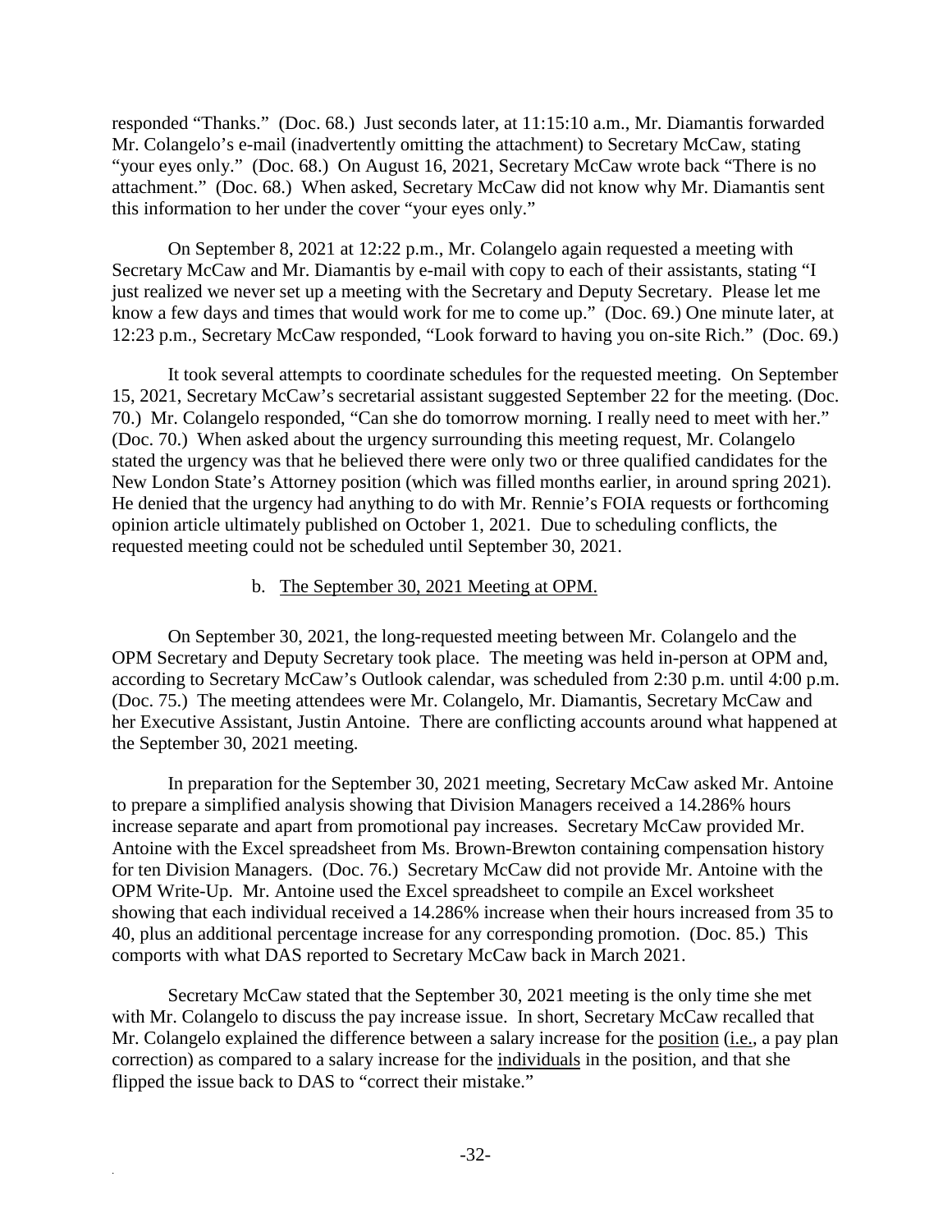responded "Thanks." (Doc. 68.) Just seconds later, at 11:15:10 a.m., Mr. Diamantis forwarded Mr. Colangelo's e-mail (inadvertently omitting the attachment) to Secretary McCaw, stating "your eyes only." (Doc. 68.) On August 16, 2021, Secretary McCaw wrote back "There is no attachment." (Doc. 68.) When asked, Secretary McCaw did not know why Mr. Diamantis sent this information to her under the cover "your eyes only."

On September 8, 2021 at 12:22 p.m., Mr. Colangelo again requested a meeting with Secretary McCaw and Mr. Diamantis by e-mail with copy to each of their assistants, stating "I just realized we never set up a meeting with the Secretary and Deputy Secretary. Please let me know a few days and times that would work for me to come up." (Doc. 69.) One minute later, at 12:23 p.m., Secretary McCaw responded, "Look forward to having you on-site Rich." (Doc. 69.)

It took several attempts to coordinate schedules for the requested meeting. On September 15, 2021, Secretary McCaw's secretarial assistant suggested September 22 for the meeting. (Doc. 70.) Mr. Colangelo responded, "Can she do tomorrow morning. I really need to meet with her." (Doc. 70.) When asked about the urgency surrounding this meeting request, Mr. Colangelo stated the urgency was that he believed there were only two or three qualified candidates for the New London State's Attorney position (which was filled months earlier, in around spring 2021). He denied that the urgency had anything to do with Mr. Rennie's FOIA requests or forthcoming opinion article ultimately published on October 1, 2021. Due to scheduling conflicts, the requested meeting could not be scheduled until September 30, 2021.

b. The September 30, 2021 Meeting at OPM.

On September 30, 2021, the long-requested meeting between Mr. Colangelo and the OPM Secretary and Deputy Secretary took place. The meeting was held in-person at OPM and, according to Secretary McCaw's Outlook calendar, was scheduled from 2:30 p.m. until 4:00 p.m. (Doc. 75.) The meeting attendees were Mr. Colangelo, Mr. Diamantis, Secretary McCaw and her Executive Assistant, Justin Antoine. There are conflicting accounts around what happened at the September 30, 2021 meeting.

In preparation for the September 30, 2021 meeting, Secretary McCaw asked Mr. Antoine to prepare a simplified analysis showing that Division Managers received a 14.286% hours increase separate and apart from promotional pay increases. Secretary McCaw provided Mr. Antoine with the Excel spreadsheet from Ms. Brown-Brewton containing compensation history for ten Division Managers. (Doc. 76.) Secretary McCaw did not provide Mr. Antoine with the OPM Write-Up. Mr. Antoine used the Excel spreadsheet to compile an Excel worksheet showing that each individual received a 14.286% increase when their hours increased from 35 to 40, plus an additional percentage increase for any corresponding promotion. (Doc. 85.) This comports with what DAS reported to Secretary McCaw back in March 2021.

Secretary McCaw stated that the September 30, 2021 meeting is the only time she met with Mr. Colangelo to discuss the pay increase issue. In short, Secretary McCaw recalled that Mr. Colangelo explained the difference between a salary increase for the position (i.e., a pay plan correction) as compared to a salary increase for the individuals in the position, and that she flipped the issue back to DAS to "correct their mistake."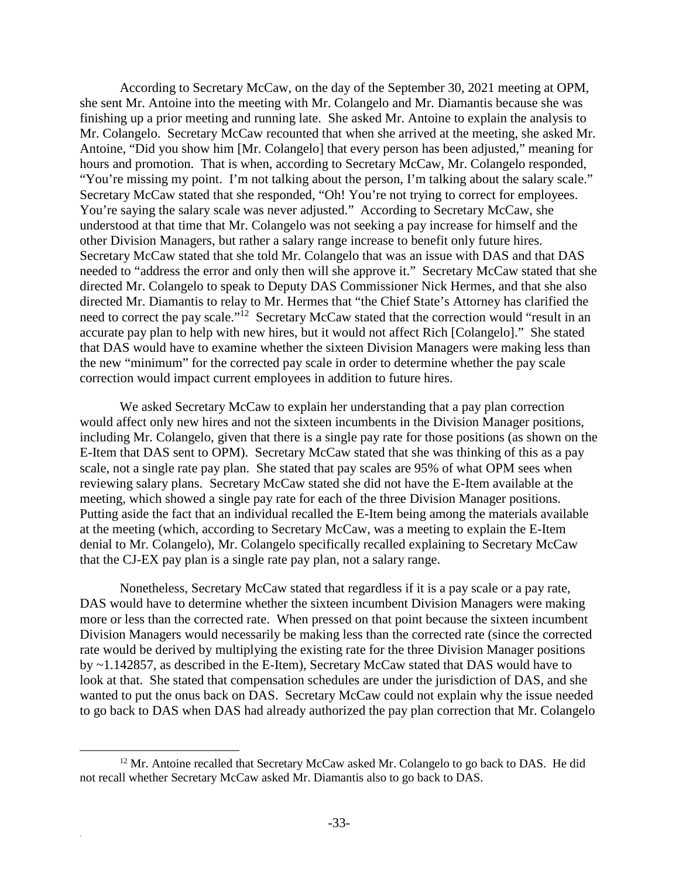According to Secretary McCaw, on the day of the September 30, 2021 meeting at OPM, she sent Mr. Antoine into the meeting with Mr. Colangelo and Mr. Diamantis because she was finishing up a prior meeting and running late. She asked Mr. Antoine to explain the analysis to Mr. Colangelo. Secretary McCaw recounted that when she arrived at the meeting, she asked Mr. Antoine, "Did you show him [Mr. Colangelo] that every person has been adjusted," meaning for hours and promotion. That is when, according to Secretary McCaw, Mr. Colangelo responded, "You're missing my point. I'm not talking about the person, I'm talking about the salary scale." Secretary McCaw stated that she responded, "Oh! You're not trying to correct for employees. You're saying the salary scale was never adjusted." According to Secretary McCaw, she understood at that time that Mr. Colangelo was not seeking a pay increase for himself and the other Division Managers, but rather a salary range increase to benefit only future hires. Secretary McCaw stated that she told Mr. Colangelo that was an issue with DAS and that DAS needed to "address the error and only then will she approve it." Secretary McCaw stated that she directed Mr. Colangelo to speak to Deputy DAS Commissioner Nick Hermes, and that she also directed Mr. Diamantis to relay to Mr. Hermes that "the Chief State's Attorney has clarified the need to correct the pay scale."[12] Secretary McCaw stated that the correction would "result in an accurate pay plan to help with new hires, but it would not affect Rich [Colangelo]." She stated that DAS would have to examine whether the sixteen Division Managers were making less than the new "minimum" for the corrected pay scale in order to determine whether the pay scale correction would impact current employees in addition to future hires.

We asked Secretary McCaw to explain her understanding that a pay plan correction would affect only new hires and not the sixteen incumbents in the Division Manager positions, including Mr. Colangelo, given that there is a single pay rate for those positions (as shown on the E-Item that DAS sent to OPM). Secretary McCaw stated that she was thinking of this as a pay scale, not a single rate pay plan. She stated that pay scales are 95% of what OPM sees when reviewing salary plans. Secretary McCaw stated she did not have the E-Item available at the meeting, which showed a single pay rate for each of the three Division Manager positions. Putting aside the fact that an individual recalled the E-Item being among the materials available at the meeting (which, according to Secretary McCaw, was a meeting to explain the E-Item denial to Mr. Colangelo), Mr. Colangelo specifically recalled explaining to Secretary McCaw that the CJ-EX pay plan is a single rate pay plan, not a salary range.

Nonetheless, Secretary McCaw stated that regardless if it is a pay scale or a pay rate, DAS would have to determine whether the sixteen incumbent Division Managers were making more or less than the corrected rate. When pressed on that point because the sixteen incumbent Division Managers would necessarily be making less than the corrected rate (since the corrected rate would be derived by multiplying the existing rate for the three Division Manager positions by ~1.142857, as described in the E-Item), Secretary McCaw stated that DAS would have to look at that. She stated that compensation schedules are under the jurisdiction of DAS, and she wanted to put the onus back on DAS. Secretary McCaw could not explain why the issue needed to go back to DAS when DAS had already authorized the pay plan correction that Mr. Colangelo

[12] Mr. Antoine recalled that Secretary McCaw asked Mr. Colangelo to go back to DAS. He did not recall whether Secretary McCaw asked Mr. Diamantis also to go back to DAS.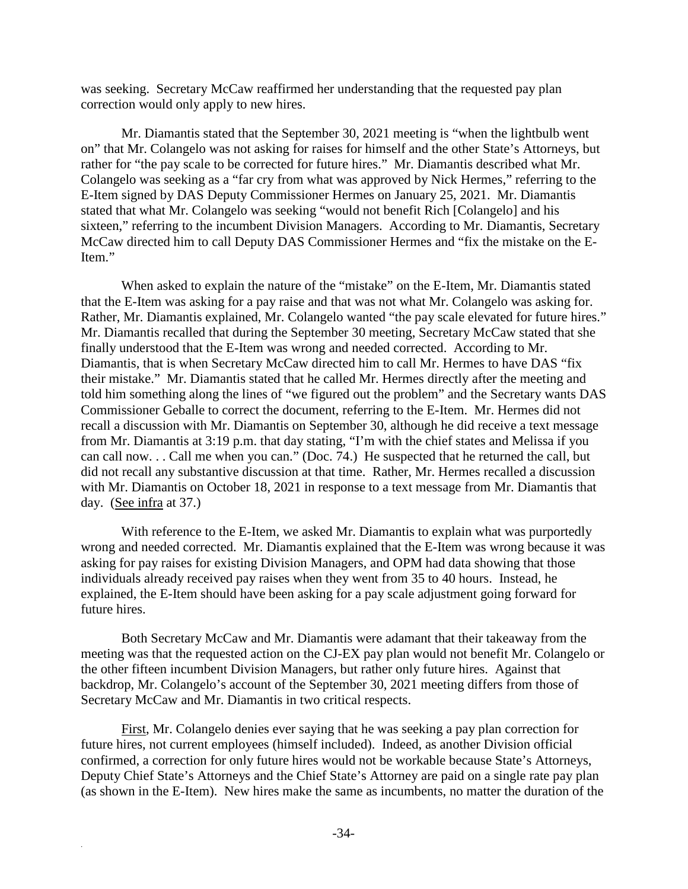was seeking. Secretary McCaw reaffirmed her understanding that the requested pay plan correction would only apply to new hires.

Mr. Diamantis stated that the September 30, 2021 meeting is "when the lightbulb went on" that Mr. Colangelo was not asking for raises for himself and the other State's Attorneys, but rather for "the pay scale to be corrected for future hires." Mr. Diamantis described what Mr. Colangelo was seeking as a "far cry from what was approved by Nick Hermes," referring to the E-Item signed by DAS Deputy Commissioner Hermes on January 25, 2021. Mr. Diamantis stated that what Mr. Colangelo was seeking "would not benefit Rich [Colangelo] and his sixteen," referring to the incumbent Division Managers. According to Mr. Diamantis, Secretary McCaw directed him to call Deputy DAS Commissioner Hermes and "fix the mistake on the E-Item."

When asked to explain the nature of the "mistake" on the E-Item, Mr. Diamantis stated that the E-Item was asking for a pay raise and that was not what Mr. Colangelo was asking for. Rather, Mr. Diamantis explained, Mr. Colangelo wanted "the pay scale elevated for future hires." Mr. Diamantis recalled that during the September 30 meeting, Secretary McCaw stated that she finally understood that the E-Item was wrong and needed corrected. According to Mr. Diamantis, that is when Secretary McCaw directed him to call Mr. Hermes to have DAS "fix their mistake." Mr. Diamantis stated that he called Mr. Hermes directly after the meeting and told him something along the lines of "we figured out the problem" and the Secretary wants DAS Commissioner Geballe to correct the document, referring to the E-Item. Mr. Hermes did not recall a discussion with Mr. Diamantis on September 30, although he did receive a text message from Mr. Diamantis at 3:19 p.m. that day stating, "I'm with the chief states and Melissa if you can call now. . . Call me when you can." (Doc. 74.) He suspected that he returned the call, but did not recall any substantive discussion at that time. Rather, Mr. Hermes recalled a discussion with Mr. Diamantis on October 18, 2021 in response to a text message from Mr. Diamantis that day. (See infra at 37.)

With reference to the E-Item, we asked Mr. Diamantis to explain what was purportedly wrong and needed corrected. Mr. Diamantis explained that the E-Item was wrong because it was asking for pay raises for existing Division Managers, and OPM had data showing that those individuals already received pay raises when they went from 35 to 40 hours. Instead, he explained, the E-Item should have been asking for a pay scale adjustment going forward for future hires.

Both Secretary McCaw and Mr. Diamantis were adamant that their takeaway from the meeting was that the requested action on the CJ-EX pay plan would not benefit Mr. Colangelo or the other fifteen incumbent Division Managers, but rather only future hires. Against that backdrop, Mr. Colangelo's account of the September 30, 2021 meeting differs from those of Secretary McCaw and Mr. Diamantis in two critical respects.

First, Mr. Colangelo denies ever saying that he was seeking a pay plan correction for future hires, not current employees (himself included). Indeed, as another Division official confirmed, a correction for only future hires would not be workable because State's Attorneys, Deputy Chief State's Attorneys and the Chief State's Attorney are paid on a single rate pay plan (as shown in the E-Item). New hires make the same as incumbents, no matter the duration of the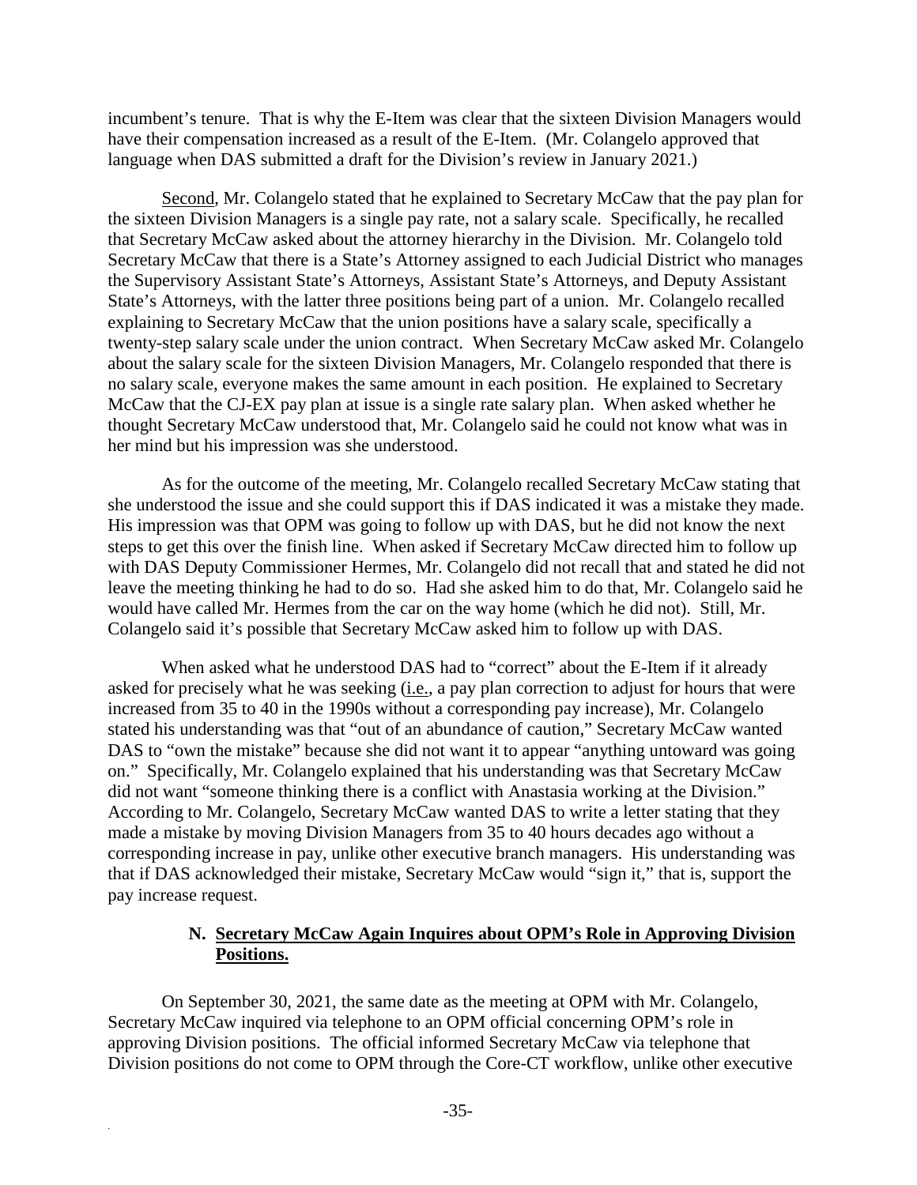incumbent's tenure. That is why the E-Item was clear that the sixteen Division Managers would have their compensation increased as a result of the E-Item. (Mr. Colangelo approved that language when DAS submitted a draft for the Division's review in January 2021.)

Second, Mr. Colangelo stated that he explained to Secretary McCaw that the pay plan for the sixteen Division Managers is a single pay rate, not a salary scale. Specifically, he recalled that Secretary McCaw asked about the attorney hierarchy in the Division. Mr. Colangelo told Secretary McCaw that there is a State's Attorney assigned to each Judicial District who manages the Supervisory Assistant State's Attorneys, Assistant State's Attorneys, and Deputy Assistant State's Attorneys, with the latter three positions being part of a union. Mr. Colangelo recalled explaining to Secretary McCaw that the union positions have a salary scale, specifically a twenty-step salary scale under the union contract. When Secretary McCaw asked Mr. Colangelo about the salary scale for the sixteen Division Managers, Mr. Colangelo responded that there is no salary scale, everyone makes the same amount in each position. He explained to Secretary McCaw that the CJ-EX pay plan at issue is a single rate salary plan. When asked whether he thought Secretary McCaw understood that, Mr. Colangelo said he could not know what was in her mind but his impression was she understood.

As for the outcome of the meeting, Mr. Colangelo recalled Secretary McCaw stating that she understood the issue and she could support this if DAS indicated it was a mistake they made. His impression was that OPM was going to follow up with DAS, but he did not know the next steps to get this over the finish line. When asked if Secretary McCaw directed him to follow up with DAS Deputy Commissioner Hermes, Mr. Colangelo did not recall that and stated he did not leave the meeting thinking he had to do so. Had she asked him to do that, Mr. Colangelo said he would have called Mr. Hermes from the car on the way home (which he did not). Still, Mr. Colangelo said it's possible that Secretary McCaw asked him to follow up with DAS.

When asked what he understood DAS had to "correct" about the E-Item if it already asked for precisely what he was seeking (i.e., a pay plan correction to adjust for hours that were increased from 35 to 40 in the 1990s without a corresponding pay increase), Mr. Colangelo stated his understanding was that "out of an abundance of caution," Secretary McCaw wanted DAS to "own the mistake" because she did not want it to appear "anything untoward was going on." Specifically, Mr. Colangelo explained that his understanding was that Secretary McCaw did not want "someone thinking there is a conflict with Anastasia working at the Division." According to Mr. Colangelo, Secretary McCaw wanted DAS to write a letter stating that they made a mistake by moving Division Managers from 35 to 40 hours decades ago without a corresponding increase in pay, unlike other executive branch managers. His understanding was that if DAS acknowledged their mistake, Secretary McCaw would "sign it," that is, support the pay increase request.

### N. Secretary McCaw Again Inquires about OPM's Role in Approving Division Positions.

On September 30, 2021, the same date as the meeting at OPM with Mr. Colangelo, Secretary McCaw inquired via telephone to an OPM official concerning OPM's role in approving Division positions. The official informed Secretary McCaw via telephone that Division positions do not come to OPM through the Core-CT workflow, unlike other executive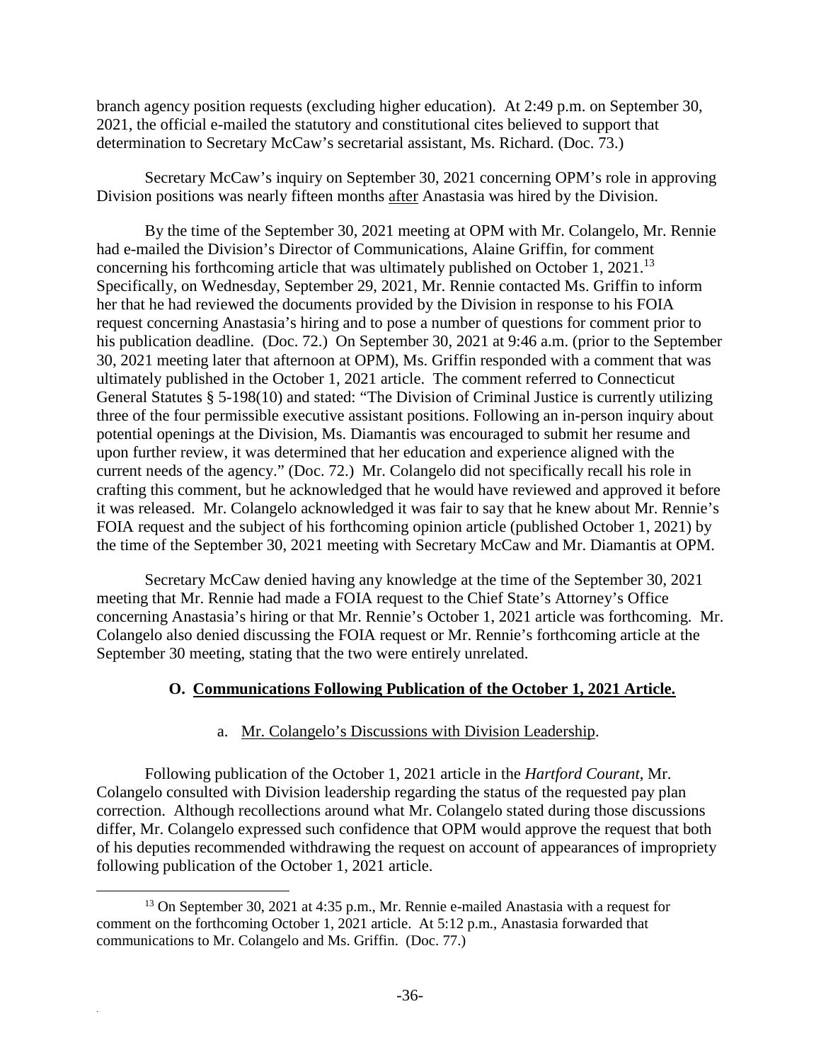branch agency position requests (excluding higher education). At 2:49 p.m. on September 30, 2021, the official e-mailed the statutory and constitutional cites believed to support that determination to Secretary McCaw's secretarial assistant, Ms. Richard. (Doc. 73.)

Secretary McCaw's inquiry on September 30, 2021 concerning OPM's role in approving Division positions was nearly fifteen months after Anastasia was hired by the Division.

By the time of the September 30, 2021 meeting at OPM with Mr. Colangelo, Mr. Rennie had e-mailed the Division's Director of Communications, Alaine Griffin, for comment concerning his forthcoming article that was ultimately published on October 1, 2021.[13] Specifically, on Wednesday, September 29, 2021, Mr. Rennie contacted Ms. Griffin to inform her that he had reviewed the documents provided by the Division in response to his FOIA request concerning Anastasia's hiring and to pose a number of questions for comment prior to his publication deadline. (Doc. 72.) On September 30, 2021 at 9:46 a.m. (prior to the September 30, 2021 meeting later that afternoon at OPM), Ms. Griffin responded with a comment that was ultimately published in the October 1, 2021 article. The comment referred to Connecticut General Statutes § 5-198(10) and stated: "The Division of Criminal Justice is currently utilizing three of the four permissible executive assistant positions. Following an in-person inquiry about potential openings at the Division, Ms. Diamantis was encouraged to submit her resume and upon further review, it was determined that her education and experience aligned with the current needs of the agency." (Doc. 72.) Mr. Colangelo did not specifically recall his role in crafting this comment, but he acknowledged that he would have reviewed and approved it before it was released. Mr. Colangelo acknowledged it was fair to say that he knew about Mr. Rennie's FOIA request and the subject of his forthcoming opinion article (published October 1, 2021) by the time of the September 30, 2021 meeting with Secretary McCaw and Mr. Diamantis at OPM.

Secretary McCaw denied having any knowledge at the time of the September 30, 2021 meeting that Mr. Rennie had made a FOIA request to the Chief State's Attorney's Office concerning Anastasia's hiring or that Mr. Rennie's October 1, 2021 article was forthcoming. Mr. Colangelo also denied discussing the FOIA request or Mr. Rennie's forthcoming article at the September 30 meeting, stating that the two were entirely unrelated.

### O. Communications Following Publication of the October 1, 2021 Article.

#### a. Mr. Colangelo's Discussions with Division Leadership.

Following publication of the October 1, 2021 article in the *Hartford Courant*, Mr. Colangelo consulted with Division leadership regarding the status of the requested pay plan correction. Although recollections around what Mr. Colangelo stated during those discussions differ, Mr. Colangelo expressed such confidence that OPM would approve the request that both of his deputies recommended withdrawing the request on account of appearances of impropriety following publication of the October 1, 2021 article.

[13] On September 30, 2021 at 4:35 p.m., Mr. Rennie e-mailed Anastasia with a request for comment on the forthcoming October 1, 2021 article. At 5:12 p.m., Anastasia forwarded that communications to Mr. Colangelo and Ms. Griffin. (Doc. 77.)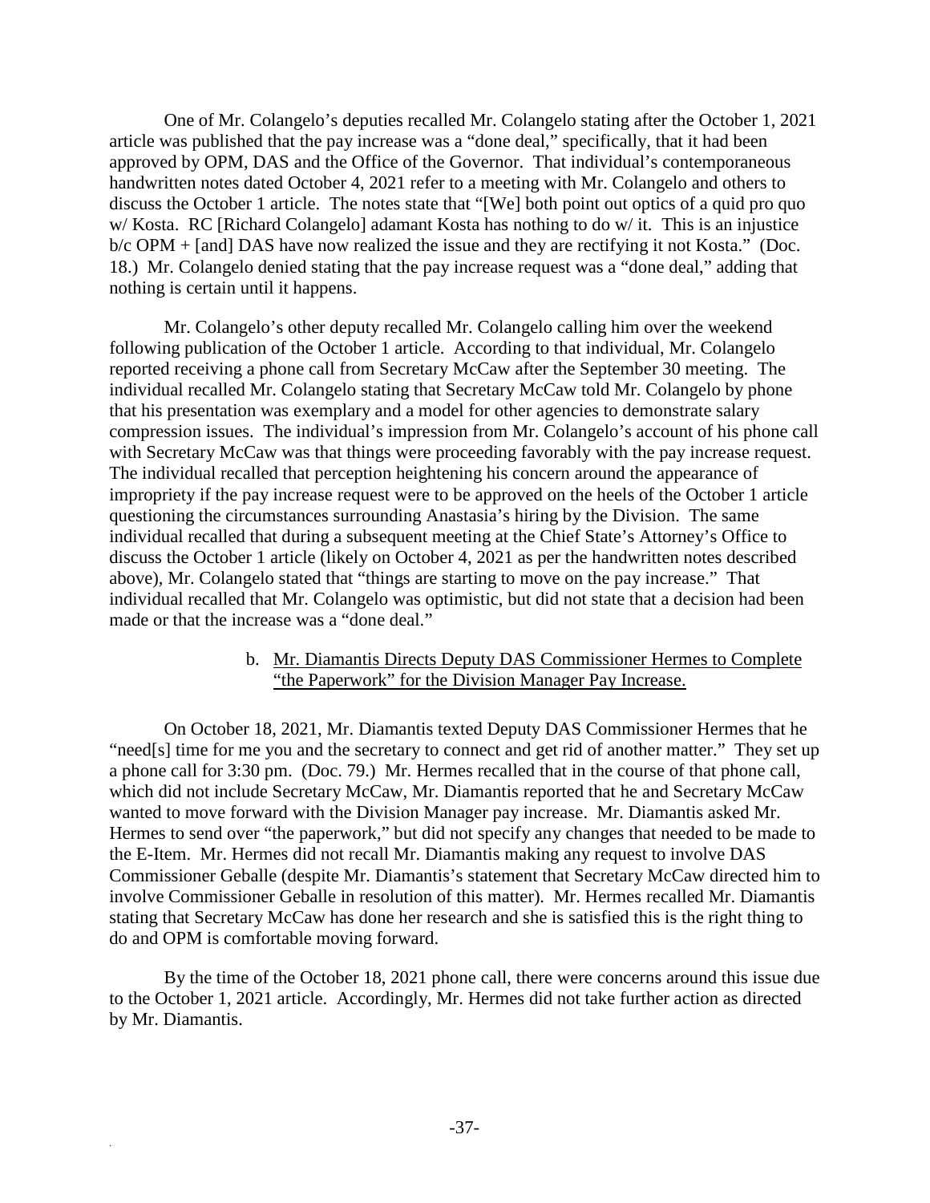One of Mr. Colangelo's deputies recalled Mr. Colangelo stating after the October 1, 2021 article was published that the pay increase was a "done deal," specifically, that it had been approved by OPM, DAS and the Office of the Governor. That individual's contemporaneous handwritten notes dated October 4, 2021 refer to a meeting with Mr. Colangelo and others to discuss the October 1 article. The notes state that "[We] both point out optics of a quid pro quo w/ Kosta. RC [Richard Colangelo] adamant Kosta has nothing to do w/ it. This is an injustice b/c OPM + [and] DAS have now realized the issue and they are rectifying it not Kosta." (Doc. 18.) Mr. Colangelo denied stating that the pay increase request was a "done deal," adding that nothing is certain until it happens.

Mr. Colangelo's other deputy recalled Mr. Colangelo calling him over the weekend following publication of the October 1 article. According to that individual, Mr. Colangelo reported receiving a phone call from Secretary McCaw after the September 30 meeting. The individual recalled Mr. Colangelo stating that Secretary McCaw told Mr. Colangelo by phone that his presentation was exemplary and a model for other agencies to demonstrate salary compression issues. The individual's impression from Mr. Colangelo's account of his phone call with Secretary McCaw was that things were proceeding favorably with the pay increase request. The individual recalled that perception heightening his concern around the appearance of impropriety if the pay increase request were to be approved on the heels of the October 1 article questioning the circumstances surrounding Anastasia's hiring by the Division. The same individual recalled that during a subsequent meeting at the Chief State's Attorney's Office to discuss the October 1 article (likely on October 4, 2021 as per the handwritten notes described above), Mr. Colangelo stated that "things are starting to move on the pay increase." That individual recalled that Mr. Colangelo was optimistic, but did not state that a decision had been made or that the increase was a "done deal."

b. Mr. Diamantis Directs Deputy DAS Commissioner Hermes to Complete "the Paperwork" for the Division Manager Pay Increase.

On October 18, 2021, Mr. Diamantis texted Deputy DAS Commissioner Hermes that he "need[s] time for me you and the secretary to connect and get rid of another matter." They set up a phone call for 3:30 pm. (Doc. 79.) Mr. Hermes recalled that in the course of that phone call, which did not include Secretary McCaw, Mr. Diamantis reported that he and Secretary McCaw wanted to move forward with the Division Manager pay increase. Mr. Diamantis asked Mr. Hermes to send over "the paperwork," but did not specify any changes that needed to be made to the E-Item. Mr. Hermes did not recall Mr. Diamantis making any request to involve DAS Commissioner Geballe (despite Mr. Diamantis's statement that Secretary McCaw directed him to involve Commissioner Geballe in resolution of this matter). Mr. Hermes recalled Mr. Diamantis stating that Secretary McCaw has done her research and she is satisfied this is the right thing to do and OPM is comfortable moving forward.

By the time of the October 18, 2021 phone call, there were concerns around this issue due to the October 1, 2021 article. Accordingly, Mr. Hermes did not take further action as directed by Mr. Diamantis.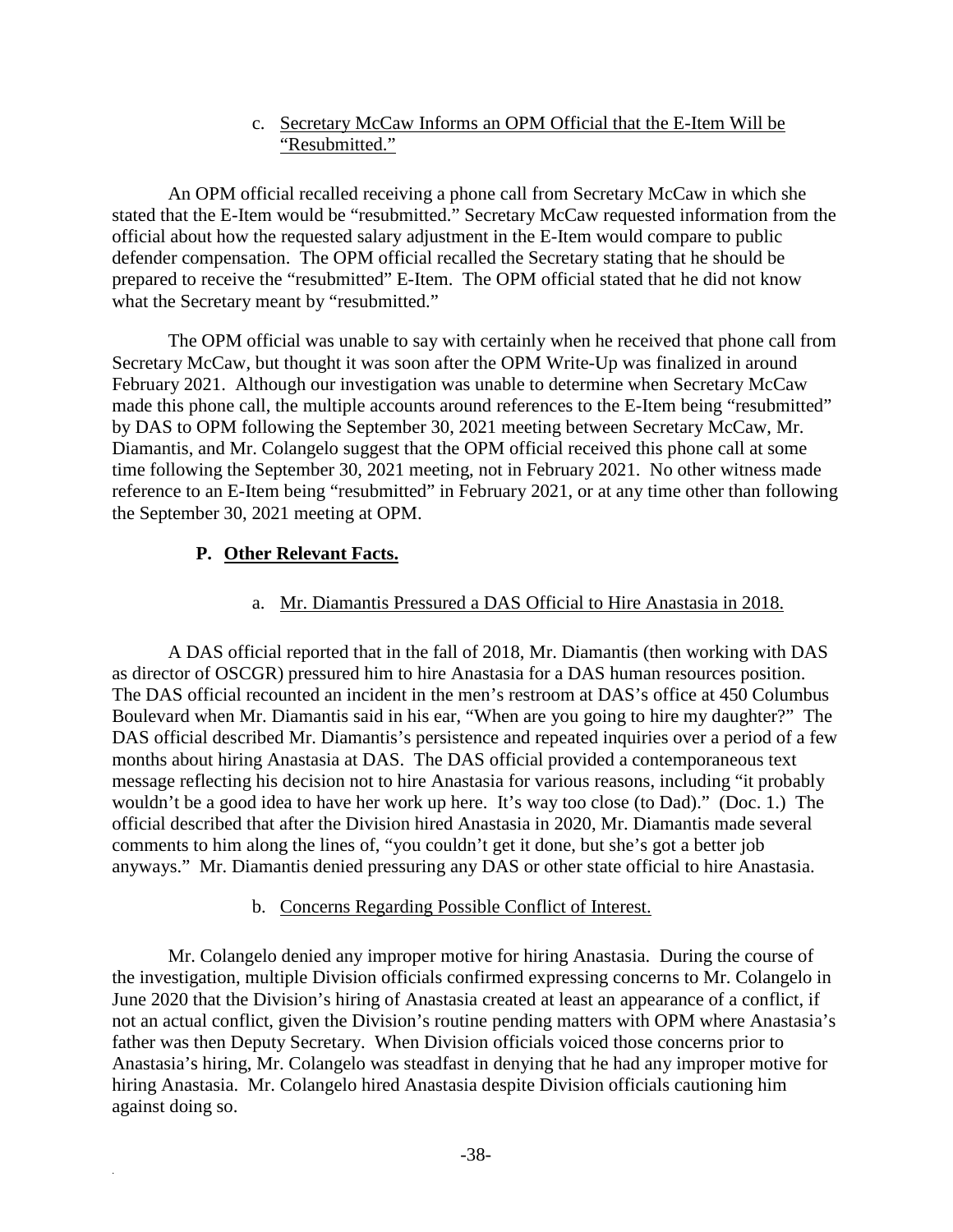c. Secretary McCaw Informs an OPM Official that the E-Item Will be "Resubmitted."

An OPM official recalled receiving a phone call from Secretary McCaw in which she stated that the E-Item would be "resubmitted." Secretary McCaw requested information from the official about how the requested salary adjustment in the E-Item would compare to public defender compensation. The OPM official recalled the Secretary stating that he should be prepared to receive the "resubmitted" E-Item. The OPM official stated that he did not know what the Secretary meant by "resubmitted."

The OPM official was unable to say with certainly when he received that phone call from Secretary McCaw, but thought it was soon after the OPM Write-Up was finalized in around February 2021. Although our investigation was unable to determine when Secretary McCaw made this phone call, the multiple accounts around references to the E-Item being "resubmitted" by DAS to OPM following the September 30, 2021 meeting between Secretary McCaw, Mr. Diamantis, and Mr. Colangelo suggest that the OPM official received this phone call at some time following the September 30, 2021 meeting, not in February 2021. No other witness made reference to an E-Item being "resubmitted" in February 2021, or at any time other than following the September 30, 2021 meeting at OPM.

## P. Other Relevant Facts.

a. Mr. Diamantis Pressured a DAS Official to Hire Anastasia in 2018.

A DAS official reported that in the fall of 2018, Mr. Diamantis (then working with DAS as director of OSCGR) pressured him to hire Anastasia for a DAS human resources position. The DAS official recounted an incident in the men's restroom at DAS's office at 450 Columbus Boulevard when Mr. Diamantis said in his ear, "When are you going to hire my daughter?" The DAS official described Mr. Diamantis's persistence and repeated inquiries over a period of a few months about hiring Anastasia at DAS. The DAS official provided a contemporaneous text message reflecting his decision not to hire Anastasia for various reasons, including "it probably wouldn't be a good idea to have her work up here. It's way too close (to Dad)." (Doc. 1.) The official described that after the Division hired Anastasia in 2020, Mr. Diamantis made several comments to him along the lines of, "you couldn't get it done, but she's got a better job anyways." Mr. Diamantis denied pressuring any DAS or other state official to hire Anastasia.

b. Concerns Regarding Possible Conflict of Interest.

Mr. Colangelo denied any improper motive for hiring Anastasia. During the course of the investigation, multiple Division officials confirmed expressing concerns to Mr. Colangelo in June 2020 that the Division's hiring of Anastasia created at least an appearance of a conflict, if not an actual conflict, given the Division's routine pending matters with OPM where Anastasia's father was then Deputy Secretary. When Division officials voiced those concerns prior to Anastasia's hiring, Mr. Colangelo was steadfast in denying that he had any improper motive for hiring Anastasia. Mr. Colangelo hired Anastasia despite Division officials cautioning him against doing so.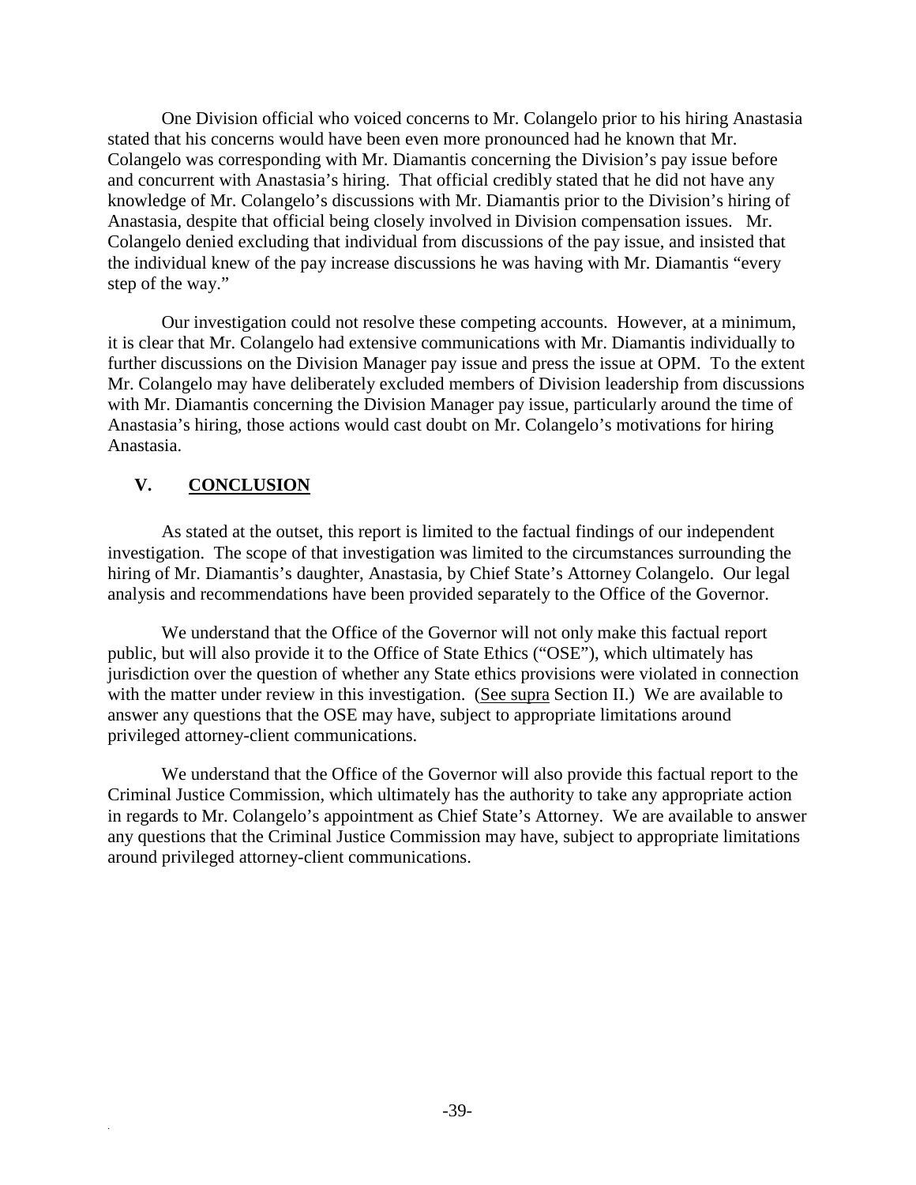One Division official who voiced concerns to Mr. Colangelo prior to his hiring Anastasia stated that his concerns would have been even more pronounced had he known that Mr. Colangelo was corresponding with Mr. Diamantis concerning the Division's pay issue before and concurrent with Anastasia's hiring. That official credibly stated that he did not have any knowledge of Mr. Colangelo's discussions with Mr. Diamantis prior to the Division's hiring of Anastasia, despite that official being closely involved in Division compensation issues. Mr. Colangelo denied excluding that individual from discussions of the pay issue, and insisted that the individual knew of the pay increase discussions he was having with Mr. Diamantis "every step of the way."

Our investigation could not resolve these competing accounts. However, at a minimum, it is clear that Mr. Colangelo had extensive communications with Mr. Diamantis individually to further discussions on the Division Manager pay issue and press the issue at OPM. To the extent Mr. Colangelo may have deliberately excluded members of Division leadership from discussions with Mr. Diamantis concerning the Division Manager pay issue, particularly around the time of Anastasia's hiring, those actions would cast doubt on Mr. Colangelo's motivations for hiring Anastasia.

## V. CONCLUSION

As stated at the outset, this report is limited to the factual findings of our independent investigation. The scope of that investigation was limited to the circumstances surrounding the hiring of Mr. Diamantis's daughter, Anastasia, by Chief State's Attorney Colangelo. Our legal analysis and recommendations have been provided separately to the Office of the Governor.

We understand that the Office of the Governor will not only make this factual report public, but will also provide it to the Office of State Ethics ("OSE"), which ultimately has jurisdiction over the question of whether any State ethics provisions were violated in connection with the matter under review in this investigation. (See supra Section II.) We are available to answer any questions that the OSE may have, subject to appropriate limitations around privileged attorney-client communications.

We understand that the Office of the Governor will also provide this factual report to the Criminal Justice Commission, which ultimately has the authority to take any appropriate action in regards to Mr. Colangelo's appointment as Chief State's Attorney. We are available to answer any questions that the Criminal Justice Commission may have, subject to appropriate limitations around privileged attorney-client communications.